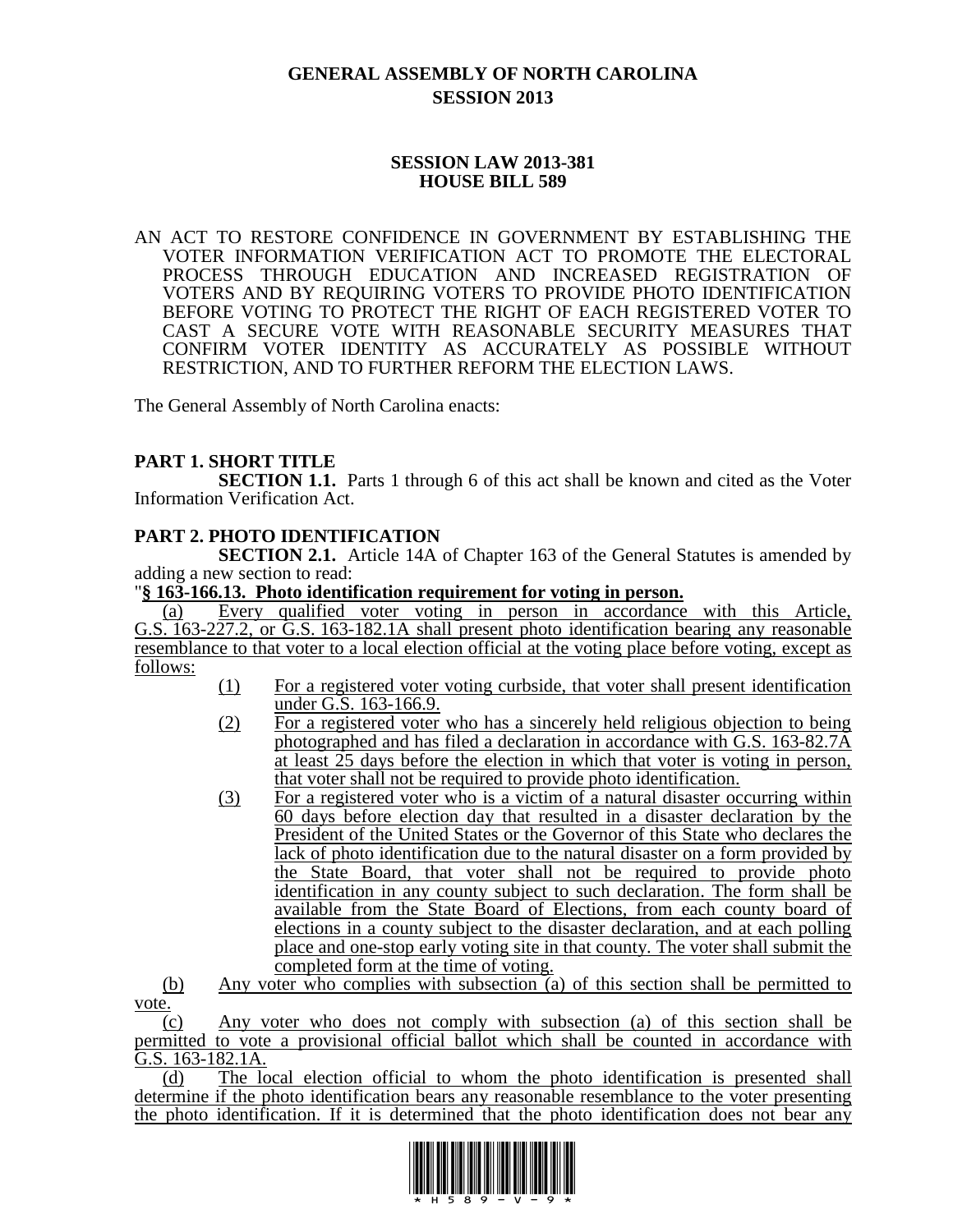# GENERAL ASSEMBLY OF NORTH CAROLINA
## SESSION 2013

### SESSION LAW 2013-381
### HOUSE BILL 589

AN ACT TO RESTORE CONFIDENCE IN GOVERNMENT BY ESTABLISHING THE VOTER INFORMATION VERIFICATION ACT TO PROMOTE THE ELECTORAL PROCESS THROUGH EDUCATION AND INCREASED REGISTRATION OF VOTERS AND BY REQUIRING VOTERS TO PROVIDE PHOTO IDENTIFICATION BEFORE VOTING TO PROTECT THE RIGHT OF EACH REGISTERED VOTER TO CAST A SECURE VOTE WITH REASONABLE SECURITY MEASURES THAT CONFIRM VOTER IDENTITY AS ACCURATELY AS POSSIBLE WITHOUT RESTRICTION, AND TO FURTHER REFORM THE ELECTION LAWS.

The General Assembly of North Carolina enacts:

**PART 1. SHORT TITLE**

**SECTION 1.1.** Parts 1 through 6 of this act shall be known and cited as the Voter Information Verification Act.

**PART 2. PHOTO IDENTIFICATION**

**SECTION 2.1.** Article 14A of Chapter 163 of the General Statutes is amended by adding a new section to read:

"**§ 163-166.13. Photo identification requirement for voting in person.**

(a) Every qualified voter voting in person in accordance with this Article, G.S. 163-227.2, or G.S. 163-182.1A shall present photo identification bearing any reasonable resemblance to that voter to a local election official at the voting place before voting, except as follows:

(1) For a registered voter voting curbside, that voter shall present identification under G.S. 163-166.9.

(2) For a registered voter who has a sincerely held religious objection to being photographed and has filed a declaration in accordance with G.S. 163-82.7A at least 25 days before the election in which that voter is voting in person, that voter shall not be required to provide photo identification.

(3) For a registered voter who is a victim of a natural disaster occurring within 60 days before election day that resulted in a disaster declaration by the President of the United States or the Governor of this State who declares the lack of photo identification due to the natural disaster on a form provided by the State Board, that voter shall not be required to provide photo identification in any county subject to such declaration. The form shall be available from the State Board of Elections, from each county board of elections in a county subject to the disaster declaration, and at each polling place and one-stop early voting site in that county. The voter shall submit the completed form at the time of voting.

(b) Any voter who complies with subsection (a) of this section shall be permitted to vote.

(c) Any voter who does not comply with subsection (a) of this section shall be permitted to vote a provisional official ballot which shall be counted in accordance with G.S. 163-182.1A.

(d) The local election official to whom the photo identification is presented shall determine if the photo identification bears any reasonable resemblance to the voter presenting the photo identification. If it is determined that the photo identification does not bear any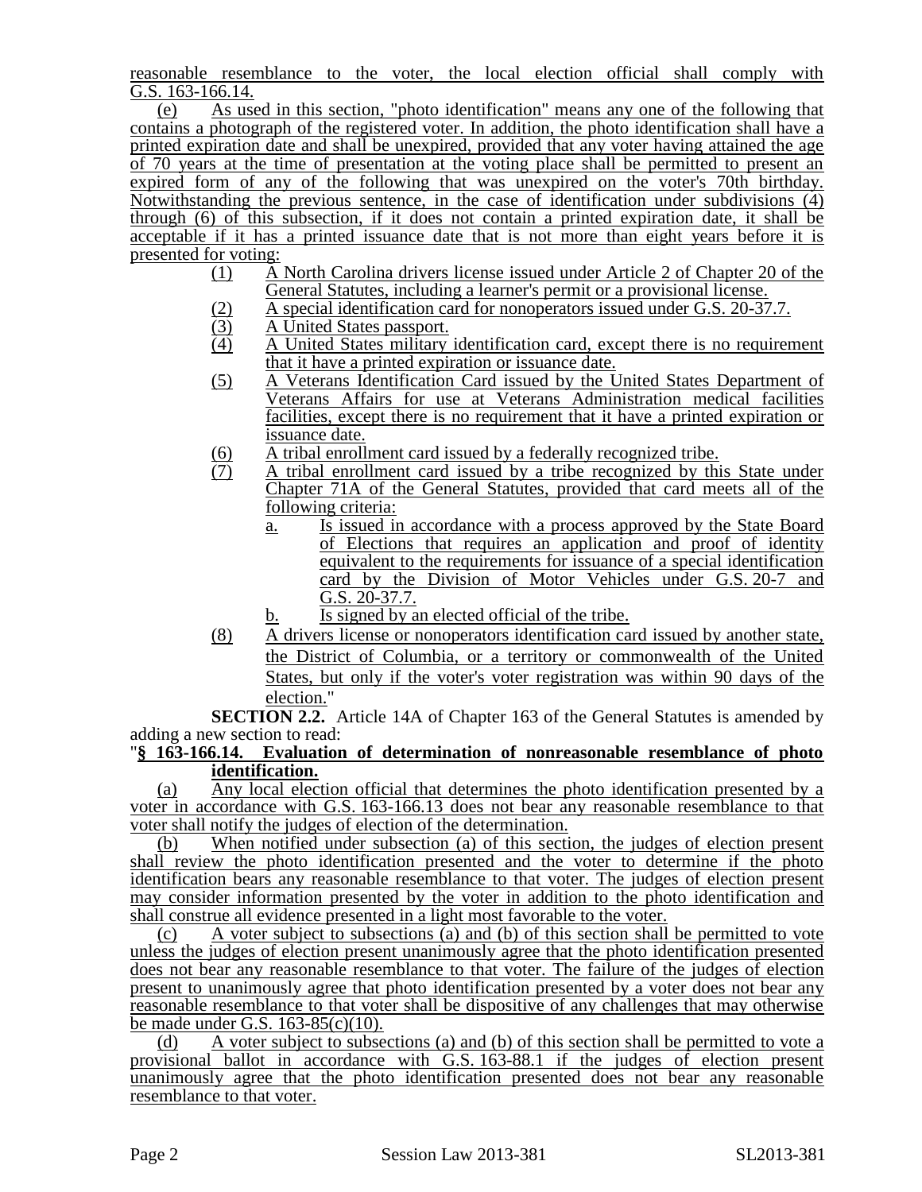reasonable resemblance to the voter, the local election official shall comply with G.S. 163-166.14.

(e) As used in this section, "photo identification" means any one of the following that contains a photograph of the registered voter. In addition, the photo identification shall have a printed expiration date and shall be unexpired, provided that any voter having attained the age of 70 years at the time of presentation at the voting place shall be permitted to present an expired form of any of the following that was unexpired on the voter's 70th birthday. Notwithstanding the previous sentence, in the case of identification under subdivisions (4) through (6) of this subsection, if it does not contain a printed expiration date, it shall be acceptable if it has a printed issuance date that is not more than eight years before it is presented for voting:

(1) A North Carolina drivers license issued under Article 2 of Chapter 20 of the General Statutes, including a learner's permit or a provisional license.
(2) A special identification card for nonoperators issued under G.S. 20-37.7.
(3) A United States passport.
(4) A United States military identification card, except there is no requirement that it have a printed expiration or issuance date.
(5) A Veterans Identification Card issued by the United States Department of Veterans Affairs for use at Veterans Administration medical facilities facilities, except there is no requirement that it have a printed expiration or issuance date.
(6) A tribal enrollment card issued by a federally recognized tribe.
(7) A tribal enrollment card issued by a tribe recognized by this State under Chapter 71A of the General Statutes, provided that card meets all of the following criteria:
  a. Is issued in accordance with a process approved by the State Board of Elections that requires an application and proof of identity equivalent to the requirements for issuance of a special identification card by the Division of Motor Vehicles under G.S. 20-7 and G.S. 20-37.7.
  b. Is signed by an elected official of the tribe.
(8) A drivers license or nonoperators identification card issued by another state, the District of Columbia, or a territory or commonwealth of the United States, but only if the voter's voter registration was within 90 days of the election."

**SECTION 2.2.** Article 14A of Chapter 163 of the General Statutes is amended by adding a new section to read:

"**§ 163-166.14. Evaluation of determination of nonreasonable resemblance of photo identification.**

(a) Any local election official that determines the photo identification presented by a voter in accordance with G.S. 163-166.13 does not bear any reasonable resemblance to that voter shall notify the judges of election of the determination.

(b) When notified under subsection (a) of this section, the judges of election present shall review the photo identification presented and the voter to determine if the photo identification bears any reasonable resemblance to that voter. The judges of election present may consider information presented by the voter in addition to the photo identification and shall construe all evidence presented in a light most favorable to the voter.

(c) A voter subject to subsections (a) and (b) of this section shall be permitted to vote unless the judges of election present unanimously agree that the photo identification presented does not bear any reasonable resemblance to that voter. The failure of the judges of election present to unanimously agree that photo identification presented by a voter does not bear any reasonable resemblance to that voter shall be dispositive of any challenges that may otherwise be made under G.S. 163-85(c)(10).

(d) A voter subject to subsections (a) and (b) of this section shall be permitted to vote a provisional ballot in accordance with G.S. 163-88.1 if the judges of election present unanimously agree that the photo identification presented does not bear any reasonable resemblance to that voter.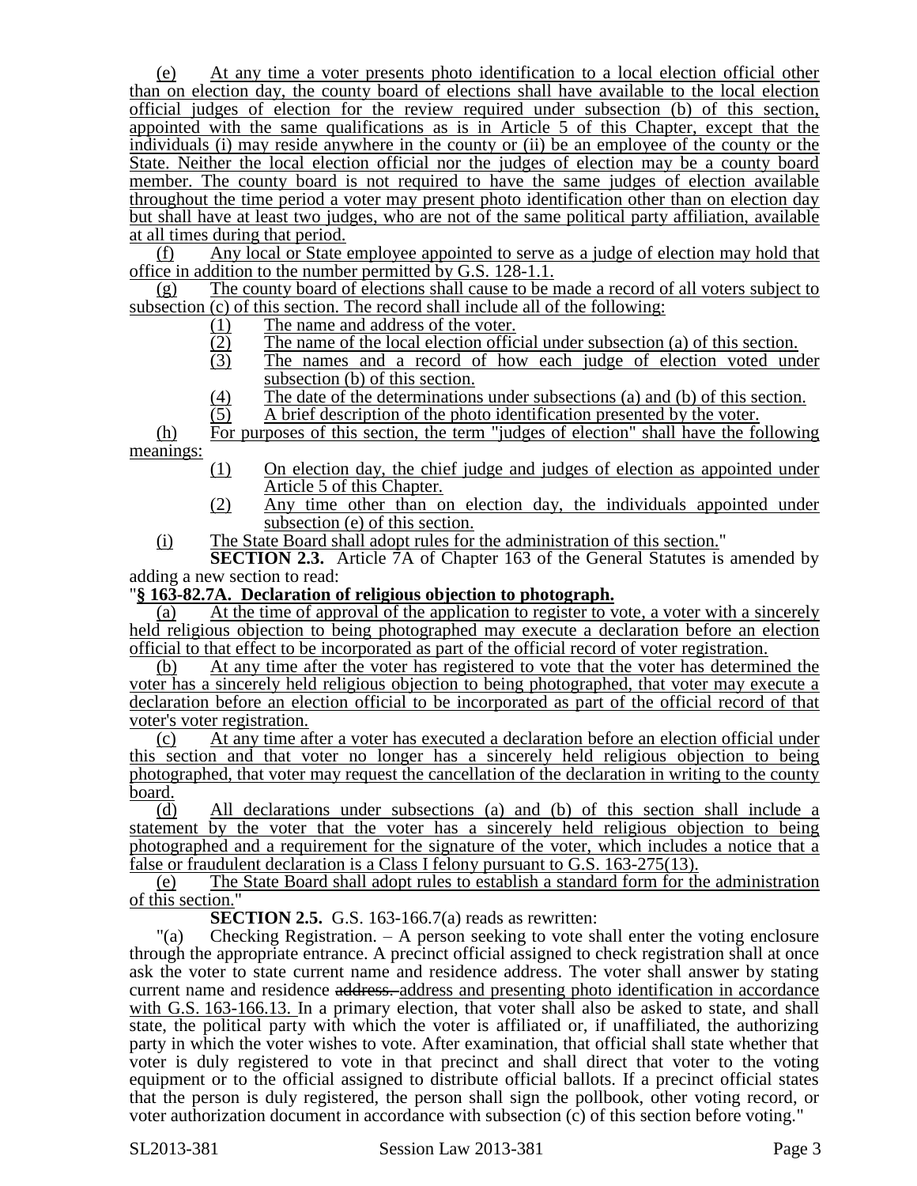(e) At any time a voter presents photo identification to a local election official other than on election day, the county board of elections shall have available to the local election official judges of election for the review required under subsection (b) of this section, appointed with the same qualifications as is in Article 5 of this Chapter, except that the individuals (i) may reside anywhere in the county or (ii) be an employee of the county or the State. Neither the local election official nor the judges of election may be a county board member. The county board is not required to have the same judges of election available throughout the time period a voter may present photo identification other than on election day but shall have at least two judges, who are not of the same political party affiliation, available at all times during that period.

(f) Any local or State employee appointed to serve as a judge of election may hold that office in addition to the number permitted by G.S. 128-1.1.

(g) The county board of elections shall cause to be made a record of all voters subject to subsection (c) of this section. The record shall include all of the following:

(1) The name and address of the voter.
(2) The name of the local election official under subsection (a) of this section.
(3) The names and a record of how each judge of election voted under subsection (b) of this section.
(4) The date of the determinations under subsections (a) and (b) of this section.
(5) A brief description of the photo identification presented by the voter.

(h) For purposes of this section, the term "judges of election" shall have the following meanings:

(1) On election day, the chief judge and judges of election as appointed under Article 5 of this Chapter.
(2) Any time other than on election day, the individuals appointed under subsection (e) of this section.

(i) The State Board shall adopt rules for the administration of this section."

**SECTION 2.3.** Article 7A of Chapter 163 of the General Statutes is amended by adding a new section to read:

"**§ 163-82.7A. Declaration of religious objection to photograph.**

(a) At the time of approval of the application to register to vote, a voter with a sincerely held religious objection to being photographed may execute a declaration before an election official to that effect to be incorporated as part of the official record of voter registration.

(b) At any time after the voter has registered to vote that the voter has determined the voter has a sincerely held religious objection to being photographed, that voter may execute a declaration before an election official to be incorporated as part of the official record of that voter's voter registration.

(c) At any time after a voter has executed a declaration before an election official under this section and that voter no longer has a sincerely held religious objection to being photographed, that voter may request the cancellation of the declaration in writing to the county board.

(d) All declarations under subsections (a) and (b) of this section shall include a statement by the voter that the voter has a sincerely held religious objection to being photographed and a requirement for the signature of the voter, which includes a notice that a false or fraudulent declaration is a Class I felony pursuant to G.S. 163-275(13).

(e) The State Board shall adopt rules to establish a standard form for the administration of this section."

**SECTION 2.5.** G.S. 163-166.7(a) reads as rewritten:

"(a) Checking Registration. – A person seeking to vote shall enter the voting enclosure through the appropriate entrance. A precinct official assigned to check registration shall at once ask the voter to state current name and residence address. The voter shall answer by stating current name and residence ~~address.~~ address and presenting photo identification in accordance with G.S. 163-166.13. In a primary election, that voter shall also be asked to state, and shall state, the political party with which the voter is affiliated or, if unaffiliated, the authorizing party in which the voter wishes to vote. After examination, that official shall state whether that voter is duly registered to vote in that precinct and shall direct that voter to the voting equipment or to the official assigned to distribute official ballots. If a precinct official states that the person is duly registered, the person shall sign the pollbook, other voting record, or voter authorization document in accordance with subsection (c) of this section before voting."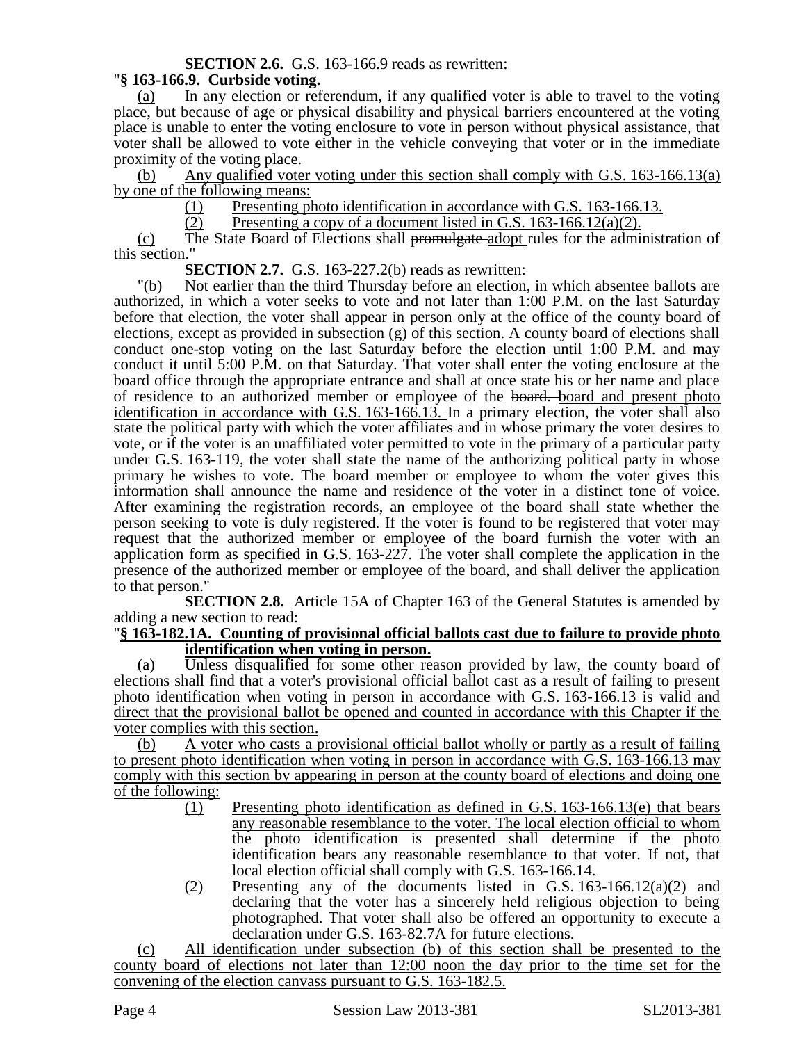**SECTION 2.6.** G.S. 163-166.9 reads as rewritten:

"**§ 163-166.9. Curbside voting.**

(a) In any election or referendum, if any qualified voter is able to travel to the voting place, but because of age or physical disability and physical barriers encountered at the voting place is unable to enter the voting enclosure to vote in person without physical assistance, that voter shall be allowed to vote either in the vehicle conveying that voter or in the immediate proximity of the voting place.

(b) Any qualified voter voting under this section shall comply with G.S. 163-166.13(a) by one of the following means:

(1) Presenting photo identification in accordance with G.S. 163-166.13.

(2) Presenting a copy of a document listed in G.S. 163-166.12(a)(2).

(c) The State Board of Elections shall ~~promulgate~~ adopt rules for the administration of this section."

**SECTION 2.7.** G.S. 163-227.2(b) reads as rewritten:

"(b) Not earlier than the third Thursday before an election, in which absentee ballots are authorized, in which a voter seeks to vote and not later than 1:00 P.M. on the last Saturday before that election, the voter shall appear in person only at the office of the county board of elections, except as provided in subsection (g) of this section. A county board of elections shall conduct one-stop voting on the last Saturday before the election until 1:00 P.M. and may conduct it until 5:00 P.M. on that Saturday. That voter shall enter the voting enclosure at the board office through the appropriate entrance and shall at once state his or her name and place of residence to an authorized member or employee of the ~~board.~~ board and present photo identification in accordance with G.S. 163-166.13. In a primary election, the voter shall also state the political party with which the voter affiliates and in whose primary the voter desires to vote, or if the voter is an unaffiliated voter permitted to vote in the primary of a particular party under G.S. 163-119, the voter shall state the name of the authorizing political party in whose primary he wishes to vote. The board member or employee to whom the voter gives this information shall announce the name and residence of the voter in a distinct tone of voice. After examining the registration records, an employee of the board shall state whether the person seeking to vote is duly registered. If the voter is found to be registered that voter may request that the authorized member or employee of the board furnish the voter with an application form as specified in G.S. 163-227. The voter shall complete the application in the presence of the authorized member or employee of the board, and shall deliver the application to that person."

**SECTION 2.8.** Article 15A of Chapter 163 of the General Statutes is amended by adding a new section to read:

"**§ 163-182.1A. Counting of provisional official ballots cast due to failure to provide photo identification when voting in person.**

(a) Unless disqualified for some other reason provided by law, the county board of elections shall find that a voter's provisional official ballot cast as a result of failing to present photo identification when voting in person in accordance with G.S. 163-166.13 is valid and direct that the provisional ballot be opened and counted in accordance with this Chapter if the voter complies with this section.

(b) A voter who casts a provisional official ballot wholly or partly as a result of failing to present photo identification when voting in person in accordance with G.S. 163-166.13 may comply with this section by appearing in person at the county board of elections and doing one of the following:

(1) Presenting photo identification as defined in G.S. 163-166.13(e) that bears any reasonable resemblance to the voter. The local election official to whom the photo identification is presented shall determine if the photo identification bears any reasonable resemblance to that voter. If not, that local election official shall comply with G.S. 163-166.14.

(2) Presenting any of the documents listed in G.S. 163-166.12(a)(2) and declaring that the voter has a sincerely held religious objection to being photographed. That voter shall also be offered an opportunity to execute a declaration under G.S. 163-82.7A for future elections.

(c) All identification under subsection (b) of this section shall be presented to the county board of elections not later than 12:00 noon the day prior to the time set for the convening of the election canvass pursuant to G.S. 163-182.5.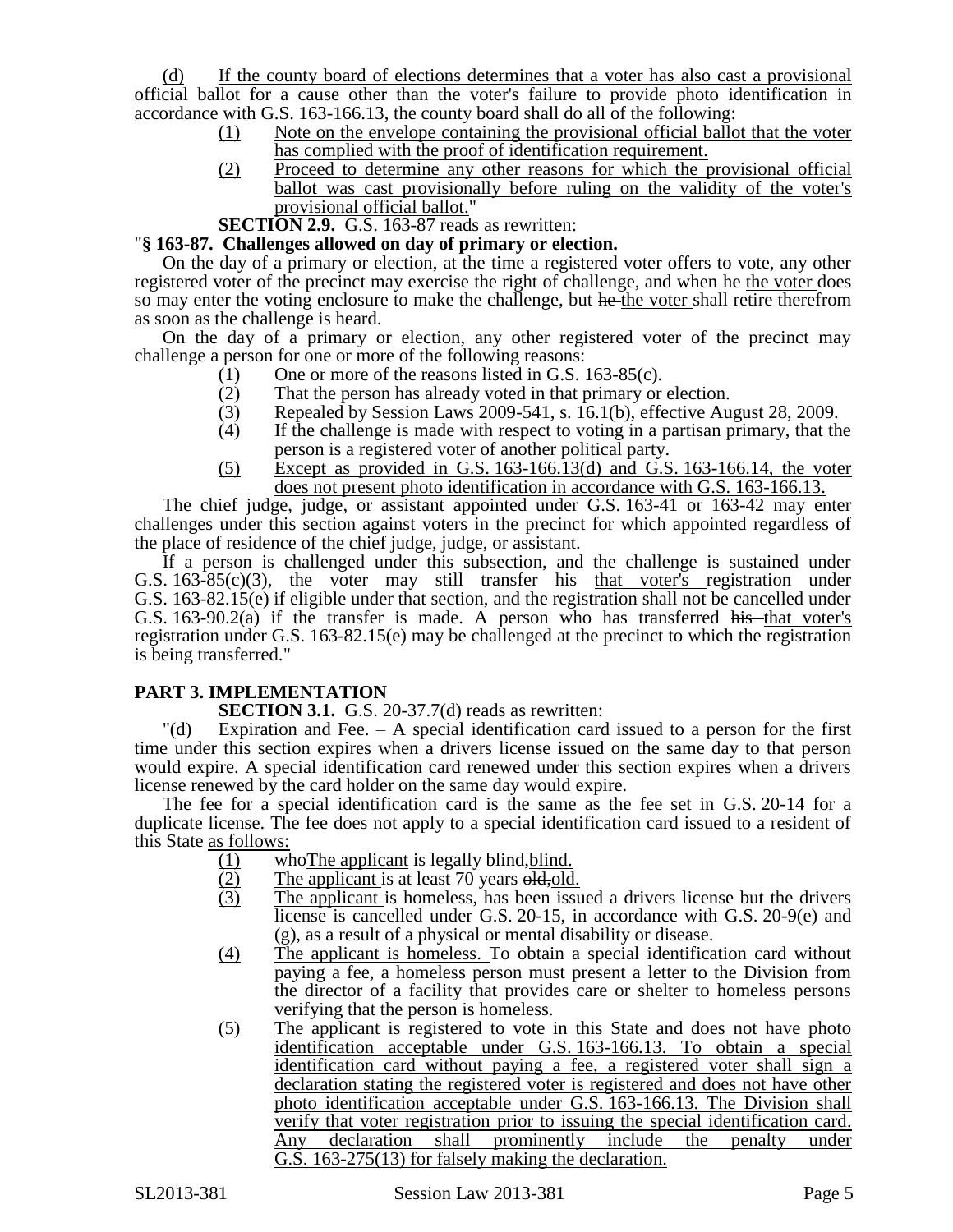(d) If the county board of elections determines that a voter has also cast a provisional official ballot for a cause other than the voter's failure to provide photo identification in accordance with G.S. 163-166.13, the county board shall do all of the following:

(1) Note on the envelope containing the provisional official ballot that the voter has complied with the proof of identification requirement.

(2) Proceed to determine any other reasons for which the provisional official ballot was cast provisionally before ruling on the validity of the voter's provisional official ballot."

**SECTION 2.9.** G.S. 163-87 reads as rewritten:

"**§ 163-87. Challenges allowed on day of primary or election.**

On the day of a primary or election, at the time a registered voter offers to vote, any other registered voter of the precinct may exercise the right of challenge, and when he the voter does so may enter the voting enclosure to make the challenge, but he the voter shall retire therefrom as soon as the challenge is heard.

On the day of a primary or election, any other registered voter of the precinct may challenge a person for one or more of the following reasons:

(1) One or more of the reasons listed in G.S. 163-85(c).

(2) That the person has already voted in that primary or election.

(3) Repealed by Session Laws 2009-541, s. 16.1(b), effective August 28, 2009.

(4) If the challenge is made with respect to voting in a partisan primary, that the person is a registered voter of another political party.

(5) Except as provided in G.S. 163-166.13(d) and G.S. 163-166.14, the voter does not present photo identification in accordance with G.S. 163-166.13.

The chief judge, judge, or assistant appointed under G.S. 163-41 or 163-42 may enter challenges under this section against voters in the precinct for which appointed regardless of the place of residence of the chief judge, judge, or assistant.

If a person is challenged under this subsection, and the challenge is sustained under G.S. 163-85(c)(3), the voter may still transfer his that voter's registration under G.S. 163-82.15(e) if eligible under that section, and the registration shall not be cancelled under G.S. 163-90.2(a) if the transfer is made. A person who has transferred his that voter's registration under G.S. 163-82.15(e) may be challenged at the precinct to which the registration is being transferred."

## PART 3. IMPLEMENTATION

**SECTION 3.1.** G.S. 20-37.7(d) reads as rewritten:

"(d) Expiration and Fee. – A special identification card issued to a person for the first time under this section expires when a drivers license issued on the same day to that person would expire. A special identification card renewed under this section expires when a drivers license renewed by the card holder on the same day would expire.

The fee for a special identification card is the same as the fee set in G.S. 20-14 for a duplicate license. The fee does not apply to a special identification card issued to a resident of this State as follows:

(1) whoThe applicant is legally blind,blind.

(2) The applicant is at least 70 years old,old.

(3) The applicant is homeless, has been issued a drivers license but the drivers license is cancelled under G.S. 20-15, in accordance with G.S. 20-9(e) and (g), as a result of a physical or mental disability or disease.

(4) The applicant is homeless. To obtain a special identification card without paying a fee, a homeless person must present a letter to the Division from the director of a facility that provides care or shelter to homeless persons verifying that the person is homeless.

(5) The applicant is registered to vote in this State and does not have photo identification acceptable under G.S. 163-166.13. To obtain a special identification card without paying a fee, a registered voter shall sign a declaration stating the registered voter is registered and does not have other photo identification acceptable under G.S. 163-166.13. The Division shall verify that voter registration prior to issuing the special identification card. Any declaration shall prominently include the penalty under G.S. 163-275(13) for falsely making the declaration.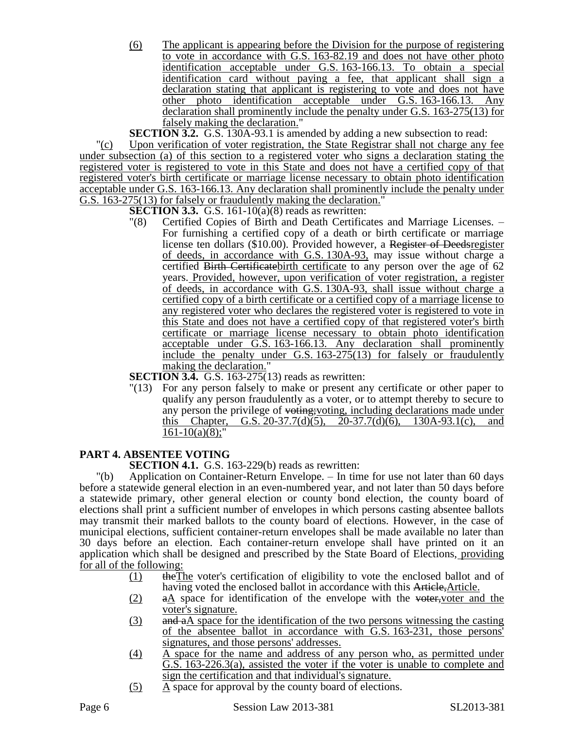(6) The applicant is appearing before the Division for the purpose of registering to vote in accordance with G.S. 163-82.19 and does not have other photo identification acceptable under G.S. 163-166.13. To obtain a special identification card without paying a fee, that applicant shall sign a declaration stating that applicant is registering to vote and does not have other photo identification acceptable under G.S. 163-166.13. Any declaration shall prominently include the penalty under G.S. 163-275(13) for falsely making the declaration."

**SECTION 3.2.** G.S. 130A-93.1 is amended by adding a new subsection to read:

"(c) Upon verification of voter registration, the State Registrar shall not charge any fee under subsection (a) of this section to a registered voter who signs a declaration stating the registered voter is registered to vote in this State and does not have a certified copy of that registered voter's birth certificate or marriage license necessary to obtain photo identification acceptable under G.S. 163-166.13. Any declaration shall prominently include the penalty under G.S. 163-275(13) for falsely or fraudulently making the declaration."

**SECTION 3.3.** G.S. 161-10(a)(8) reads as rewritten:

"(8) Certified Copies of Birth and Death Certificates and Marriage Licenses. – For furnishing a certified copy of a death or birth certificate or marriage license ten dollars ($10.00). Provided however, a ~~Register of Deeds~~register of deeds, in accordance with G.S. 130A-93, may issue without charge a certified ~~Birth Certificate~~birth certificate to any person over the age of 62 years. Provided, however, upon verification of voter registration, a register of deeds, in accordance with G.S. 130A-93, shall issue without charge a certified copy of a birth certificate or a certified copy of a marriage license to any registered voter who declares the registered voter is registered to vote in this State and does not have a certified copy of that registered voter's birth certificate or marriage license necessary to obtain photo identification acceptable under G.S. 163-166.13. Any declaration shall prominently include the penalty under G.S. 163-275(13) for falsely or fraudulently making the declaration."

**SECTION 3.4.** G.S. 163-275(13) reads as rewritten:

"(13) For any person falsely to make or present any certificate or other paper to qualify any person fraudulently as a voter, or to attempt thereby to secure to any person the privilege of ~~voting;~~voting, including declarations made under this Chapter, G.S. 20-37.7(d)(5), 20-37.7(d)(6), 130A-93.1(c), and 161-10(a)(8);"

## PART 4. ABSENTEE VOTING

**SECTION 4.1.** G.S. 163-229(b) reads as rewritten:

"(b) Application on Container-Return Envelope. – In time for use not later than 60 days before a statewide general election in an even-numbered year, and not later than 50 days before a statewide primary, other general election or county bond election, the county board of elections shall print a sufficient number of envelopes in which persons casting absentee ballots may transmit their marked ballots to the county board of elections. However, in the case of municipal elections, sufficient container-return envelopes shall be made available no later than 30 days before an election. Each container-return envelope shall have printed on it an application which shall be designed and prescribed by the State Board of Elections, providing for all of the following:

(1) ~~the~~The voter's certification of eligibility to vote the enclosed ballot and of having voted the enclosed ballot in accordance with this ~~Article,~~Article.

(2) ~~a~~A space for identification of the envelope with the ~~voter,~~voter and the voter's signature.

(3) ~~and a~~A space for the identification of the two persons witnessing the casting of the absentee ballot in accordance with G.S. 163-231, those persons' signatures, and those persons' addresses.

(4) A space for the name and address of any person who, as permitted under G.S. 163-226.3(a), assisted the voter if the voter is unable to complete and sign the certification and that individual's signature.

(5) A space for approval by the county board of elections.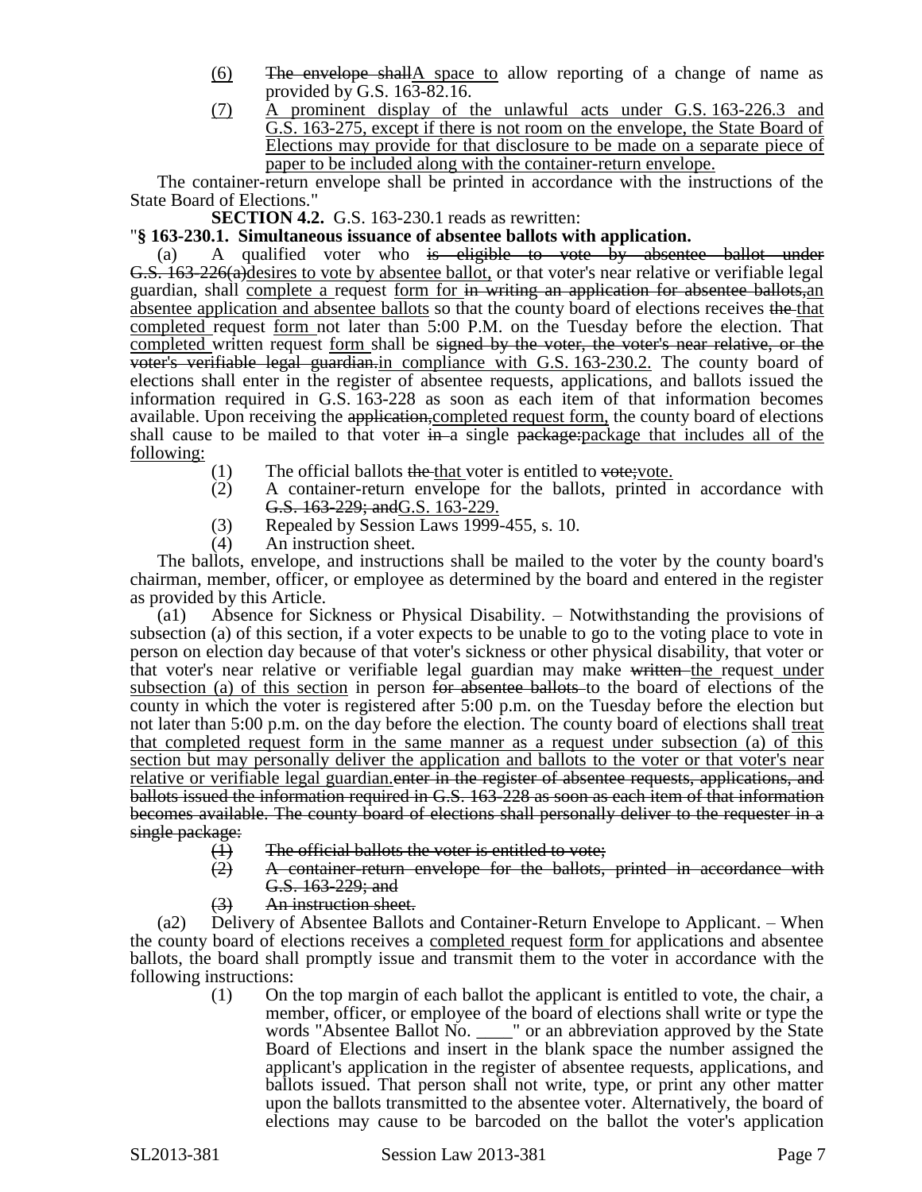(6) ~~The envelope shall~~<u>A space to</u> allow reporting of a change of name as provided by G.S. 163-82.16.

(7) <u>A prominent display of the unlawful acts under G.S. 163-226.3 and G.S. 163-275, except if there is not room on the envelope, the State Board of Elections may provide for that disclosure to be made on a separate piece of paper to be included along with the container-return envelope.</u>

The container-return envelope shall be printed in accordance with the instructions of the State Board of Elections."

**SECTION 4.2.** G.S. 163-230.1 reads as rewritten:

"**§ 163-230.1. Simultaneous issuance of absentee ballots with application.**

(a) A qualified voter who ~~is eligible to vote by absentee ballot under G.S. 163-226(a)~~<u>desires to vote by absentee ballot,</u> or that voter's near relative or verifiable legal guardian, shall <u>complete a </u>request <u>form for </u>~~in writing an application for absentee ballots,~~<u>an absentee application and absentee ballots</u> so that the county board of elections receives ~~the~~ <u>that completed </u>request <u>form </u>not later than 5:00 P.M. on the Tuesday before the election. That <u>completed </u>written request <u>form </u>shall be ~~signed by the voter, the voter's near relative, or the voter's verifiable legal guardian.~~<u>in compliance with G.S. 163-230.2.</u> The county board of elections shall enter in the register of absentee requests, applications, and ballots issued the information required in G.S. 163-228 as soon as each item of that information becomes available. Upon receiving the ~~application,~~<u>completed request form,</u> the county board of elections shall cause to be mailed to that voter ~~in~~ a single ~~package:~~<u>package that includes all of the following:</u>

(1) The official ballots ~~the~~ <u>that </u>voter is entitled to ~~vote;~~<u>vote.</u>

(2) A container-return envelope for the ballots, printed in accordance with ~~G.S. 163-229; and~~<u>G.S. 163-229.</u>

(3) Repealed by Session Laws 1999-455, s. 10.

(4) An instruction sheet.

The ballots, envelope, and instructions shall be mailed to the voter by the county board's chairman, member, officer, or employee as determined by the board and entered in the register as provided by this Article.

(a1) Absence for Sickness or Physical Disability. – Notwithstanding the provisions of subsection (a) of this section, if a voter expects to be unable to go to the voting place to vote in person on election day because of that voter's sickness or other physical disability, that voter or that voter's near relative or verifiable legal guardian may make ~~written~~ <u>the </u>request<u> under subsection (a) of this section</u> in person ~~for absentee ballots~~ to the board of elections of the county in which the voter is registered after 5:00 p.m. on the Tuesday before the election but not later than 5:00 p.m. on the day before the election. The county board of elections shall <u>treat that completed request form in the same manner as a request under subsection (a) of this section but may personally deliver the application and ballots to the voter or that voter's near relative or verifiable legal guardian.</u>~~enter in the register of absentee requests, applications, and ballots issued the information required in G.S. 163-228 as soon as each item of that information becomes available. The county board of elections shall personally deliver to the requester in a single package:~~

~~(1) The official ballots the voter is entitled to vote;~~

~~(2) A container-return envelope for the ballots, printed in accordance with G.S. 163-229; and~~

~~(3) An instruction sheet.~~

(a2) Delivery of Absentee Ballots and Container-Return Envelope to Applicant. – When the county board of elections receives a <u>completed </u>request <u>form </u>for applications and absentee ballots, the board shall promptly issue and transmit them to the voter in accordance with the following instructions:

(1) On the top margin of each ballot the applicant is entitled to vote, the chair, a member, officer, or employee of the board of elections shall write or type the words "Absentee Ballot No. \_\_\_\_" or an abbreviation approved by the State Board of Elections and insert in the blank space the number assigned the applicant's application in the register of absentee requests, applications, and ballots issued. That person shall not write, type, or print any other matter upon the ballots transmitted to the absentee voter. Alternatively, the board of elections may cause to be barcoded on the ballot the voter's application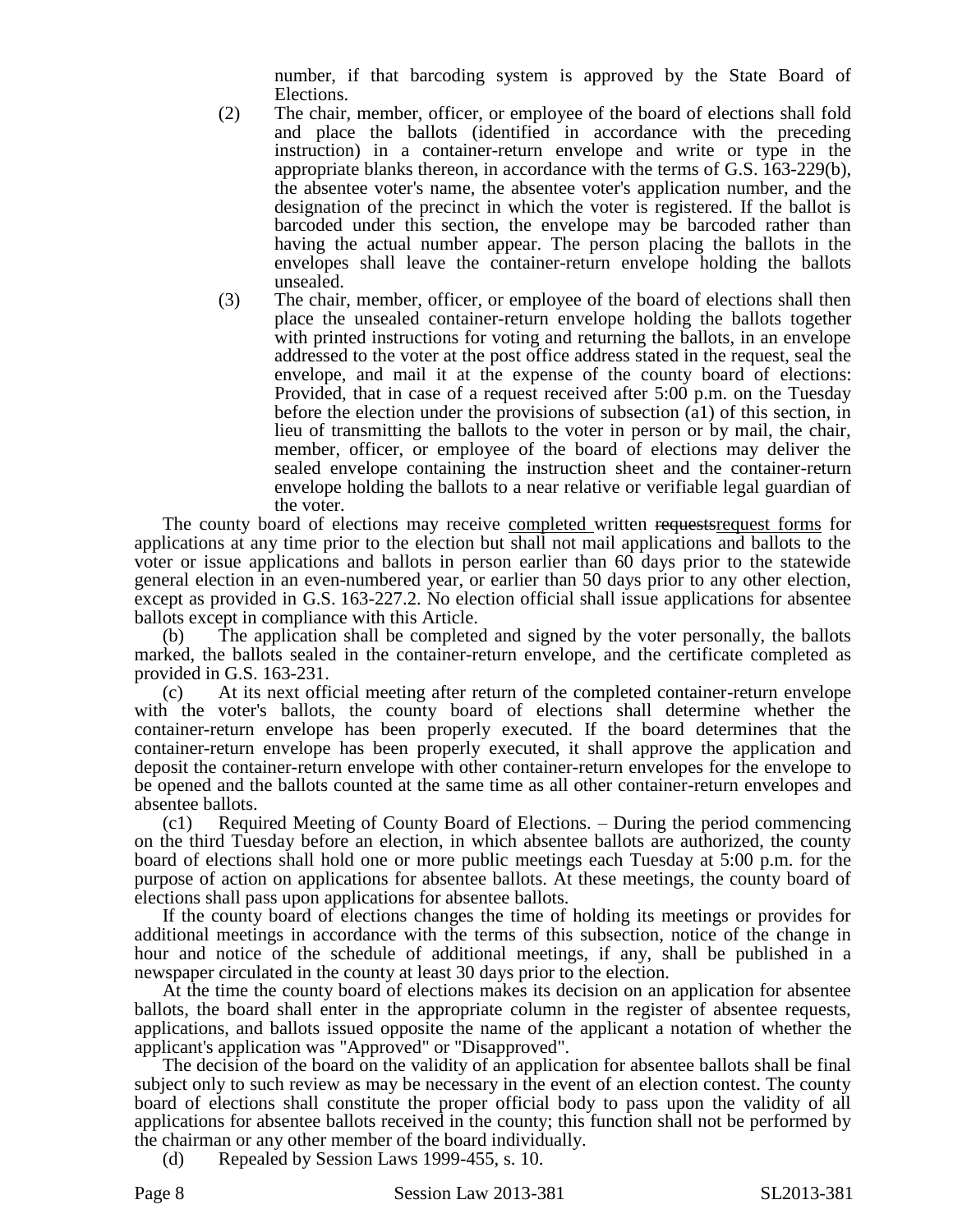number, if that barcoding system is approved by the State Board of Elections.

(2) The chair, member, officer, or employee of the board of elections shall fold and place the ballots (identified in accordance with the preceding instruction) in a container-return envelope and write or type in the appropriate blanks thereon, in accordance with the terms of G.S. 163-229(b), the absentee voter's name, the absentee voter's application number, and the designation of the precinct in which the voter is registered. If the ballot is barcoded under this section, the envelope may be barcoded rather than having the actual number appear. The person placing the ballots in the envelopes shall leave the container-return envelope holding the ballots unsealed.

(3) The chair, member, officer, or employee of the board of elections shall then place the unsealed container-return envelope holding the ballots together with printed instructions for voting and returning the ballots, in an envelope addressed to the voter at the post office address stated in the request, seal the envelope, and mail it at the expense of the county board of elections: Provided, that in case of a request received after 5:00 p.m. on the Tuesday before the election under the provisions of subsection (a1) of this section, in lieu of transmitting the ballots to the voter in person or by mail, the chair, member, officer, or employee of the board of elections may deliver the sealed envelope containing the instruction sheet and the container-return envelope holding the ballots to a near relative or verifiable legal guardian of the voter.

The county board of elections may receive <u>completed</u> written ~~requests~~<u>request forms</u> for applications at any time prior to the election but shall not mail applications and ballots to the voter or issue applications and ballots in person earlier than 60 days prior to the statewide general election in an even-numbered year, or earlier than 50 days prior to any other election, except as provided in G.S. 163-227.2. No election official shall issue applications for absentee ballots except in compliance with this Article.

(b) The application shall be completed and signed by the voter personally, the ballots marked, the ballots sealed in the container-return envelope, and the certificate completed as provided in G.S. 163-231.

(c) At its next official meeting after return of the completed container-return envelope with the voter's ballots, the county board of elections shall determine whether the container-return envelope has been properly executed. If the board determines that the container-return envelope has been properly executed, it shall approve the application and deposit the container-return envelope with other container-return envelopes for the envelope to be opened and the ballots counted at the same time as all other container-return envelopes and absentee ballots.

(c1) Required Meeting of County Board of Elections. – During the period commencing on the third Tuesday before an election, in which absentee ballots are authorized, the county board of elections shall hold one or more public meetings each Tuesday at 5:00 p.m. for the purpose of action on applications for absentee ballots. At these meetings, the county board of elections shall pass upon applications for absentee ballots.

If the county board of elections changes the time of holding its meetings or provides for additional meetings in accordance with the terms of this subsection, notice of the change in hour and notice of the schedule of additional meetings, if any, shall be published in a newspaper circulated in the county at least 30 days prior to the election.

At the time the county board of elections makes its decision on an application for absentee ballots, the board shall enter in the appropriate column in the register of absentee requests, applications, and ballots issued opposite the name of the applicant a notation of whether the applicant's application was "Approved" or "Disapproved".

The decision of the board on the validity of an application for absentee ballots shall be final subject only to such review as may be necessary in the event of an election contest. The county board of elections shall constitute the proper official body to pass upon the validity of all applications for absentee ballots received in the county; this function shall not be performed by the chairman or any other member of the board individually.

(d) Repealed by Session Laws 1999-455, s. 10.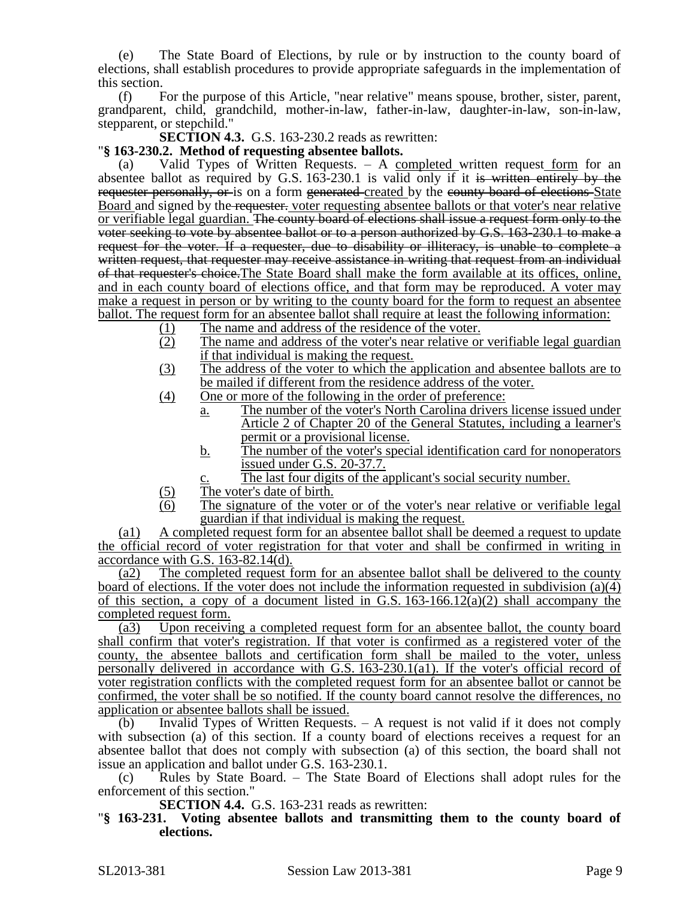(e) The State Board of Elections, by rule or by instruction to the county board of elections, shall establish procedures to provide appropriate safeguards in the implementation of this section.

(f) For the purpose of this Article, "near relative" means spouse, brother, sister, parent, grandparent, child, grandchild, mother-in-law, father-in-law, daughter-in-law, son-in-law, stepparent, or stepchild."

**SECTION 4.3.** G.S. 163-230.2 reads as rewritten:

"**§ 163-230.2. Method of requesting absentee ballots.**

(a) Valid Types of Written Requests. – A completed written request form for an absentee ballot as required by G.S. 163-230.1 is valid only if it ~~is written entirely by the requester personally, or~~ is on a form ~~generated~~ created by the ~~county board of elections~~ State Board and signed by the ~~requester.~~ voter requesting absentee ballots or that voter's near relative or verifiable legal guardian. ~~The county board of elections shall issue a request form only to the voter seeking to vote by absentee ballot or to a person authorized by G.S. 163-230.1 to make a request for the voter. If a requester, due to disability or illiteracy, is unable to complete a written request, that requester may receive assistance in writing that request from an individual of that requester's choice.~~The State Board shall make the form available at its offices, online, and in each county board of elections office, and that form may be reproduced. A voter may make a request in person or by writing to the county board for the form to request an absentee ballot. The request form for an absentee ballot shall require at least the following information:

(1) The name and address of the residence of the voter.
(2) The name and address of the voter's near relative or verifiable legal guardian if that individual is making the request.
(3) The address of the voter to which the application and absentee ballots are to be mailed if different from the residence address of the voter.
(4) One or more of the following in the order of preference:
   a. The number of the voter's North Carolina drivers license issued under Article 2 of Chapter 20 of the General Statutes, including a learner's permit or a provisional license.
   b. The number of the voter's special identification card for nonoperators issued under G.S. 20-37.7.
   c. The last four digits of the applicant's social security number.
(5) The voter's date of birth.
(6) The signature of the voter or of the voter's near relative or verifiable legal guardian if that individual is making the request.

(a1) A completed request form for an absentee ballot shall be deemed a request to update the official record of voter registration for that voter and shall be confirmed in writing in accordance with G.S. 163-82.14(d).

(a2) The completed request form for an absentee ballot shall be delivered to the county board of elections. If the voter does not include the information requested in subdivision (a)(4) of this section, a copy of a document listed in G.S. 163-166.12(a)(2) shall accompany the completed request form.

(a3) Upon receiving a completed request form for an absentee ballot, the county board shall confirm that voter's registration. If that voter is confirmed as a registered voter of the county, the absentee ballots and certification form shall be mailed to the voter, unless personally delivered in accordance with G.S. 163-230.1(a1). If the voter's official record of voter registration conflicts with the completed request form for an absentee ballot or cannot be confirmed, the voter shall be so notified. If the county board cannot resolve the differences, no application or absentee ballots shall be issued.

(b) Invalid Types of Written Requests. – A request is not valid if it does not comply with subsection (a) of this section. If a county board of elections receives a request for an absentee ballot that does not comply with subsection (a) of this section, the board shall not issue an application and ballot under G.S. 163-230.1.

(c) Rules by State Board. – The State Board of Elections shall adopt rules for the enforcement of this section."

**SECTION 4.4.** G.S. 163-231 reads as rewritten:

"**§ 163-231. Voting absentee ballots and transmitting them to the county board of elections.**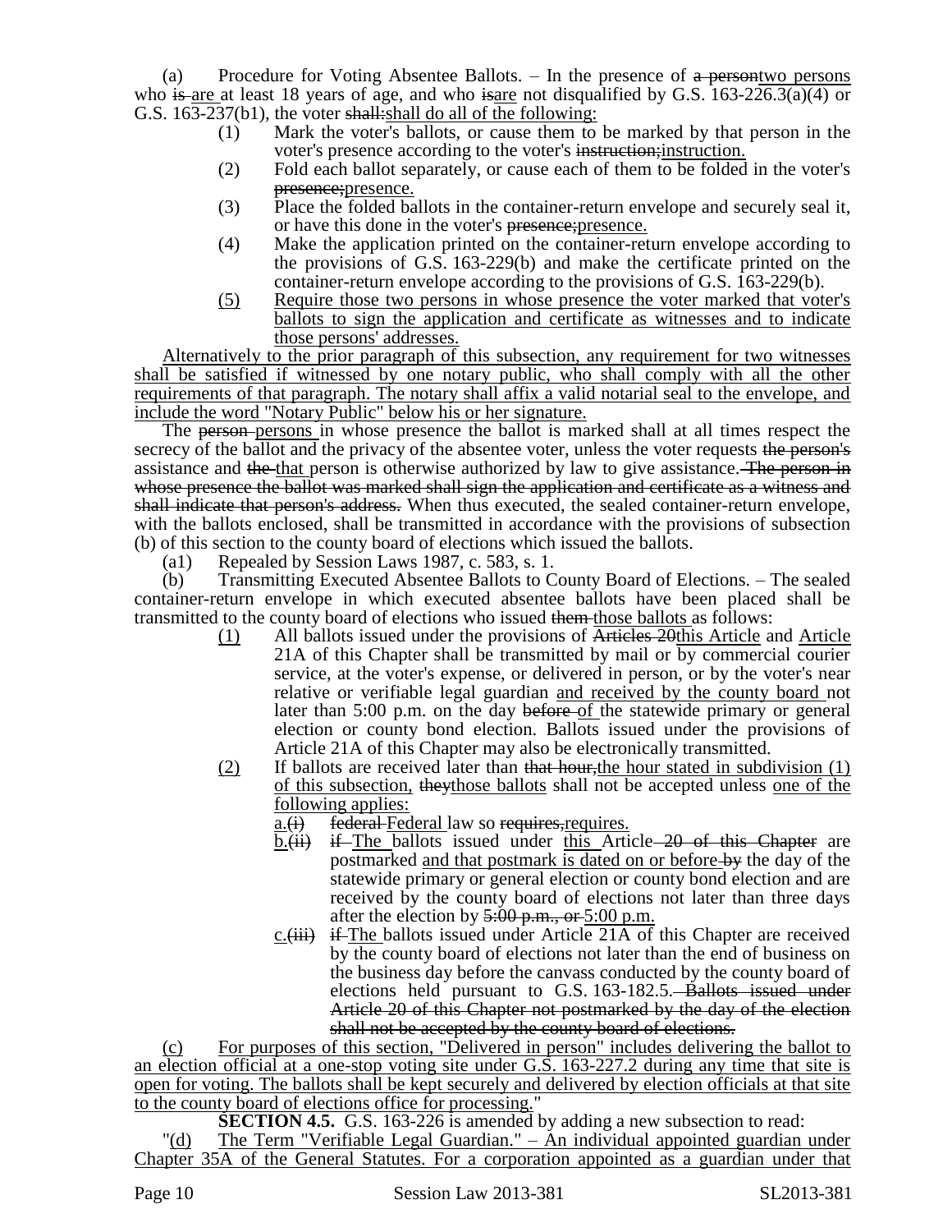(a) Procedure for Voting Absentee Ballots. – In the presence of ~~a person~~two persons who ~~is~~ are at least 18 years of age, and who ~~is~~are not disqualified by G.S. 163-226.3(a)(4) or G.S. 163-237(b1), the voter ~~shall:~~shall do all of the following:

(1) Mark the voter's ballots, or cause them to be marked by that person in the voter's presence according to the voter's ~~instruction;~~instruction.

(2) Fold each ballot separately, or cause each of them to be folded in the voter's ~~presence;~~presence.

(3) Place the folded ballots in the container-return envelope and securely seal it, or have this done in the voter's ~~presence;~~presence.

(4) Make the application printed on the container-return envelope according to the provisions of G.S. 163-229(b) and make the certificate printed on the container-return envelope according to the provisions of G.S. 163-229(b).

(5) Require those two persons in whose presence the voter marked that voter's ballots to sign the application and certificate as witnesses and to indicate those persons' addresses.

Alternatively to the prior paragraph of this subsection, any requirement for two witnesses shall be satisfied if witnessed by one notary public, who shall comply with all the other requirements of that paragraph. The notary shall affix a valid notarial seal to the envelope, and include the word "Notary Public" below his or her signature.

The ~~person~~ persons in whose presence the ballot is marked shall at all times respect the secrecy of the ballot and the privacy of the absentee voter, unless the voter requests ~~the person's~~ assistance and ~~the~~ that person is otherwise authorized by law to give assistance. ~~The person in whose presence the ballot was marked shall sign the application and certificate as a witness and shall indicate that person's address.~~ When thus executed, the sealed container-return envelope, with the ballots enclosed, shall be transmitted in accordance with the provisions of subsection (b) of this section to the county board of elections which issued the ballots.

(a1) Repealed by Session Laws 1987, c. 583, s. 1.

(b) Transmitting Executed Absentee Ballots to County Board of Elections. – The sealed container-return envelope in which executed absentee ballots have been placed shall be transmitted to the county board of elections who issued ~~them~~ those ballots as follows:

(1) All ballots issued under the provisions of ~~Articles 20~~this Article and Article 21A of this Chapter shall be transmitted by mail or by commercial courier service, at the voter's expense, or delivered in person, or by the voter's near relative or verifiable legal guardian and received by the county board not later than 5:00 p.m. on the day ~~before~~ of the statewide primary or general election or county bond election. Ballots issued under the provisions of Article 21A of this Chapter may also be electronically transmitted.

(2) If ballots are received later than ~~that hour,~~the hour stated in subdivision (1) of this subsection, ~~they~~those ballots shall not be accepted unless one of the following applies:

a.~~(i)~~ ~~federal~~ Federal law so ~~requires,~~requires.

b.~~(ii)~~ ~~if~~ The ballots issued under this Article ~~20 of this Chapter~~ are postmarked and that postmark is dated on or before ~~by~~ the day of the statewide primary or general election or county bond election and are received by the county board of elections not later than three days after the election by ~~5:00 p.m., or~~ 5:00 p.m.

c.~~(iii)~~ ~~if~~ The ballots issued under Article 21A of this Chapter are received by the county board of elections not later than the end of business on the business day before the canvass conducted by the county board of elections held pursuant to G.S. 163-182.5. ~~Ballots issued under Article 20 of this Chapter not postmarked by the day of the election shall not be accepted by the county board of elections.~~

(c) For purposes of this section, "Delivered in person" includes delivering the ballot to an election official at a one-stop voting site under G.S. 163-227.2 during any time that site is open for voting. The ballots shall be kept securely and delivered by election officials at that site to the county board of elections office for processing."

**SECTION 4.5.** G.S. 163-226 is amended by adding a new subsection to read:

"(d) The Term "Verifiable Legal Guardian." – An individual appointed guardian under Chapter 35A of the General Statutes. For a corporation appointed as a guardian under that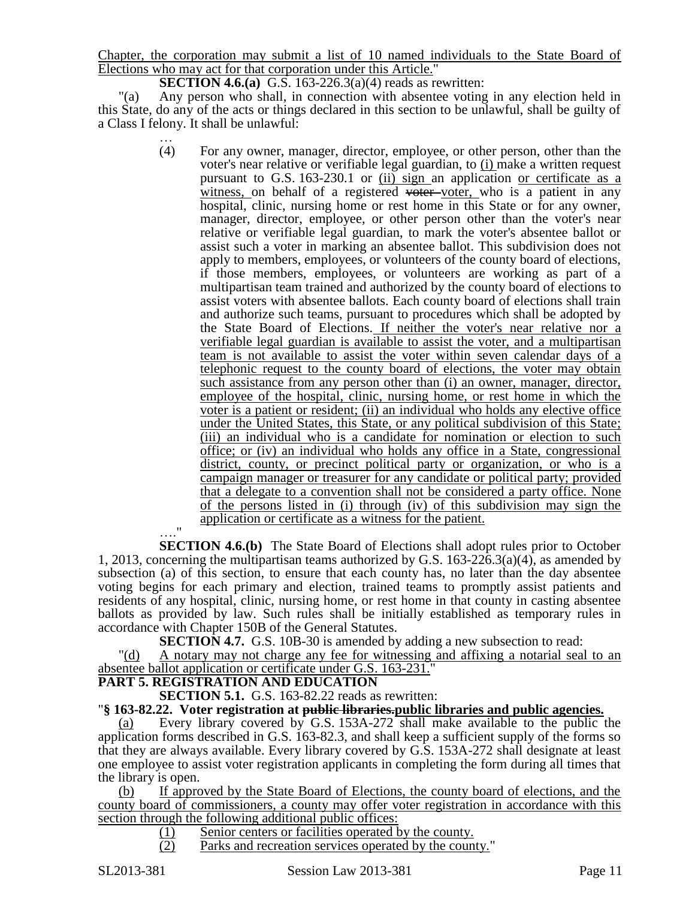Chapter, the corporation may submit a list of 10 named individuals to the State Board of Elections who may act for that corporation under this Article."

**SECTION 4.6.(a)** G.S. 163-226.3(a)(4) reads as rewritten:

"(a) Any person who shall, in connection with absentee voting in any election held in this State, do any of the acts or things declared in this section to be unlawful, shall be guilty of a Class I felony. It shall be unlawful:

…

(4) For any owner, manager, director, employee, or other person, other than the voter's near relative or verifiable legal guardian, to (i) make a written request pursuant to G.S. 163-230.1 or (ii) sign an application or certificate as a witness, on behalf of a registered ~~voter~~ voter, who is a patient in any hospital, clinic, nursing home or rest home in this State or for any owner, manager, director, employee, or other person other than the voter's near relative or verifiable legal guardian, to mark the voter's absentee ballot or assist such a voter in marking an absentee ballot. This subdivision does not apply to members, employees, or volunteers of the county board of elections, if those members, employees, or volunteers are working as part of a multipartisan team trained and authorized by the county board of elections to assist voters with absentee ballots. Each county board of elections shall train and authorize such teams, pursuant to procedures which shall be adopted by the State Board of Elections. If neither the voter's near relative nor a verifiable legal guardian is available to assist the voter, and a multipartisan team is not available to assist the voter within seven calendar days of a telephonic request to the county board of elections, the voter may obtain such assistance from any person other than (i) an owner, manager, director, employee of the hospital, clinic, nursing home, or rest home in which the voter is a patient or resident; (ii) an individual who holds any elective office under the United States, this State, or any political subdivision of this State; (iii) an individual who is a candidate for nomination or election to such office; or (iv) an individual who holds any office in a State, congressional district, county, or precinct political party or organization, or who is a campaign manager or treasurer for any candidate or political party; provided that a delegate to a convention shall not be considered a party office. None of the persons listed in (i) through (iv) of this subdivision may sign the application or certificate as a witness for the patient.

…."

**SECTION 4.6.(b)** The State Board of Elections shall adopt rules prior to October 1, 2013, concerning the multipartisan teams authorized by G.S. 163-226.3(a)(4), as amended by subsection (a) of this section, to ensure that each county has, no later than the day absentee voting begins for each primary and election, trained teams to promptly assist patients and residents of any hospital, clinic, nursing home, or rest home in that county in casting absentee ballots as provided by law. Such rules shall be initially established as temporary rules in accordance with Chapter 150B of the General Statutes.

**SECTION 4.7.** G.S. 10B-30 is amended by adding a new subsection to read:

"(d) A notary may not charge any fee for witnessing and affixing a notarial seal to an absentee ballot application or certificate under G.S. 163-231."

## PART 5. REGISTRATION AND EDUCATION

**SECTION 5.1.** G.S. 163-82.22 reads as rewritten:

"**§ 163-82.22. Voter registration at ~~public libraries.~~public libraries and public agencies.**

(a) Every library covered by G.S. 153A-272 shall make available to the public the application forms described in G.S. 163-82.3, and shall keep a sufficient supply of the forms so that they are always available. Every library covered by G.S. 153A-272 shall designate at least one employee to assist voter registration applicants in completing the form during all times that the library is open.

(b) If approved by the State Board of Elections, the county board of elections, and the county board of commissioners, a county may offer voter registration in accordance with this section through the following additional public offices:

(1) Senior centers or facilities operated by the county.

(2) Parks and recreation services operated by the county."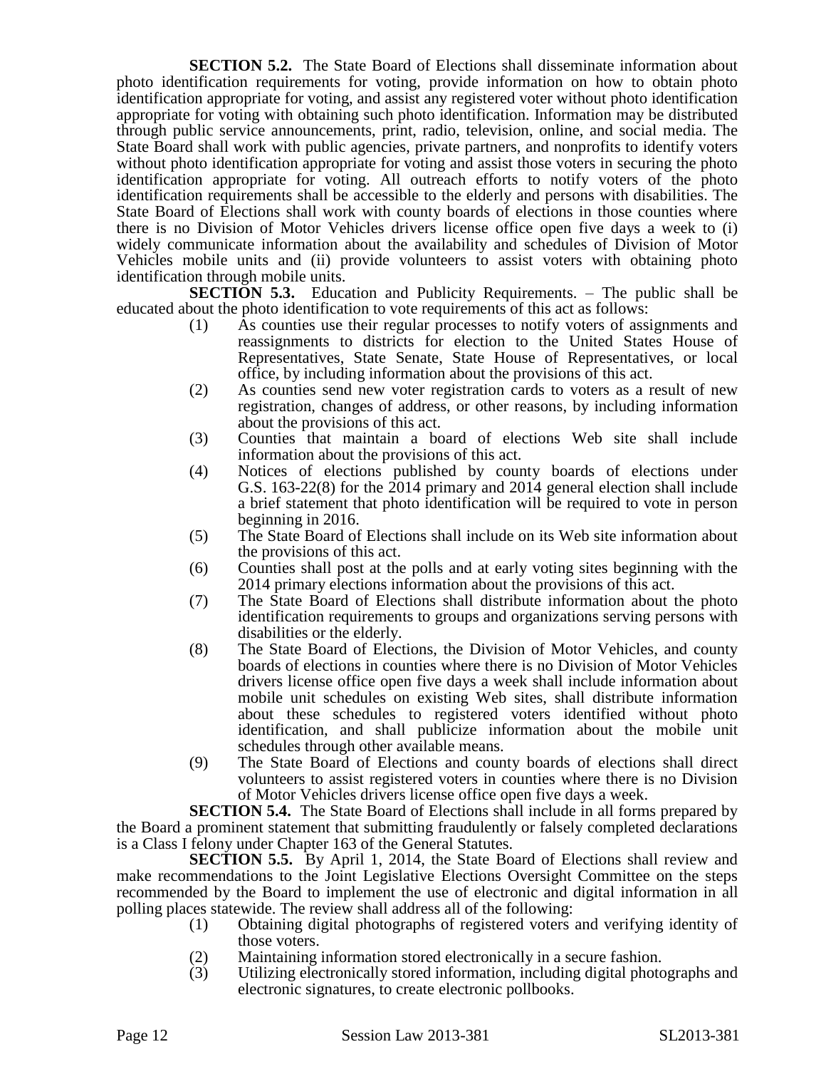**SECTION 5.2.** The State Board of Elections shall disseminate information about photo identification requirements for voting, provide information on how to obtain photo identification appropriate for voting, and assist any registered voter without photo identification appropriate for voting with obtaining such photo identification. Information may be distributed through public service announcements, print, radio, television, online, and social media. The State Board shall work with public agencies, private partners, and nonprofits to identify voters without photo identification appropriate for voting and assist those voters in securing the photo identification appropriate for voting. All outreach efforts to notify voters of the photo identification requirements shall be accessible to the elderly and persons with disabilities. The State Board of Elections shall work with county boards of elections in those counties where there is no Division of Motor Vehicles drivers license office open five days a week to (i) widely communicate information about the availability and schedules of Division of Motor Vehicles mobile units and (ii) provide volunteers to assist voters with obtaining photo identification through mobile units.

**SECTION 5.3.** Education and Publicity Requirements. – The public shall be educated about the photo identification to vote requirements of this act as follows:

(1) As counties use their regular processes to notify voters of assignments and reassignments to districts for election to the United States House of Representatives, State Senate, State House of Representatives, or local office, by including information about the provisions of this act.

(2) As counties send new voter registration cards to voters as a result of new registration, changes of address, or other reasons, by including information about the provisions of this act.

(3) Counties that maintain a board of elections Web site shall include information about the provisions of this act.

(4) Notices of elections published by county boards of elections under G.S. 163-22(8) for the 2014 primary and 2014 general election shall include a brief statement that photo identification will be required to vote in person beginning in 2016.

(5) The State Board of Elections shall include on its Web site information about the provisions of this act.

(6) Counties shall post at the polls and at early voting sites beginning with the 2014 primary elections information about the provisions of this act.

(7) The State Board of Elections shall distribute information about the photo identification requirements to groups and organizations serving persons with disabilities or the elderly.

(8) The State Board of Elections, the Division of Motor Vehicles, and county boards of elections in counties where there is no Division of Motor Vehicles drivers license office open five days a week shall include information about mobile unit schedules on existing Web sites, shall distribute information about these schedules to registered voters identified without photo identification, and shall publicize information about the mobile unit schedules through other available means.

(9) The State Board of Elections and county boards of elections shall direct volunteers to assist registered voters in counties where there is no Division of Motor Vehicles drivers license office open five days a week.

**SECTION 5.4.** The State Board of Elections shall include in all forms prepared by the Board a prominent statement that submitting fraudulently or falsely completed declarations is a Class I felony under Chapter 163 of the General Statutes.

**SECTION 5.5.** By April 1, 2014, the State Board of Elections shall review and make recommendations to the Joint Legislative Elections Oversight Committee on the steps recommended by the Board to implement the use of electronic and digital information in all polling places statewide. The review shall address all of the following:

(1) Obtaining digital photographs of registered voters and verifying identity of those voters.

(2) Maintaining information stored electronically in a secure fashion.

(3) Utilizing electronically stored information, including digital photographs and electronic signatures, to create electronic pollbooks.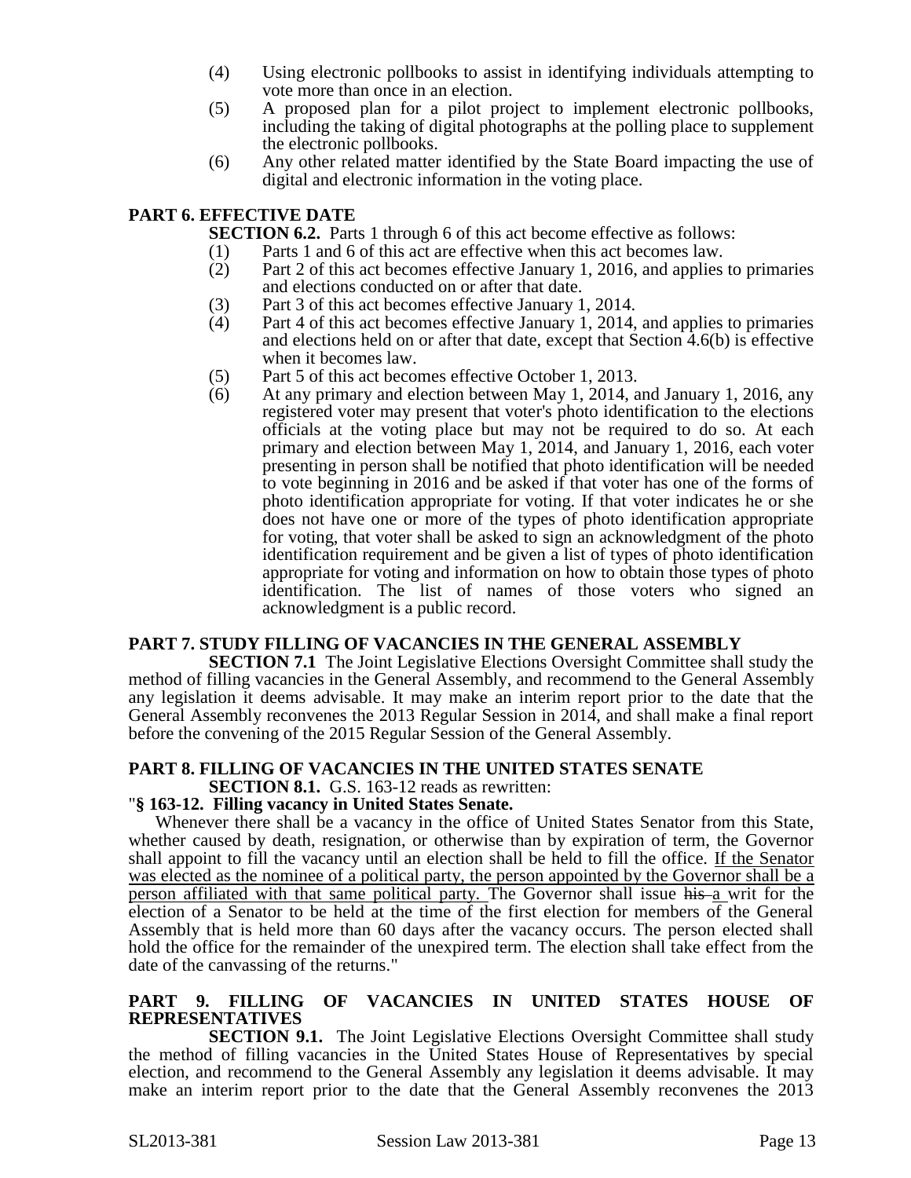(4) Using electronic pollbooks to assist in identifying individuals attempting to vote more than once in an election.

(5) A proposed plan for a pilot project to implement electronic pollbooks, including the taking of digital photographs at the polling place to supplement the electronic pollbooks.

(6) Any other related matter identified by the State Board impacting the use of digital and electronic information in the voting place.

## PART 6. EFFECTIVE DATE

**SECTION 6.2.** Parts 1 through 6 of this act become effective as follows:

(1) Parts 1 and 6 of this act are effective when this act becomes law.

(2) Part 2 of this act becomes effective January 1, 2016, and applies to primaries and elections conducted on or after that date.

(3) Part 3 of this act becomes effective January 1, 2014.

(4) Part 4 of this act becomes effective January 1, 2014, and applies to primaries and elections held on or after that date, except that Section 4.6(b) is effective when it becomes law.

(5) Part 5 of this act becomes effective October 1, 2013.

(6) At any primary and election between May 1, 2014, and January 1, 2016, any registered voter may present that voter's photo identification to the elections officials at the voting place but may not be required to do so. At each primary and election between May 1, 2014, and January 1, 2016, each voter presenting in person shall be notified that photo identification will be needed to vote beginning in 2016 and be asked if that voter has one of the forms of photo identification appropriate for voting. If that voter indicates he or she does not have one or more of the types of photo identification appropriate for voting, that voter shall be asked to sign an acknowledgment of the photo identification requirement and be given a list of types of photo identification appropriate for voting and information on how to obtain those types of photo identification. The list of names of those voters who signed an acknowledgment is a public record.

## PART 7. STUDY FILLING OF VACANCIES IN THE GENERAL ASSEMBLY

**SECTION 7.1** The Joint Legislative Elections Oversight Committee shall study the method of filling vacancies in the General Assembly, and recommend to the General Assembly any legislation it deems advisable. It may make an interim report prior to the date that the General Assembly reconvenes the 2013 Regular Session in 2014, and shall make a final report before the convening of the 2015 Regular Session of the General Assembly.

## PART 8. FILLING OF VACANCIES IN THE UNITED STATES SENATE

**SECTION 8.1.** G.S. 163-12 reads as rewritten:

"**§ 163-12. Filling vacancy in United States Senate.**

Whenever there shall be a vacancy in the office of United States Senator from this State, whether caused by death, resignation, or otherwise than by expiration of term, the Governor shall appoint to fill the vacancy until an election shall be held to fill the office. <u>If the Senator was elected as the nominee of a political party, the person appointed by the Governor shall be a person affiliated with that same political party.</u> The Governor shall issue ~~his~~ <u>a</u> writ for the election of a Senator to be held at the time of the first election for members of the General Assembly that is held more than 60 days after the vacancy occurs. The person elected shall hold the office for the remainder of the unexpired term. The election shall take effect from the date of the canvassing of the returns."

## PART 9. FILLING OF VACANCIES IN UNITED STATES HOUSE OF REPRESENTATIVES

**SECTION 9.1.** The Joint Legislative Elections Oversight Committee shall study the method of filling vacancies in the United States House of Representatives by special election, and recommend to the General Assembly any legislation it deems advisable. It may make an interim report prior to the date that the General Assembly reconvenes the 2013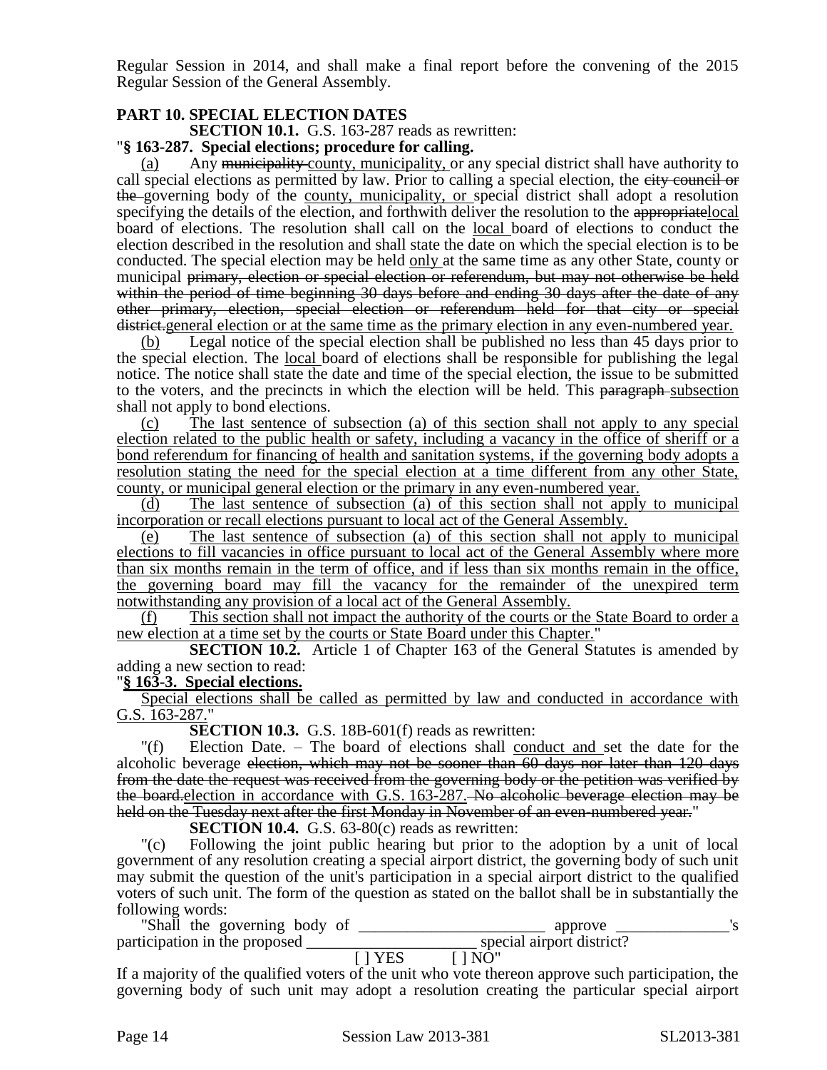Regular Session in 2014, and shall make a final report before the convening of the 2015 Regular Session of the General Assembly.

**PART 10. SPECIAL ELECTION DATES**

**SECTION 10.1.** G.S. 163-287 reads as rewritten:

"**§ 163-287. Special elections; procedure for calling.**

(a) Any ~~municipality~~ county, municipality, or any special district shall have authority to call special elections as permitted by law. Prior to calling a special election, the ~~city council or the~~ governing body of the county, municipality, or special district shall adopt a resolution specifying the details of the election, and forthwith deliver the resolution to the ~~appropriate~~local board of elections. The resolution shall call on the local board of elections to conduct the election described in the resolution and shall state the date on which the special election is to be conducted. The special election may be held only at the same time as any other State, county or municipal ~~primary, election or special election or referendum, but may not otherwise be held within the period of time beginning 30 days before and ending 30 days after the date of any other primary, election, special election or referendum held for that city or special district.~~general election or at the same time as the primary election in any even-numbered year.

(b) Legal notice of the special election shall be published no less than 45 days prior to the special election. The local board of elections shall be responsible for publishing the legal notice. The notice shall state the date and time of the special election, the issue to be submitted to the voters, and the precincts in which the election will be held. This ~~paragraph~~ subsection shall not apply to bond elections.

(c) The last sentence of subsection (a) of this section shall not apply to any special election related to the public health or safety, including a vacancy in the office of sheriff or a bond referendum for financing of health and sanitation systems, if the governing body adopts a resolution stating the need for the special election at a time different from any other State, county, or municipal general election or the primary in any even-numbered year.

(d) The last sentence of subsection (a) of this section shall not apply to municipal incorporation or recall elections pursuant to local act of the General Assembly.

(e) The last sentence of subsection (a) of this section shall not apply to municipal elections to fill vacancies in office pursuant to local act of the General Assembly where more than six months remain in the term of office, and if less than six months remain in the office, the governing board may fill the vacancy for the remainder of the unexpired term notwithstanding any provision of a local act of the General Assembly.

(f) This section shall not impact the authority of the courts or the State Board to order a new election at a time set by the courts or State Board under this Chapter."

**SECTION 10.2.** Article 1 of Chapter 163 of the General Statutes is amended by adding a new section to read:

"**§ 163-3. Special elections.**

Special elections shall be called as permitted by law and conducted in accordance with G.S. 163-287."

**SECTION 10.3.** G.S. 18B-601(f) reads as rewritten:

"(f) Election Date. – The board of elections shall conduct and set the date for the alcoholic beverage ~~election, which may not be sooner than 60 days nor later than 120 days from the date the request was received from the governing body or the petition was verified by the board.~~election in accordance with G.S. 163-287. ~~No alcoholic beverage election may be held on the Tuesday next after the first Monday in November of an even-numbered year.~~"

**SECTION 10.4.** G.S. 63-80(c) reads as rewritten:

"(c) Following the joint public hearing but prior to the adoption by a unit of local government of any resolution creating a special airport district, the governing body of such unit may submit the question of the unit's participation in a special airport district to the qualified voters of such unit. The form of the question as stated on the ballot shall be in substantially the following words:

"Shall the governing body of _______________________ approve ______________'s participation in the proposed ______________________ special airport district?

[ ] YES [ ] NO"

If a majority of the qualified voters of the unit who vote thereon approve such participation, the governing body of such unit may adopt a resolution creating the particular special airport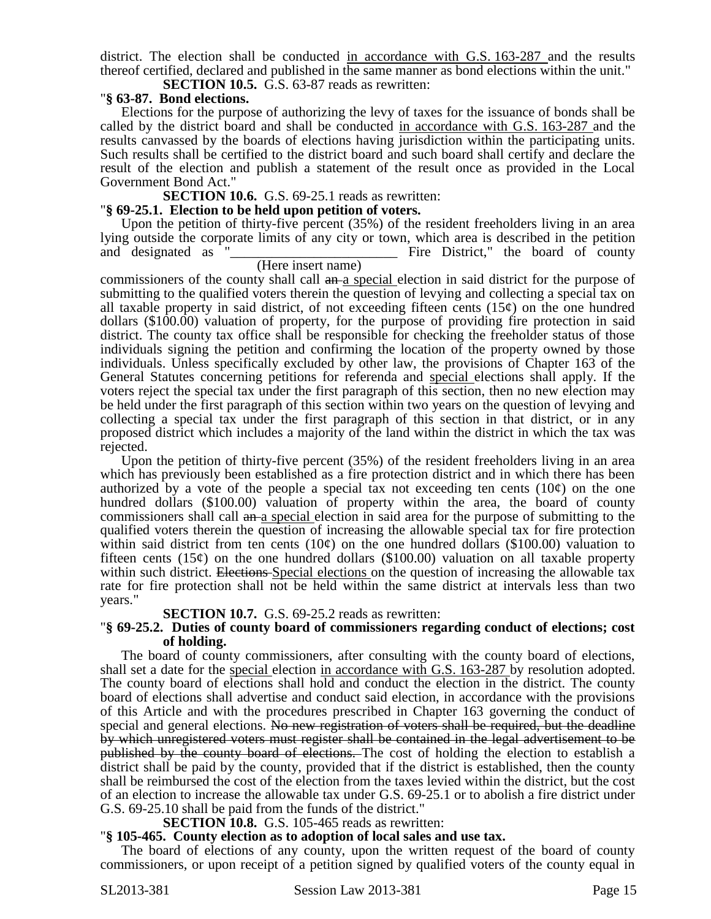district. The election shall be conducted in accordance with G.S. 163-287 and the results thereof certified, declared and published in the same manner as bond elections within the unit."

**SECTION 10.5.** G.S. 63-87 reads as rewritten:

"**§ 63-87. Bond elections.**

Elections for the purpose of authorizing the levy of taxes for the issuance of bonds shall be called by the district board and shall be conducted in accordance with G.S. 163-287 and the results canvassed by the boards of elections having jurisdiction within the participating units. Such results shall be certified to the district board and such board shall certify and declare the result of the election and publish a statement of the result once as provided in the Local Government Bond Act."

**SECTION 10.6.** G.S. 69-25.1 reads as rewritten:

"**§ 69-25.1. Election to be held upon petition of voters.**

Upon the petition of thirty-five percent (35%) of the resident freeholders living in an area lying outside the corporate limits of any city or town, which area is described in the petition and designated as "________________________ Fire District," the board of county
(Here insert name)
commissioners of the county shall call ~~an~~ a special election in said district for the purpose of submitting to the qualified voters therein the question of levying and collecting a special tax on all taxable property in said district, of not exceeding fifteen cents (15¢) on the one hundred dollars ($100.00) valuation of property, for the purpose of providing fire protection in said district. The county tax office shall be responsible for checking the freeholder status of those individuals signing the petition and confirming the location of the property owned by those individuals. Unless specifically excluded by other law, the provisions of Chapter 163 of the General Statutes concerning petitions for referenda and special elections shall apply. If the voters reject the special tax under the first paragraph of this section, then no new election may be held under the first paragraph of this section within two years on the question of levying and collecting a special tax under the first paragraph of this section in that district, or in any proposed district which includes a majority of the land within the district in which the tax was rejected.

Upon the petition of thirty-five percent (35%) of the resident freeholders living in an area which has previously been established as a fire protection district and in which there has been authorized by a vote of the people a special tax not exceeding ten cents (10¢) on the one hundred dollars ($100.00) valuation of property within the area, the board of county commissioners shall call ~~an~~ a special election in said area for the purpose of submitting to the qualified voters therein the question of increasing the allowable special tax for fire protection within said district from ten cents (10¢) on the one hundred dollars ($100.00) valuation to fifteen cents (15¢) on the one hundred dollars ($100.00) valuation on all taxable property within such district. ~~Elections~~ Special elections on the question of increasing the allowable tax rate for fire protection shall not be held within the same district at intervals less than two years."

**SECTION 10.7.** G.S. 69-25.2 reads as rewritten:

"**§ 69-25.2. Duties of county board of commissioners regarding conduct of elections; cost of holding.**

The board of county commissioners, after consulting with the county board of elections, shall set a date for the special election in accordance with G.S. 163-287 by resolution adopted. The county board of elections shall hold and conduct the election in the district. The county board of elections shall advertise and conduct said election, in accordance with the provisions of this Article and with the procedures prescribed in Chapter 163 governing the conduct of special and general elections. ~~No new registration of voters shall be required, but the deadline by which unregistered voters must register shall be contained in the legal advertisement to be published by the county board of elections.~~ The cost of holding the election to establish a district shall be paid by the county, provided that if the district is established, then the county shall be reimbursed the cost of the election from the taxes levied within the district, but the cost of an election to increase the allowable tax under G.S. 69-25.1 or to abolish a fire district under G.S. 69-25.10 shall be paid from the funds of the district."

**SECTION 10.8.** G.S. 105-465 reads as rewritten:

"**§ 105-465. County election as to adoption of local sales and use tax.**

The board of elections of any county, upon the written request of the board of county commissioners, or upon receipt of a petition signed by qualified voters of the county equal in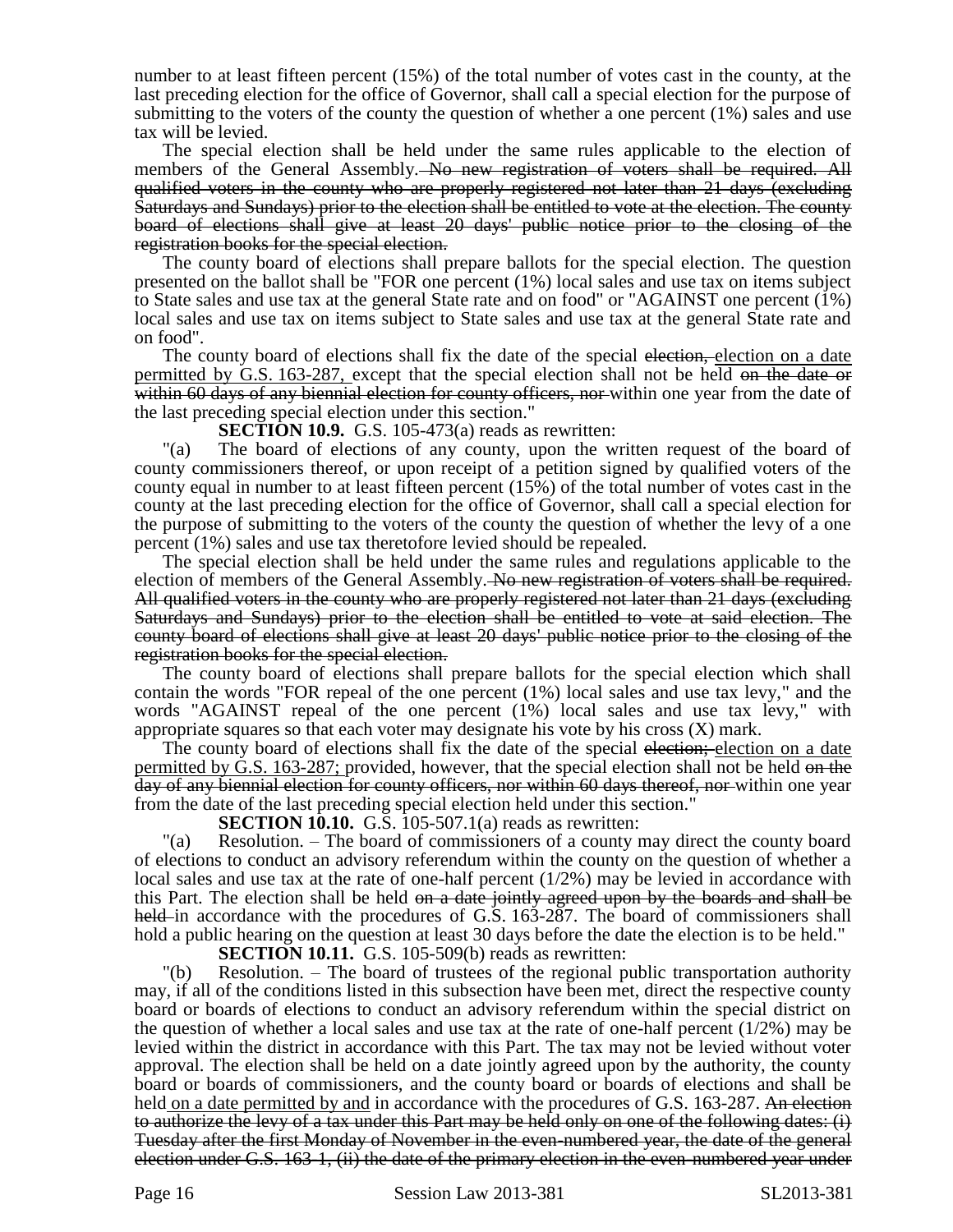number to at least fifteen percent (15%) of the total number of votes cast in the county, at the last preceding election for the office of Governor, shall call a special election for the purpose of submitting to the voters of the county the question of whether a one percent (1%) sales and use tax will be levied.

The special election shall be held under the same rules applicable to the election of members of the General Assembly. ~~No new registration of voters shall be required. All qualified voters in the county who are properly registered not later than 21 days (excluding Saturdays and Sundays) prior to the election shall be entitled to vote at the election. The county board of elections shall give at least 20 days' public notice prior to the closing of the registration books for the special election.~~

The county board of elections shall prepare ballots for the special election. The question presented on the ballot shall be "FOR one percent (1%) local sales and use tax on items subject to State sales and use tax at the general State rate and on food" or "AGAINST one percent (1%) local sales and use tax on items subject to State sales and use tax at the general State rate and on food".

The county board of elections shall fix the date of the special ~~election,~~ <u>election on a date permitted by G.S. 163-287,</u> except that the special election shall not be held ~~on the date or within 60 days of any biennial election for county officers, nor~~ within one year from the date of the last preceding special election under this section."

**SECTION 10.9.** G.S. 105-473(a) reads as rewritten:

"(a) The board of elections of any county, upon the written request of the board of county commissioners thereof, or upon receipt of a petition signed by qualified voters of the county equal in number to at least fifteen percent (15%) of the total number of votes cast in the county at the last preceding election for the office of Governor, shall call a special election for the purpose of submitting to the voters of the county the question of whether the levy of a one percent (1%) sales and use tax theretofore levied should be repealed.

The special election shall be held under the same rules and regulations applicable to the election of members of the General Assembly. ~~No new registration of voters shall be required. All qualified voters in the county who are properly registered not later than 21 days (excluding Saturdays and Sundays) prior to the election shall be entitled to vote at said election. The county board of elections shall give at least 20 days' public notice prior to the closing of the registration books for the special election.~~

The county board of elections shall prepare ballots for the special election which shall contain the words "FOR repeal of the one percent (1%) local sales and use tax levy," and the words "AGAINST repeal of the one percent (1%) local sales and use tax levy," with appropriate squares so that each voter may designate his vote by his cross (X) mark.

The county board of elections shall fix the date of the special ~~election;~~ <u>election on a date permitted by G.S. 163-287;</u> provided, however, that the special election shall not be held ~~on the day of any biennial election for county officers, nor within 60 days thereof, nor~~ within one year from the date of the last preceding special election held under this section."

**SECTION 10.10.** G.S. 105-507.1(a) reads as rewritten:

"(a) Resolution. – The board of commissioners of a county may direct the county board of elections to conduct an advisory referendum within the county on the question of whether a local sales and use tax at the rate of one-half percent (1/2%) may be levied in accordance with this Part. The election shall be held ~~on a date jointly agreed upon by the boards and shall be held~~ in accordance with the procedures of G.S. 163-287. The board of commissioners shall hold a public hearing on the question at least 30 days before the date the election is to be held."

**SECTION 10.11.** G.S. 105-509(b) reads as rewritten:

"(b) Resolution. – The board of trustees of the regional public transportation authority may, if all of the conditions listed in this subsection have been met, direct the respective county board or boards of elections to conduct an advisory referendum within the special district on the question of whether a local sales and use tax at the rate of one-half percent (1/2%) may be levied within the district in accordance with this Part. The tax may not be levied without voter approval. The election shall be held on a date jointly agreed upon by the authority, the county board or boards of commissioners, and the county board or boards of elections and shall be held <u>on a date permitted by and</u> in accordance with the procedures of G.S. 163-287. ~~An election to authorize the levy of a tax under this Part may be held only on one of the following dates: (i) Tuesday after the first Monday of November in the even-numbered year, the date of the general election under G.S. 163-1, (ii) the date of the primary election in the even-numbered year under~~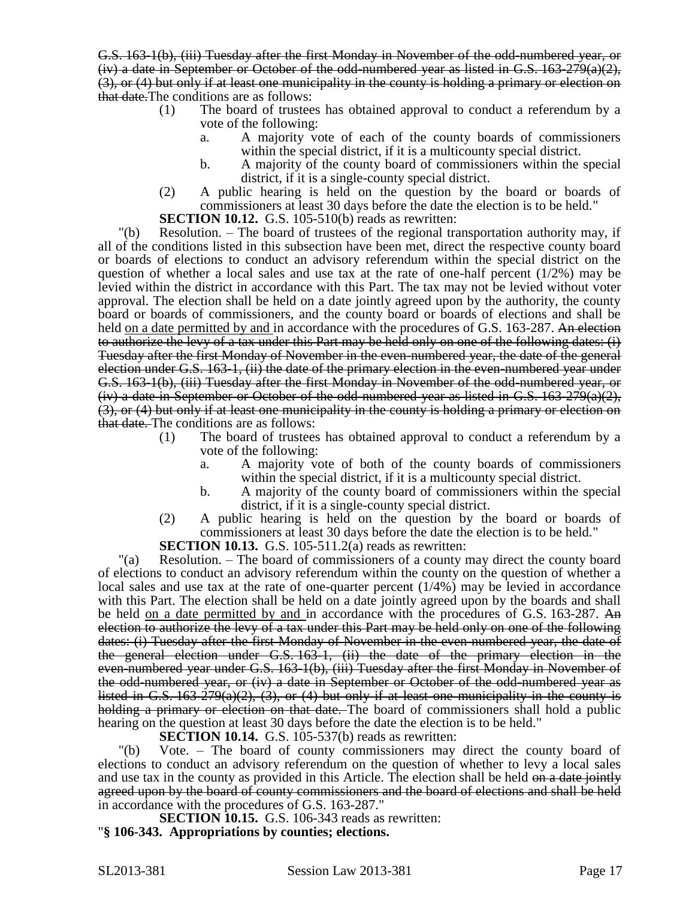~~G.S. 163-1(b), (iii) Tuesday after the first Monday in November of the odd-numbered year, or (iv) a date in September or October of the odd-numbered year as listed in G.S. 163-279(a)(2), (3), or (4) but only if at least one municipality in the county is holding a primary or election on that date.~~The conditions are as follows:

> (1) The board of trustees has obtained approval to conduct a referendum by a vote of the following:
>
> > a. A majority vote of each of the county boards of commissioners within the special district, if it is a multicounty special district.
> >
> > b. A majority of the county board of commissioners within the special district, if it is a single-county special district.
>
> (2) A public hearing is held on the question by the board or boards of commissioners at least 30 days before the date the election is to be held."

**SECTION 10.12.** G.S. 105-510(b) reads as rewritten:

"(b) Resolution. – The board of trustees of the regional transportation authority may, if all of the conditions listed in this subsection have been met, direct the respective county board or boards of elections to conduct an advisory referendum within the special district on the question of whether a local sales and use tax at the rate of one-half percent (1/2%) may be levied within the district in accordance with this Part. The tax may not be levied without voter approval. The election shall be held on a date jointly agreed upon by the authority, the county board or boards of commissioners, and the county board or boards of elections and shall be held <u>on a date permitted by and</u> in accordance with the procedures of G.S. 163-287. ~~An election to authorize the levy of a tax under this Part may be held only on one of the following dates: (i) Tuesday after the first Monday of November in the even-numbered year, the date of the general election under G.S. 163-1, (ii) the date of the primary election in the even-numbered year under G.S. 163-1(b), (iii) Tuesday after the first Monday in November of the odd-numbered year, or (iv) a date in September or October of the odd-numbered year as listed in G.S. 163-279(a)(2), (3), or (4) but only if at least one municipality in the county is holding a primary or election on that date.~~ The conditions are as follows:

> (1) The board of trustees has obtained approval to conduct a referendum by a vote of the following:
>
> > a. A majority vote of both of the county boards of commissioners within the special district, if it is a multicounty special district.
> >
> > b. A majority of the county board of commissioners within the special district, if it is a single-county special district.
>
> (2) A public hearing is held on the question by the board or boards of commissioners at least 30 days before the date the election is to be held."

**SECTION 10.13.** G.S. 105-511.2(a) reads as rewritten:

"(a) Resolution. – The board of commissioners of a county may direct the county board of elections to conduct an advisory referendum within the county on the question of whether a local sales and use tax at the rate of one-quarter percent (1/4%) may be levied in accordance with this Part. The election shall be held on a date jointly agreed upon by the boards and shall be held <u>on a date permitted by and</u> in accordance with the procedures of G.S. 163-287. ~~An election to authorize the levy of a tax under this Part may be held only on one of the following dates: (i) Tuesday after the first Monday of November in the even-numbered year, the date of the general election under G.S. 163-1, (ii) the date of the primary election in the even-numbered year under G.S. 163-1(b), (iii) Tuesday after the first Monday in November of the odd-numbered year, or (iv) a date in September or October of the odd-numbered year as listed in G.S. 163-279(a)(2), (3), or (4) but only if at least one municipality in the county is holding a primary or election on that date.~~ The board of commissioners shall hold a public hearing on the question at least 30 days before the date the election is to be held."

**SECTION 10.14.** G.S. 105-537(b) reads as rewritten:

"(b) Vote. – The board of county commissioners may direct the county board of elections to conduct an advisory referendum on the question of whether to levy a local sales and use tax in the county as provided in this Article. The election shall be held ~~on a date jointly agreed upon by the board of county commissioners and the board of elections and shall be held~~ in accordance with the procedures of G.S. 163-287."

**SECTION 10.15.** G.S. 106-343 reads as rewritten:

"**§ 106-343. Appropriations by counties; elections.**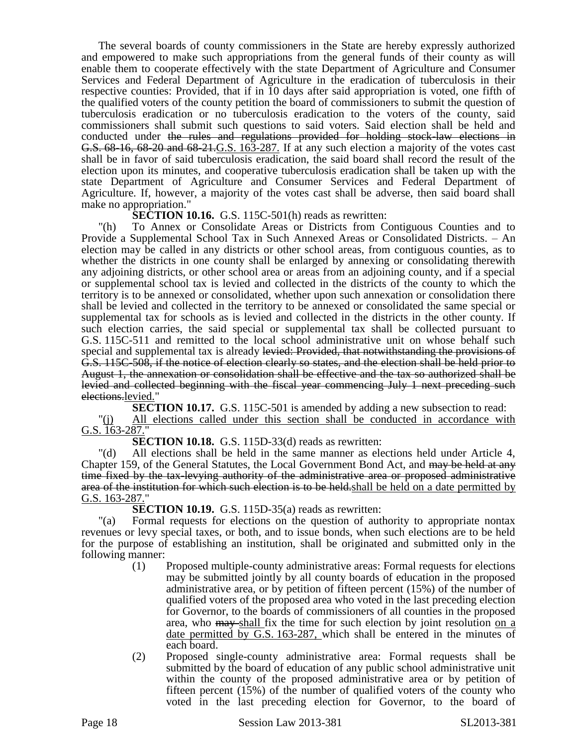The several boards of county commissioners in the State are hereby expressly authorized and empowered to make such appropriations from the general funds of their county as will enable them to cooperate effectively with the state Department of Agriculture and Consumer Services and Federal Department of Agriculture in the eradication of tuberculosis in their respective counties: Provided, that if in 10 days after said appropriation is voted, one fifth of the qualified voters of the county petition the board of commissioners to submit the question of tuberculosis eradication or no tuberculosis eradication to the voters of the county, said commissioners shall submit such questions to said voters. Said election shall be held and conducted under ~~the rules and regulations provided for holding stock-law elections in G.S. 68-16, 68-20 and 68-21.~~G.S. 163-287. If at any such election a majority of the votes cast shall be in favor of said tuberculosis eradication, the said board shall record the result of the election upon its minutes, and cooperative tuberculosis eradication shall be taken up with the state Department of Agriculture and Consumer Services and Federal Department of Agriculture. If, however, a majority of the votes cast shall be adverse, then said board shall make no appropriation."

**SECTION 10.16.** G.S. 115C-501(h) reads as rewritten:

"(h) To Annex or Consolidate Areas or Districts from Contiguous Counties and to Provide a Supplemental School Tax in Such Annexed Areas or Consolidated Districts. – An election may be called in any districts or other school areas, from contiguous counties, as to whether the districts in one county shall be enlarged by annexing or consolidating therewith any adjoining districts, or other school area or areas from an adjoining county, and if a special or supplemental school tax is levied and collected in the districts of the county to which the territory is to be annexed or consolidated, whether upon such annexation or consolidation there shall be levied and collected in the territory to be annexed or consolidated the same special or supplemental tax for schools as is levied and collected in the districts in the other county. If such election carries, the said special or supplemental tax shall be collected pursuant to G.S. 115C-511 and remitted to the local school administrative unit on whose behalf such special and supplemental tax is already ~~levied: Provided, that notwithstanding the provisions of G.S. 115C-508, if the notice of election clearly so states, and the election shall be held prior to August 1, the annexation or consolidation shall be effective and the tax so authorized shall be levied and collected beginning with the fiscal year commencing July 1 next preceding such elections.~~levied."

**SECTION 10.17.** G.S. 115C-501 is amended by adding a new subsection to read:

"(j) All elections called under this section shall be conducted in accordance with G.S. 163-287."

**SECTION 10.18.** G.S. 115D-33(d) reads as rewritten:

"(d) All elections shall be held in the same manner as elections held under Article 4, Chapter 159, of the General Statutes, the Local Government Bond Act, and ~~may be held at any time fixed by the tax-levying authority of the administrative area or proposed administrative area of the institution for which such election is to be held.~~shall be held on a date permitted by G.S. 163-287."

**SECTION 10.19.** G.S. 115D-35(a) reads as rewritten:

"(a) Formal requests for elections on the question of authority to appropriate nontax revenues or levy special taxes, or both, and to issue bonds, when such elections are to be held for the purpose of establishing an institution, shall be originated and submitted only in the following manner:

(1) Proposed multiple-county administrative areas: Formal requests for elections may be submitted jointly by all county boards of education in the proposed administrative area, or by petition of fifteen percent (15%) of the number of qualified voters of the proposed area who voted in the last preceding election for Governor, to the boards of commissioners of all counties in the proposed area, who ~~may~~ shall fix the time for such election by joint resolution on a date permitted by G.S. 163-287, which shall be entered in the minutes of each board.

(2) Proposed single-county administrative area: Formal requests shall be submitted by the board of education of any public school administrative unit within the county of the proposed administrative area or by petition of fifteen percent (15%) of the number of qualified voters of the county who voted in the last preceding election for Governor, to the board of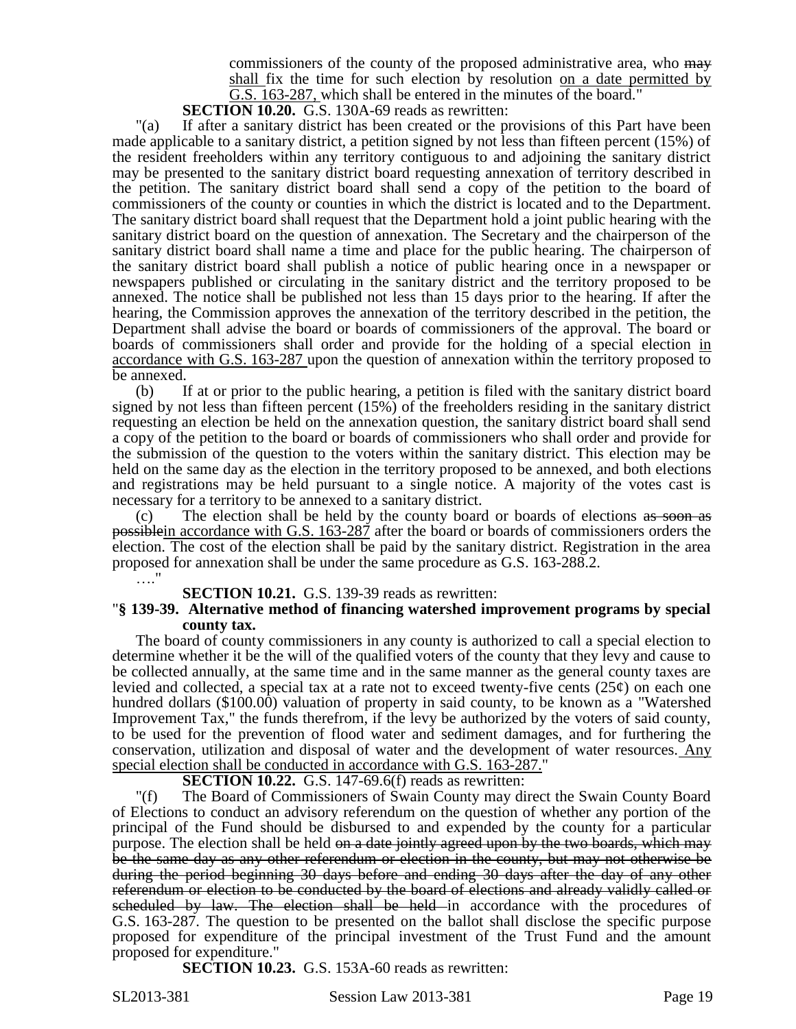commissioners of the county of the proposed administrative area, who ~~may~~ shall fix the time for such election by resolution on a date permitted by G.S. 163-287, which shall be entered in the minutes of the board."

**SECTION 10.20.** G.S. 130A-69 reads as rewritten:

"(a) If after a sanitary district has been created or the provisions of this Part have been made applicable to a sanitary district, a petition signed by not less than fifteen percent (15%) of the resident freeholders within any territory contiguous to and adjoining the sanitary district may be presented to the sanitary district board requesting annexation of territory described in the petition. The sanitary district board shall send a copy of the petition to the board of commissioners of the county or counties in which the district is located and to the Department. The sanitary district board shall request that the Department hold a joint public hearing with the sanitary district board on the question of annexation. The Secretary and the chairperson of the sanitary district board shall name a time and place for the public hearing. The chairperson of the sanitary district board shall publish a notice of public hearing once in a newspaper or newspapers published or circulating in the sanitary district and the territory proposed to be annexed. The notice shall be published not less than 15 days prior to the hearing. If after the hearing, the Commission approves the annexation of the territory described in the petition, the Department shall advise the board or boards of commissioners of the approval. The board or boards of commissioners shall order and provide for the holding of a special election in accordance with G.S. 163-287 upon the question of annexation within the territory proposed to be annexed.

(b) If at or prior to the public hearing, a petition is filed with the sanitary district board signed by not less than fifteen percent (15%) of the freeholders residing in the sanitary district requesting an election be held on the annexation question, the sanitary district board shall send a copy of the petition to the board or boards of commissioners who shall order and provide for the submission of the question to the voters within the sanitary district. This election may be held on the same day as the election in the territory proposed to be annexed, and both elections and registrations may be held pursuant to a single notice. A majority of the votes cast is necessary for a territory to be annexed to a sanitary district.

(c) The election shall be held by the county board or boards of elections ~~as soon as possible~~in accordance with G.S. 163-287 after the board or boards of commissioners orders the election. The cost of the election shall be paid by the sanitary district. Registration in the area proposed for annexation shall be under the same procedure as G.S. 163-288.2.

…."

**SECTION 10.21.** G.S. 139-39 reads as rewritten:

"**§ 139-39. Alternative method of financing watershed improvement programs by special county tax.**

The board of county commissioners in any county is authorized to call a special election to determine whether it be the will of the qualified voters of the county that they levy and cause to be collected annually, at the same time and in the same manner as the general county taxes are levied and collected, a special tax at a rate not to exceed twenty-five cents (25¢) on each one hundred dollars ($100.00) valuation of property in said county, to be known as a "Watershed Improvement Tax," the funds therefrom, if the levy be authorized by the voters of said county, to be used for the prevention of flood water and sediment damages, and for furthering the conservation, utilization and disposal of water and the development of water resources. Any special election shall be conducted in accordance with G.S. 163-287."

**SECTION 10.22.** G.S. 147-69.6(f) reads as rewritten:

"(f) The Board of Commissioners of Swain County may direct the Swain County Board of Elections to conduct an advisory referendum on the question of whether any portion of the principal of the Fund should be disbursed to and expended by the county for a particular purpose. The election shall be held ~~on a date jointly agreed upon by the two boards, which may be the same day as any other referendum or election in the county, but may not otherwise be during the period beginning 30 days before and ending 30 days after the day of any other referendum or election to be conducted by the board of elections and already validly called or scheduled by law. The election shall be held~~ in accordance with the procedures of G.S. 163-287. The question to be presented on the ballot shall disclose the specific purpose proposed for expenditure of the principal investment of the Trust Fund and the amount proposed for expenditure."

**SECTION 10.23.** G.S. 153A-60 reads as rewritten: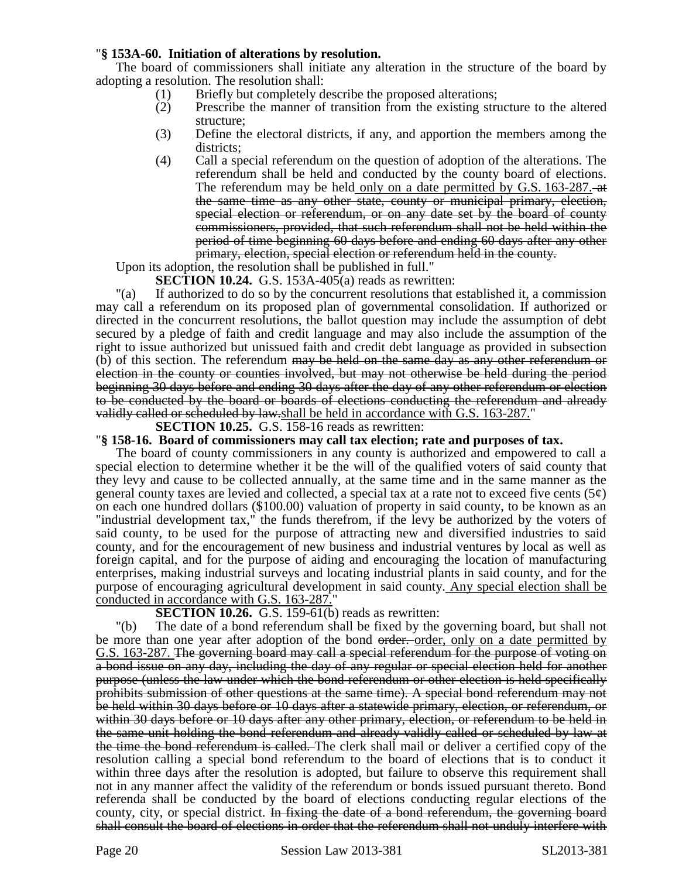"**§ 153A-60. Initiation of alterations by resolution.**

The board of commissioners shall initiate any alteration in the structure of the board by adopting a resolution. The resolution shall:

(1) Briefly but completely describe the proposed alterations;

(2) Prescribe the manner of transition from the existing structure to the altered structure;

(3) Define the electoral districts, if any, and apportion the members among the districts;

(4) Call a special referendum on the question of adoption of the alterations. The referendum shall be held and conducted by the county board of elections. The referendum may be held only on a date permitted by G.S. 163-287. at the same time as any other state, county or municipal primary, election, special election or referendum, or on any date set by the board of county commissioners, provided, that such referendum shall not be held within the period of time beginning 60 days before and ending 60 days after any other primary, election, special election or referendum held in the county.

Upon its adoption, the resolution shall be published in full."

**SECTION 10.24.** G.S. 153A-405(a) reads as rewritten:

"(a) If authorized to do so by the concurrent resolutions that established it, a commission may call a referendum on its proposed plan of governmental consolidation. If authorized or directed in the concurrent resolutions, the ballot question may include the assumption of debt secured by a pledge of faith and credit language and may also include the assumption of the right to issue authorized but unissued faith and credit debt language as provided in subsection (b) of this section. The referendum may be held on the same day as any other referendum or election in the county or counties involved, but may not otherwise be held during the period beginning 30 days before and ending 30 days after the day of any other referendum or election to be conducted by the board or boards of elections conducting the referendum and already validly called or scheduled by law.shall be held in accordance with G.S. 163-287."

**SECTION 10.25.** G.S. 158-16 reads as rewritten:

"**§ 158-16. Board of commissioners may call tax election; rate and purposes of tax.**

The board of county commissioners in any county is authorized and empowered to call a special election to determine whether it be the will of the qualified voters of said county that they levy and cause to be collected annually, at the same time and in the same manner as the general county taxes are levied and collected, a special tax at a rate not to exceed five cents (5¢) on each one hundred dollars ($100.00) valuation of property in said county, to be known as an "industrial development tax," the funds therefrom, if the levy be authorized by the voters of said county, to be used for the purpose of attracting new and diversified industries to said county, and for the encouragement of new business and industrial ventures by local as well as foreign capital, and for the purpose of aiding and encouraging the location of manufacturing enterprises, making industrial surveys and locating industrial plants in said county, and for the purpose of encouraging agricultural development in said county. Any special election shall be conducted in accordance with G.S. 163-287."

**SECTION 10.26.** G.S. 159-61(b) reads as rewritten:

"(b) The date of a bond referendum shall be fixed by the governing board, but shall not be more than one year after adoption of the bond order. order, only on a date permitted by G.S. 163-287. The governing board may call a special referendum for the purpose of voting on a bond issue on any day, including the day of any regular or special election held for another purpose (unless the law under which the bond referendum or other election is held specifically prohibits submission of other questions at the same time). A special bond referendum may not be held within 30 days before or 10 days after a statewide primary, election, or referendum, or within 30 days before or 10 days after any other primary, election, or referendum to be held in the same unit holding the bond referendum and already validly called or scheduled by law at the time the bond referendum is called. The clerk shall mail or deliver a certified copy of the resolution calling a special bond referendum to the board of elections that is to conduct it within three days after the resolution is adopted, but failure to observe this requirement shall not in any manner affect the validity of the referendum or bonds issued pursuant thereto. Bond referenda shall be conducted by the board of elections conducting regular elections of the county, city, or special district. In fixing the date of a bond referendum, the governing board shall consult the board of elections in order that the referendum shall not unduly interfere with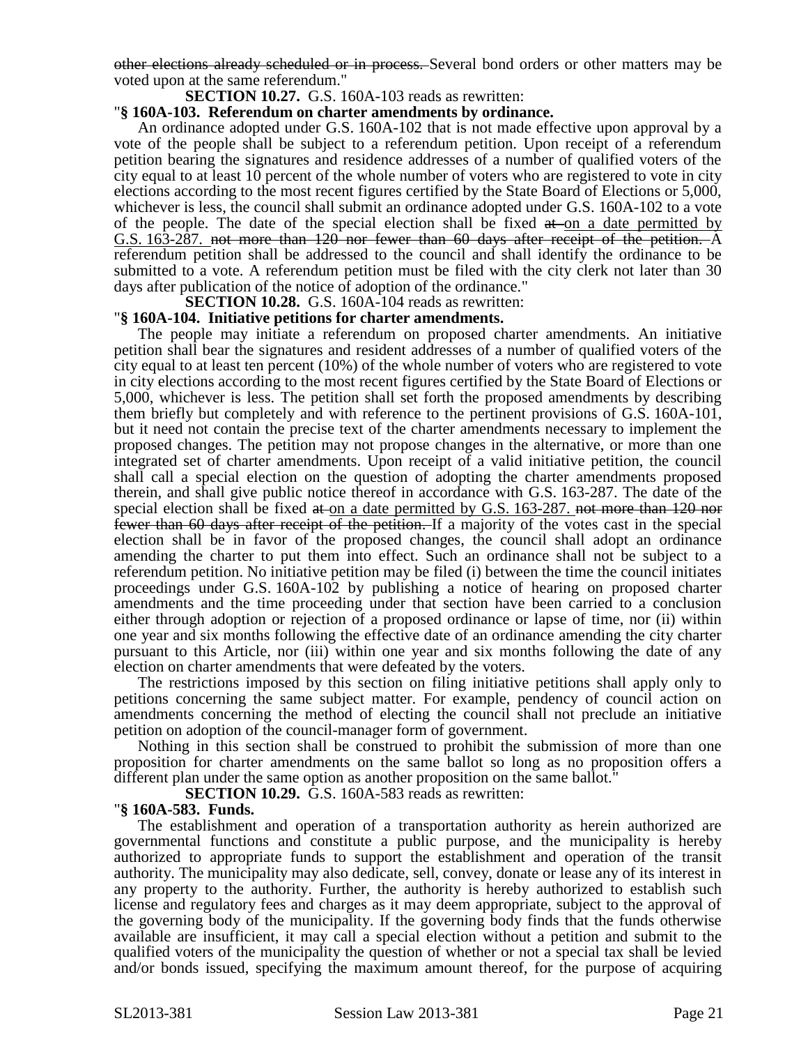~~other elections already scheduled or in process.~~ Several bond orders or other matters may be voted upon at the same referendum."

**SECTION 10.27.** G.S. 160A-103 reads as rewritten:

"**§ 160A-103. Referendum on charter amendments by ordinance.**

An ordinance adopted under G.S. 160A-102 that is not made effective upon approval by a vote of the people shall be subject to a referendum petition. Upon receipt of a referendum petition bearing the signatures and residence addresses of a number of qualified voters of the city equal to at least 10 percent of the whole number of voters who are registered to vote in city elections according to the most recent figures certified by the State Board of Elections or 5,000, whichever is less, the council shall submit an ordinance adopted under G.S. 160A-102 to a vote of the people. The date of the special election shall be fixed ~~at~~ <u>on a date permitted by G.S. 163-287.</u> ~~not more than 120 nor fewer than 60 days after receipt of the petition.~~ A referendum petition shall be addressed to the council and shall identify the ordinance to be submitted to a vote. A referendum petition must be filed with the city clerk not later than 30 days after publication of the notice of adoption of the ordinance."

**SECTION 10.28.** G.S. 160A-104 reads as rewritten:

"**§ 160A-104. Initiative petitions for charter amendments.**

The people may initiate a referendum on proposed charter amendments. An initiative petition shall bear the signatures and resident addresses of a number of qualified voters of the city equal to at least ten percent (10%) of the whole number of voters who are registered to vote in city elections according to the most recent figures certified by the State Board of Elections or 5,000, whichever is less. The petition shall set forth the proposed amendments by describing them briefly but completely and with reference to the pertinent provisions of G.S. 160A-101, but it need not contain the precise text of the charter amendments necessary to implement the proposed changes. The petition may not propose changes in the alternative, or more than one integrated set of charter amendments. Upon receipt of a valid initiative petition, the council shall call a special election on the question of adopting the charter amendments proposed therein, and shall give public notice thereof in accordance with G.S. 163-287. The date of the special election shall be fixed ~~at~~ <u>on a date permitted by G.S. 163-287.</u> ~~not more than 120 nor fewer than 60 days after receipt of the petition.~~ If a majority of the votes cast in the special election shall be in favor of the proposed changes, the council shall adopt an ordinance amending the charter to put them into effect. Such an ordinance shall not be subject to a referendum petition. No initiative petition may be filed (i) between the time the council initiates proceedings under G.S. 160A-102 by publishing a notice of hearing on proposed charter amendments and the time proceeding under that section have been carried to a conclusion either through adoption or rejection of a proposed ordinance or lapse of time, nor (ii) within one year and six months following the effective date of an ordinance amending the city charter pursuant to this Article, nor (iii) within one year and six months following the date of any election on charter amendments that were defeated by the voters.

The restrictions imposed by this section on filing initiative petitions shall apply only to petitions concerning the same subject matter. For example, pendency of council action on amendments concerning the method of electing the council shall not preclude an initiative petition on adoption of the council-manager form of government.

Nothing in this section shall be construed to prohibit the submission of more than one proposition for charter amendments on the same ballot so long as no proposition offers a different plan under the same option as another proposition on the same ballot."

**SECTION 10.29.** G.S. 160A-583 reads as rewritten:

"**§ 160A-583. Funds.**

The establishment and operation of a transportation authority as herein authorized are governmental functions and constitute a public purpose, and the municipality is hereby authorized to appropriate funds to support the establishment and operation of the transit authority. The municipality may also dedicate, sell, convey, donate or lease any of its interest in any property to the authority. Further, the authority is hereby authorized to establish such license and regulatory fees and charges as it may deem appropriate, subject to the approval of the governing body of the municipality. If the governing body finds that the funds otherwise available are insufficient, it may call a special election without a petition and submit to the qualified voters of the municipality the question of whether or not a special tax shall be levied and/or bonds issued, specifying the maximum amount thereof, for the purpose of acquiring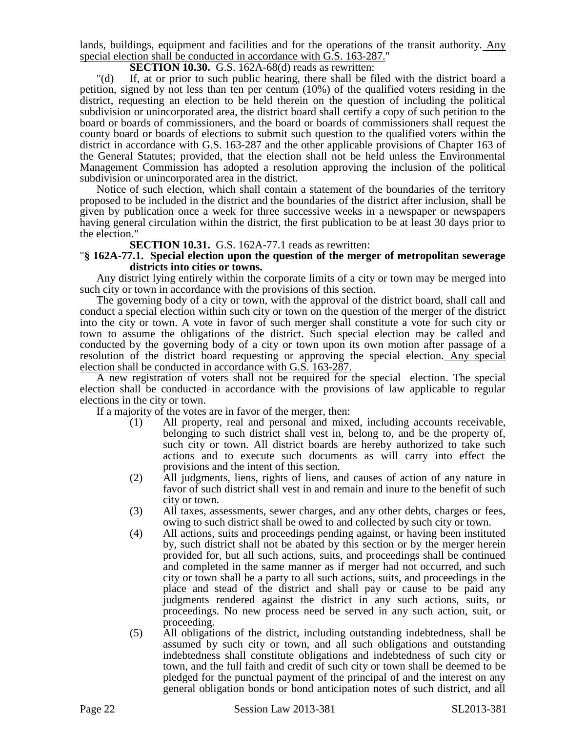lands, buildings, equipment and facilities and for the operations of the transit authority. Any special election shall be conducted in accordance with G.S. 163-287."

**SECTION 10.30.** G.S. 162A-68(d) reads as rewritten:

"(d) If, at or prior to such public hearing, there shall be filed with the district board a petition, signed by not less than ten per centum (10%) of the qualified voters residing in the district, requesting an election to be held therein on the question of including the political subdivision or unincorporated area, the district board shall certify a copy of such petition to the board or boards of commissioners, and the board or boards of commissioners shall request the county board or boards of elections to submit such question to the qualified voters within the district in accordance with G.S. 163-287 and the other applicable provisions of Chapter 163 of the General Statutes; provided, that the election shall not be held unless the Environmental Management Commission has adopted a resolution approving the inclusion of the political subdivision or unincorporated area in the district.

Notice of such election, which shall contain a statement of the boundaries of the territory proposed to be included in the district and the boundaries of the district after inclusion, shall be given by publication once a week for three successive weeks in a newspaper or newspapers having general circulation within the district, the first publication to be at least 30 days prior to the election."

**SECTION 10.31.** G.S. 162A-77.1 reads as rewritten:

"**§ 162A-77.1. Special election upon the question of the merger of metropolitan sewerage districts into cities or towns.**

Any district lying entirely within the corporate limits of a city or town may be merged into such city or town in accordance with the provisions of this section.

The governing body of a city or town, with the approval of the district board, shall call and conduct a special election within such city or town on the question of the merger of the district into the city or town. A vote in favor of such merger shall constitute a vote for such city or town to assume the obligations of the district. Such special election may be called and conducted by the governing body of a city or town upon its own motion after passage of a resolution of the district board requesting or approving the special election. Any special election shall be conducted in accordance with G.S. 163-287.

A new registration of voters shall not be required for the special election. The special election shall be conducted in accordance with the provisions of law applicable to regular elections in the city or town.

If a majority of the votes are in favor of the merger, then:

(1) All property, real and personal and mixed, including accounts receivable, belonging to such district shall vest in, belong to, and be the property of, such city or town. All district boards are hereby authorized to take such actions and to execute such documents as will carry into effect the provisions and the intent of this section.

(2) All judgments, liens, rights of liens, and causes of action of any nature in favor of such district shall vest in and remain and inure to the benefit of such city or town.

(3) All taxes, assessments, sewer charges, and any other debts, charges or fees, owing to such district shall be owed to and collected by such city or town.

(4) All actions, suits and proceedings pending against, or having been instituted by, such district shall not be abated by this section or by the merger herein provided for, but all such actions, suits, and proceedings shall be continued and completed in the same manner as if merger had not occurred, and such city or town shall be a party to all such actions, suits, and proceedings in the place and stead of the district and shall pay or cause to be paid any judgments rendered against the district in any such actions, suits, or proceedings. No new process need be served in any such action, suit, or proceeding.

(5) All obligations of the district, including outstanding indebtedness, shall be assumed by such city or town, and all such obligations and outstanding indebtedness shall constitute obligations and indebtedness of such city or town, and the full faith and credit of such city or town shall be deemed to be pledged for the punctual payment of the principal of and the interest on any general obligation bonds or bond anticipation notes of such district, and all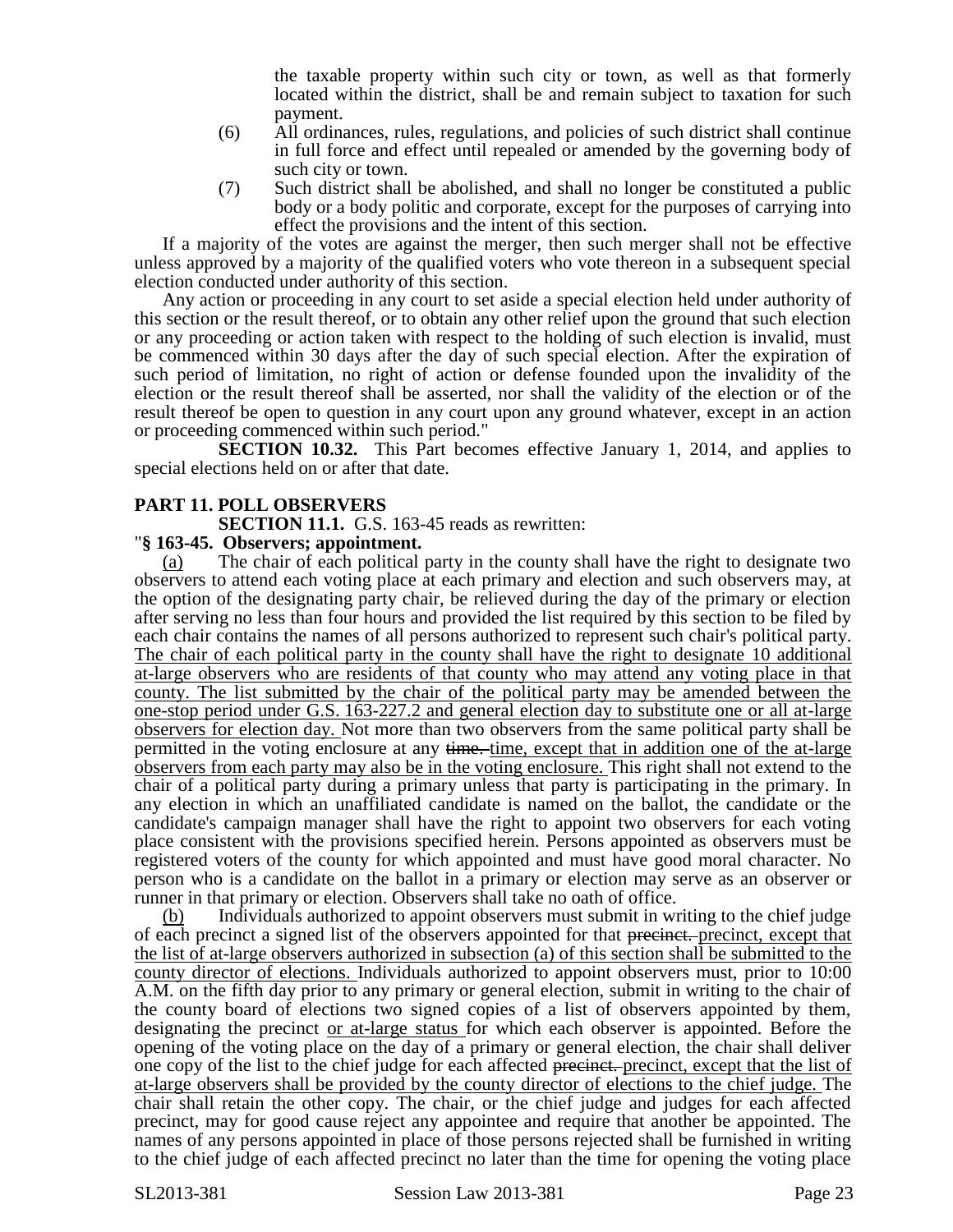the taxable property within such city or town, as well as that formerly located within the district, shall be and remain subject to taxation for such payment.

(6) All ordinances, rules, regulations, and policies of such district shall continue in full force and effect until repealed or amended by the governing body of such city or town.

(7) Such district shall be abolished, and shall no longer be constituted a public body or a body politic and corporate, except for the purposes of carrying into effect the provisions and the intent of this section.

If a majority of the votes are against the merger, then such merger shall not be effective unless approved by a majority of the qualified voters who vote thereon in a subsequent special election conducted under authority of this section.

Any action or proceeding in any court to set aside a special election held under authority of this section or the result thereof, or to obtain any other relief upon the ground that such election or any proceeding or action taken with respect to the holding of such election is invalid, must be commenced within 30 days after the day of such special election. After the expiration of such period of limitation, no right of action or defense founded upon the invalidity of the election or the result thereof shall be asserted, nor shall the validity of the election or of the result thereof be open to question in any court upon any ground whatever, except in an action or proceeding commenced within such period."

**SECTION 10.32.** This Part becomes effective January 1, 2014, and applies to special elections held on or after that date.

**PART 11. POLL OBSERVERS**

**SECTION 11.1.** G.S. 163-45 reads as rewritten:

"**§ 163-45. Observers; appointment.**

(a) The chair of each political party in the county shall have the right to designate two observers to attend each voting place at each primary and election and such observers may, at the option of the designating party chair, be relieved during the day of the primary or election after serving no less than four hours and provided the list required by this section to be filed by each chair contains the names of all persons authorized to represent such chair's political party. The chair of each political party in the county shall have the right to designate 10 additional at-large observers who are residents of that county who may attend any voting place in that county. The list submitted by the chair of the political party may be amended between the one-stop period under G.S. 163-227.2 and general election day to substitute one or all at-large observers for election day. Not more than two observers from the same political party shall be permitted in the voting enclosure at any ~~time.~~ time, except that in addition one of the at-large observers from each party may also be in the voting enclosure. This right shall not extend to the chair of a political party during a primary unless that party is participating in the primary. In any election in which an unaffiliated candidate is named on the ballot, the candidate or the candidate's campaign manager shall have the right to appoint two observers for each voting place consistent with the provisions specified herein. Persons appointed as observers must be registered voters of the county for which appointed and must have good moral character. No person who is a candidate on the ballot in a primary or election may serve as an observer or runner in that primary or election. Observers shall take no oath of office.

(b) Individuals authorized to appoint observers must submit in writing to the chief judge of each precinct a signed list of the observers appointed for that ~~precinct.~~ precinct, except that the list of at-large observers authorized in subsection (a) of this section shall be submitted to the county director of elections. Individuals authorized to appoint observers must, prior to 10:00 A.M. on the fifth day prior to any primary or general election, submit in writing to the chair of the county board of elections two signed copies of a list of observers appointed by them, designating the precinct or at-large status for which each observer is appointed. Before the opening of the voting place on the day of a primary or general election, the chair shall deliver one copy of the list to the chief judge for each affected ~~precinct.~~ precinct, except that the list of at-large observers shall be provided by the county director of elections to the chief judge. The chair shall retain the other copy. The chair, or the chief judge and judges for each affected precinct, may for good cause reject any appointee and require that another be appointed. The names of any persons appointed in place of those persons rejected shall be furnished in writing to the chief judge of each affected precinct no later than the time for opening the voting place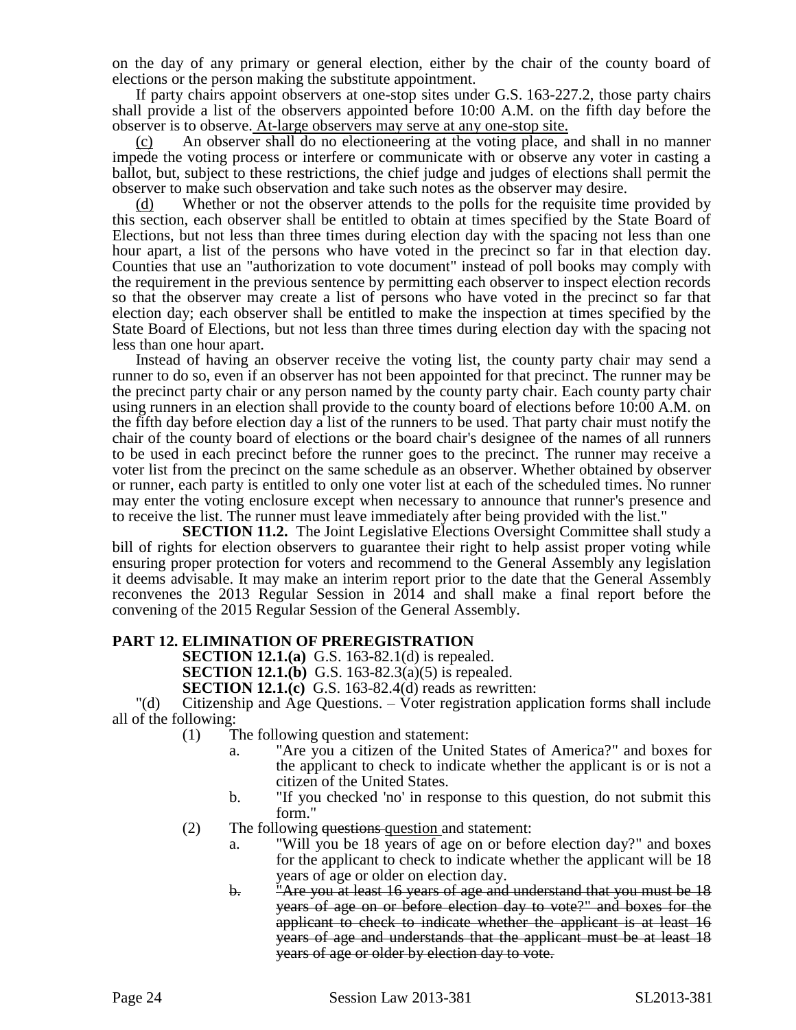on the day of any primary or general election, either by the chair of the county board of elections or the person making the substitute appointment.

If party chairs appoint observers at one-stop sites under G.S. 163-227.2, those party chairs shall provide a list of the observers appointed before 10:00 A.M. on the fifth day before the observer is to observe. <u>At-large observers may serve at any one-stop site.</u>

<u>(c)</u> An observer shall do no electioneering at the voting place, and shall in no manner impede the voting process or interfere or communicate with or observe any voter in casting a ballot, but, subject to these restrictions, the chief judge and judges of elections shall permit the observer to make such observation and take such notes as the observer may desire.

<u>(d)</u> Whether or not the observer attends to the polls for the requisite time provided by this section, each observer shall be entitled to obtain at times specified by the State Board of Elections, but not less than three times during election day with the spacing not less than one hour apart, a list of the persons who have voted in the precinct so far in that election day. Counties that use an "authorization to vote document" instead of poll books may comply with the requirement in the previous sentence by permitting each observer to inspect election records so that the observer may create a list of persons who have voted in the precinct so far that election day; each observer shall be entitled to make the inspection at times specified by the State Board of Elections, but not less than three times during election day with the spacing not less than one hour apart.

Instead of having an observer receive the voting list, the county party chair may send a runner to do so, even if an observer has not been appointed for that precinct. The runner may be the precinct party chair or any person named by the county party chair. Each county party chair using runners in an election shall provide to the county board of elections before 10:00 A.M. on the fifth day before election day a list of the runners to be used. That party chair must notify the chair of the county board of elections or the board chair's designee of the names of all runners to be used in each precinct before the runner goes to the precinct. The runner may receive a voter list from the precinct on the same schedule as an observer. Whether obtained by observer or runner, each party is entitled to only one voter list at each of the scheduled times. No runner may enter the voting enclosure except when necessary to announce that runner's presence and to receive the list. The runner must leave immediately after being provided with the list."

**SECTION 11.2.** The Joint Legislative Elections Oversight Committee shall study a bill of rights for election observers to guarantee their right to help assist proper voting while ensuring proper protection for voters and recommend to the General Assembly any legislation it deems advisable. It may make an interim report prior to the date that the General Assembly reconvenes the 2013 Regular Session in 2014 and shall make a final report before the convening of the 2015 Regular Session of the General Assembly.

## PART 12. ELIMINATION OF PREREGISTRATION

**SECTION 12.1.(a)** G.S. 163-82.1(d) is repealed.

**SECTION 12.1.(b)** G.S. 163-82.3(a)(5) is repealed.

**SECTION 12.1.(c)** G.S. 163-82.4(d) reads as rewritten:

"(d) Citizenship and Age Questions. – Voter registration application forms shall include all of the following:

(1) The following question and statement:

a. "Are you a citizen of the United States of America?" and boxes for the applicant to check to indicate whether the applicant is or is not a citizen of the United States.

b. "If you checked 'no' in response to this question, do not submit this form."

(2) The following ~~questions~~ <u>question</u> and statement:

a. "Will you be 18 years of age on or before election day?" and boxes for the applicant to check to indicate whether the applicant will be 18 years of age or older on election day.

~~b. "Are you at least 16 years of age and understand that you must be 18 years of age on or before election day to vote?" and boxes for the applicant to check to indicate whether the applicant is at least 16 years of age and understands that the applicant must be at least 18 years of age or older by election day to vote.~~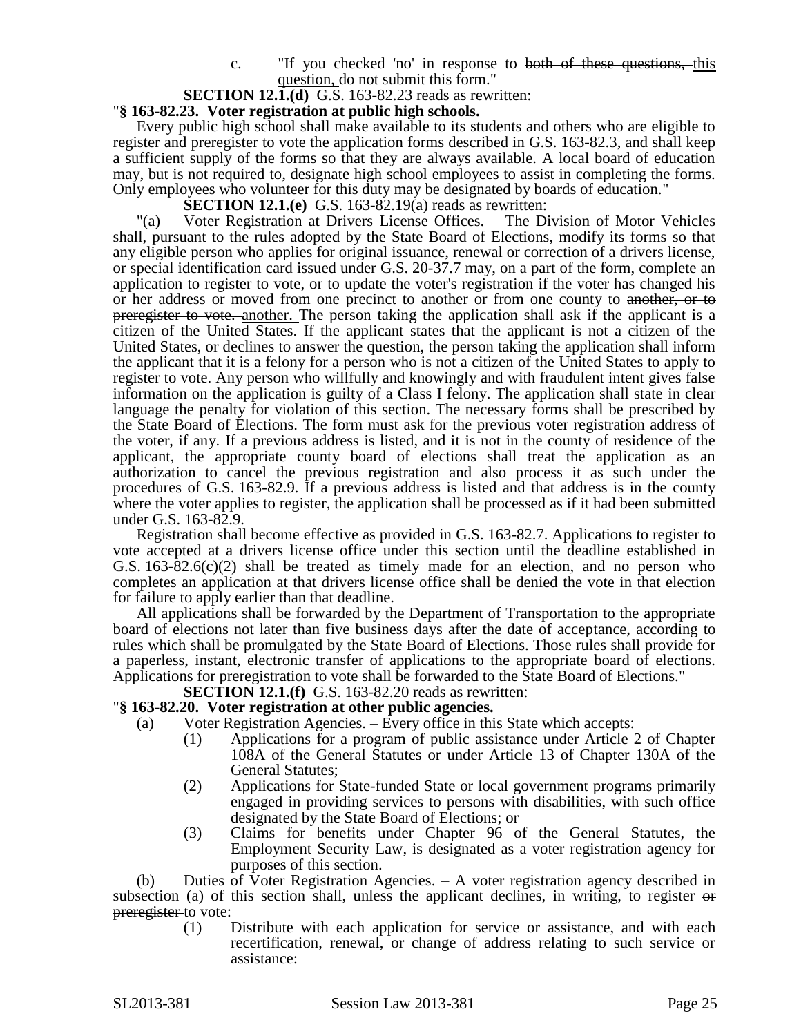c. "If you checked 'no' in response to ~~both of these questions,~~ this question, do not submit this form."

**SECTION 12.1.(d)** G.S. 163-82.23 reads as rewritten:

"**§ 163-82.23. Voter registration at public high schools.**

Every public high school shall make available to its students and others who are eligible to register ~~and preregister~~ to vote the application forms described in G.S. 163-82.3, and shall keep a sufficient supply of the forms so that they are always available. A local board of education may, but is not required to, designate high school employees to assist in completing the forms. Only employees who volunteer for this duty may be designated by boards of education."

**SECTION 12.1.(e)** G.S. 163-82.19(a) reads as rewritten:

"(a) Voter Registration at Drivers License Offices. – The Division of Motor Vehicles shall, pursuant to the rules adopted by the State Board of Elections, modify its forms so that any eligible person who applies for original issuance, renewal or correction of a drivers license, or special identification card issued under G.S. 20-37.7 may, on a part of the form, complete an application to register to vote, or to update the voter's registration if the voter has changed his or her address or moved from one precinct to another or from one county to ~~another, or to preregister to vote.~~ another. The person taking the application shall ask if the applicant is a citizen of the United States. If the applicant states that the applicant is not a citizen of the United States, or declines to answer the question, the person taking the application shall inform the applicant that it is a felony for a person who is not a citizen of the United States to apply to register to vote. Any person who willfully and knowingly and with fraudulent intent gives false information on the application is guilty of a Class I felony. The application shall state in clear language the penalty for violation of this section. The necessary forms shall be prescribed by the State Board of Elections. The form must ask for the previous voter registration address of the voter, if any. If a previous address is listed, and it is not in the county of residence of the applicant, the appropriate county board of elections shall treat the application as an authorization to cancel the previous registration and also process it as such under the procedures of G.S. 163-82.9. If a previous address is listed and that address is in the county where the voter applies to register, the application shall be processed as if it had been submitted under G.S. 163-82.9.

Registration shall become effective as provided in G.S. 163-82.7. Applications to register to vote accepted at a drivers license office under this section until the deadline established in G.S. 163-82.6(c)(2) shall be treated as timely made for an election, and no person who completes an application at that drivers license office shall be denied the vote in that election for failure to apply earlier than that deadline.

All applications shall be forwarded by the Department of Transportation to the appropriate board of elections not later than five business days after the date of acceptance, according to rules which shall be promulgated by the State Board of Elections. Those rules shall provide for a paperless, instant, electronic transfer of applications to the appropriate board of elections. ~~Applications for preregistration to vote shall be forwarded to the State Board of Elections.~~"

**SECTION 12.1.(f)** G.S. 163-82.20 reads as rewritten:

"**§ 163-82.20. Voter registration at other public agencies.**

(a) Voter Registration Agencies. – Every office in this State which accepts:

(1) Applications for a program of public assistance under Article 2 of Chapter 108A of the General Statutes or under Article 13 of Chapter 130A of the General Statutes;

(2) Applications for State-funded State or local government programs primarily engaged in providing services to persons with disabilities, with such office designated by the State Board of Elections; or

(3) Claims for benefits under Chapter 96 of the General Statutes, the Employment Security Law, is designated as a voter registration agency for purposes of this section.

(b) Duties of Voter Registration Agencies. – A voter registration agency described in subsection (a) of this section shall, unless the applicant declines, in writing, to register ~~or preregister~~ to vote:

(1) Distribute with each application for service or assistance, and with each recertification, renewal, or change of address relating to such service or assistance: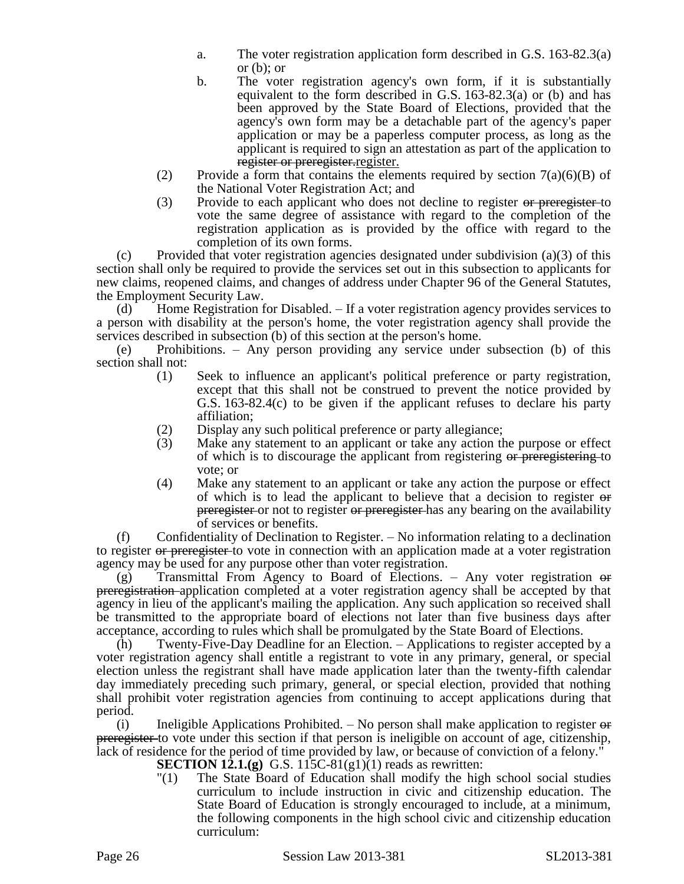a. The voter registration application form described in G.S. 163-82.3(a) or (b); or

b. The voter registration agency's own form, if it is substantially equivalent to the form described in G.S. 163-82.3(a) or (b) and has been approved by the State Board of Elections, provided that the agency's own form may be a detachable part of the agency's paper application or may be a paperless computer process, as long as the applicant is required to sign an attestation as part of the application to ~~register or preregister.~~register.

(2) Provide a form that contains the elements required by section 7(a)(6)(B) of the National Voter Registration Act; and

(3) Provide to each applicant who does not decline to register ~~or preregister~~ to vote the same degree of assistance with regard to the completion of the registration application as is provided by the office with regard to the completion of its own forms.

(c) Provided that voter registration agencies designated under subdivision (a)(3) of this section shall only be required to provide the services set out in this subsection to applicants for new claims, reopened claims, and changes of address under Chapter 96 of the General Statutes, the Employment Security Law.

(d) Home Registration for Disabled. – If a voter registration agency provides services to a person with disability at the person's home, the voter registration agency shall provide the services described in subsection (b) of this section at the person's home.

(e) Prohibitions. – Any person providing any service under subsection (b) of this section shall not:

(1) Seek to influence an applicant's political preference or party registration, except that this shall not be construed to prevent the notice provided by G.S. 163-82.4(c) to be given if the applicant refuses to declare his party affiliation;

(2) Display any such political preference or party allegiance;

(3) Make any statement to an applicant or take any action the purpose or effect of which is to discourage the applicant from registering ~~or preregistering~~ to vote; or

(4) Make any statement to an applicant or take any action the purpose or effect of which is to lead the applicant to believe that a decision to register ~~or preregister~~ or not to register ~~or preregister~~ has any bearing on the availability of services or benefits.

(f) Confidentiality of Declination to Register. – No information relating to a declination to register ~~or preregister~~ to vote in connection with an application made at a voter registration agency may be used for any purpose other than voter registration.

(g) Transmittal From Agency to Board of Elections. – Any voter registration ~~or preregistration~~ application completed at a voter registration agency shall be accepted by that agency in lieu of the applicant's mailing the application. Any such application so received shall be transmitted to the appropriate board of elections not later than five business days after acceptance, according to rules which shall be promulgated by the State Board of Elections.

(h) Twenty-Five-Day Deadline for an Election. – Applications to register accepted by a voter registration agency shall entitle a registrant to vote in any primary, general, or special election unless the registrant shall have made application later than the twenty-fifth calendar day immediately preceding such primary, general, or special election, provided that nothing shall prohibit voter registration agencies from continuing to accept applications during that period.

(i) Ineligible Applications Prohibited. – No person shall make application to register ~~or preregister~~ to vote under this section if that person is ineligible on account of age, citizenship, lack of residence for the period of time provided by law, or because of conviction of a felony."

**SECTION 12.1.(g)** G.S. 115C-81(g1)(1) reads as rewritten:

"(1) The State Board of Education shall modify the high school social studies curriculum to include instruction in civic and citizenship education. The State Board of Education is strongly encouraged to include, at a minimum, the following components in the high school civic and citizenship education curriculum: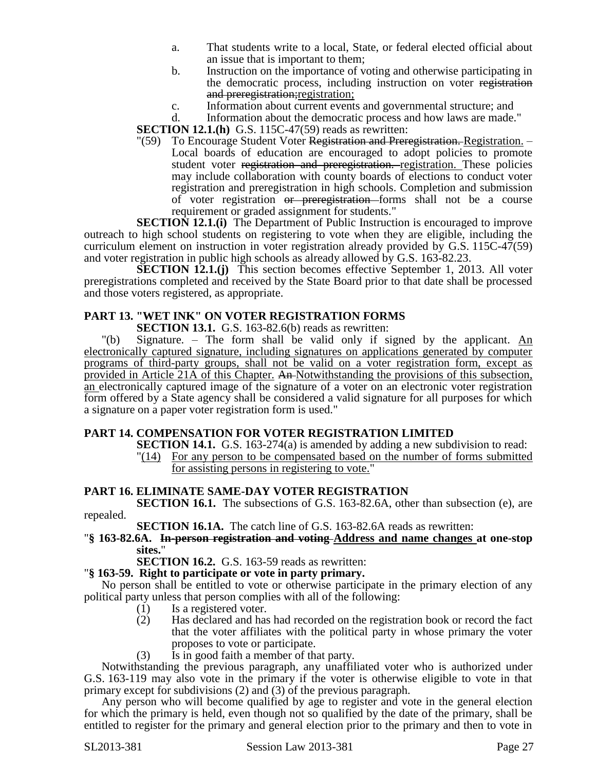a. That students write to a local, State, or federal elected official about an issue that is important to them;

b. Instruction on the importance of voting and otherwise participating in the democratic process, including instruction on voter ~~registration and preregistration;~~registration;

c. Information about current events and governmental structure; and

d. Information about the democratic process and how laws are made."

**SECTION 12.1.(h)** G.S. 115C-47(59) reads as rewritten:

"(59) To Encourage Student Voter ~~Registration and Preregistration.~~ Registration. – Local boards of education are encouraged to adopt policies to promote student voter ~~registration and preregistration.~~ registration. These policies may include collaboration with county boards of elections to conduct voter registration and preregistration in high schools. Completion and submission of voter registration ~~or preregistration~~ forms shall not be a course requirement or graded assignment for students."

**SECTION 12.1.(i)** The Department of Public Instruction is encouraged to improve outreach to high school students on registering to vote when they are eligible, including the curriculum element on instruction in voter registration already provided by G.S. 115C-47(59) and voter registration in public high schools as already allowed by G.S. 163-82.23.

**SECTION 12.1.(j)** This section becomes effective September 1, 2013. All voter preregistrations completed and received by the State Board prior to that date shall be processed and those voters registered, as appropriate.

## PART 13. "WET INK" ON VOTER REGISTRATION FORMS

**SECTION 13.1.** G.S. 163-82.6(b) reads as rewritten:

"(b) Signature. – The form shall be valid only if signed by the applicant. <u>An electronically captured signature, including signatures on applications generated by computer programs of third-party groups, shall not be valid on a voter registration form, except as provided in Article 21A of this Chapter.</u> ~~An~~ <u>Notwithstanding the provisions of this subsection, an</u> electronically captured image of the signature of a voter on an electronic voter registration form offered by a State agency shall be considered a valid signature for all purposes for which a signature on a paper voter registration form is used."

## PART 14. COMPENSATION FOR VOTER REGISTRATION LIMITED

**SECTION 14.1.** G.S. 163-274(a) is amended by adding a new subdivision to read:

"<u>(14) For any person to be compensated based on the number of forms submitted for assisting persons in registering to vote.</u>"

## PART 16. ELIMINATE SAME-DAY VOTER REGISTRATION

**SECTION 16.1.** The subsections of G.S. 163-82.6A, other than subsection (e), are repealed.

**SECTION 16.1A.** The catch line of G.S. 163-82.6A reads as rewritten:

"**§ 163-82.6A. ~~In-person registration and voting~~ <u>Address and name changes</u> at one-stop sites.**"

**SECTION 16.2.** G.S. 163-59 reads as rewritten:

"**§ 163-59. Right to participate or vote in party primary.**

No person shall be entitled to vote or otherwise participate in the primary election of any political party unless that person complies with all of the following:

(1) Is a registered voter.

(2) Has declared and has had recorded on the registration book or record the fact that the voter affiliates with the political party in whose primary the voter proposes to vote or participate.

(3) Is in good faith a member of that party.

Notwithstanding the previous paragraph, any unaffiliated voter who is authorized under G.S. 163-119 may also vote in the primary if the voter is otherwise eligible to vote in that primary except for subdivisions (2) and (3) of the previous paragraph.

Any person who will become qualified by age to register and vote in the general election for which the primary is held, even though not so qualified by the date of the primary, shall be entitled to register for the primary and general election prior to the primary and then to vote in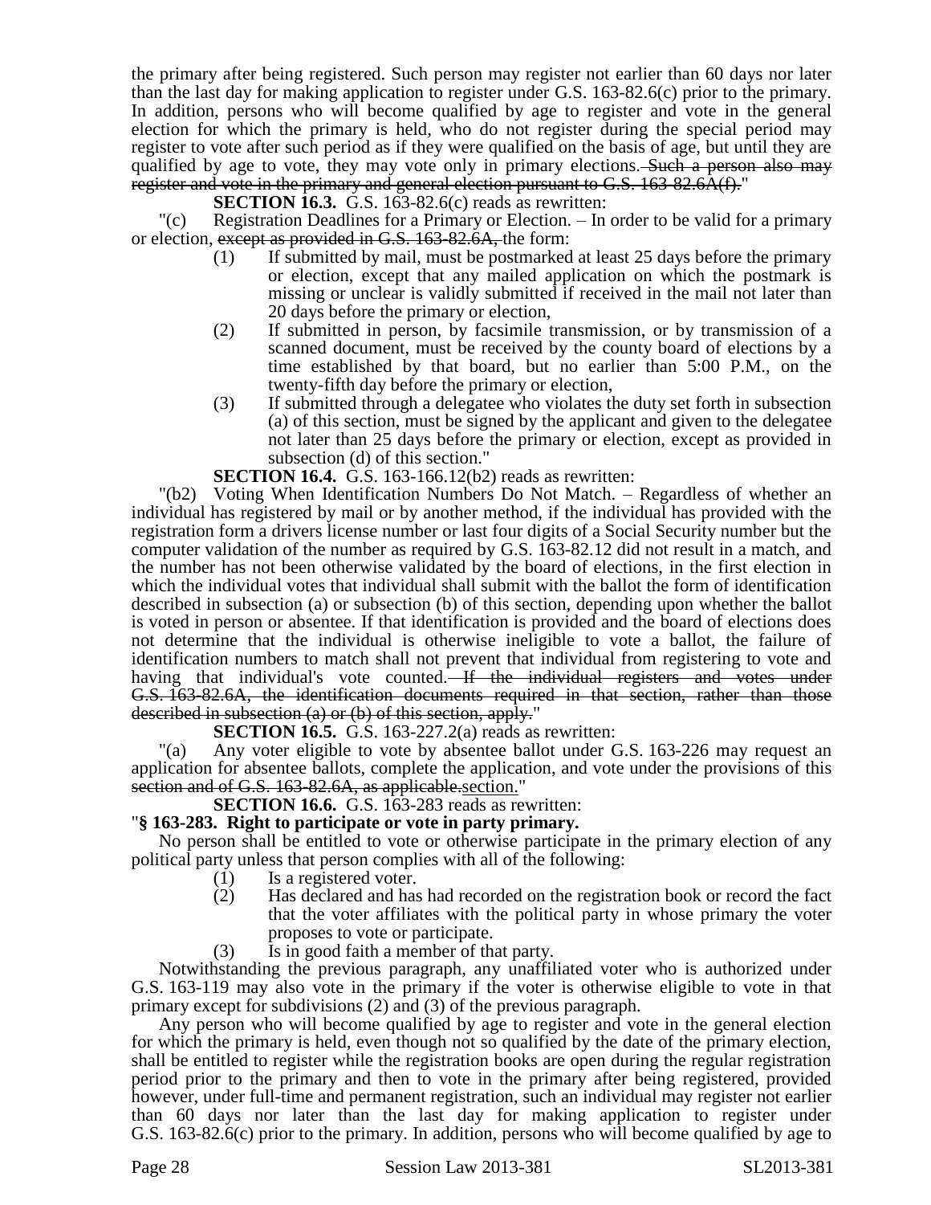the primary after being registered. Such person may register not earlier than 60 days nor later than the last day for making application to register under G.S. 163-82.6(c) prior to the primary. In addition, persons who will become qualified by age to register and vote in the general election for which the primary is held, who do not register during the special period may register to vote after such period as if they were qualified on the basis of age, but until they are qualified by age to vote, they may vote only in primary elections. ~~Such a person also may register and vote in the primary and general election pursuant to G.S. 163-82.6A(f).~~"

**SECTION 16.3.** G.S. 163-82.6(c) reads as rewritten:

"(c) Registration Deadlines for a Primary or Election. – In order to be valid for a primary or election, ~~except as provided in G.S. 163-82.6A,~~ the form:

(1) If submitted by mail, must be postmarked at least 25 days before the primary or election, except that any mailed application on which the postmark is missing or unclear is validly submitted if received in the mail not later than 20 days before the primary or election,

(2) If submitted in person, by facsimile transmission, or by transmission of a scanned document, must be received by the county board of elections by a time established by that board, but no earlier than 5:00 P.M., on the twenty-fifth day before the primary or election,

(3) If submitted through a delegatee who violates the duty set forth in subsection (a) of this section, must be signed by the applicant and given to the delegatee not later than 25 days before the primary or election, except as provided in subsection (d) of this section."

**SECTION 16.4.** G.S. 163-166.12(b2) reads as rewritten:

"(b2) Voting When Identification Numbers Do Not Match. – Regardless of whether an individual has registered by mail or by another method, if the individual has provided with the registration form a drivers license number or last four digits of a Social Security number but the computer validation of the number as required by G.S. 163-82.12 did not result in a match, and the number has not been otherwise validated by the board of elections, in the first election in which the individual votes that individual shall submit with the ballot the form of identification described in subsection (a) or subsection (b) of this section, depending upon whether the ballot is voted in person or absentee. If that identification is provided and the board of elections does not determine that the individual is otherwise ineligible to vote a ballot, the failure of identification numbers to match shall not prevent that individual from registering to vote and having that individual's vote counted. ~~If the individual registers and votes under G.S. 163-82.6A, the identification documents required in that section, rather than those described in subsection (a) or (b) of this section, apply.~~"

**SECTION 16.5.** G.S. 163-227.2(a) reads as rewritten:

"(a) Any voter eligible to vote by absentee ballot under G.S. 163-226 may request an application for absentee ballots, complete the application, and vote under the provisions of this ~~section and of G.S. 163-82.6A, as applicable.~~section."

**SECTION 16.6.** G.S. 163-283 reads as rewritten:

"**§ 163-283. Right to participate or vote in party primary.**

No person shall be entitled to vote or otherwise participate in the primary election of any political party unless that person complies with all of the following:

(1) Is a registered voter.

(2) Has declared and has had recorded on the registration book or record the fact that the voter affiliates with the political party in whose primary the voter proposes to vote or participate.

(3) Is in good faith a member of that party.

Notwithstanding the previous paragraph, any unaffiliated voter who is authorized under G.S. 163-119 may also vote in the primary if the voter is otherwise eligible to vote in that primary except for subdivisions (2) and (3) of the previous paragraph.

Any person who will become qualified by age to register and vote in the general election for which the primary is held, even though not so qualified by the date of the primary election, shall be entitled to register while the registration books are open during the regular registration period prior to the primary and then to vote in the primary after being registered, provided however, under full-time and permanent registration, such an individual may register not earlier than 60 days nor later than the last day for making application to register under G.S. 163-82.6(c) prior to the primary. In addition, persons who will become qualified by age to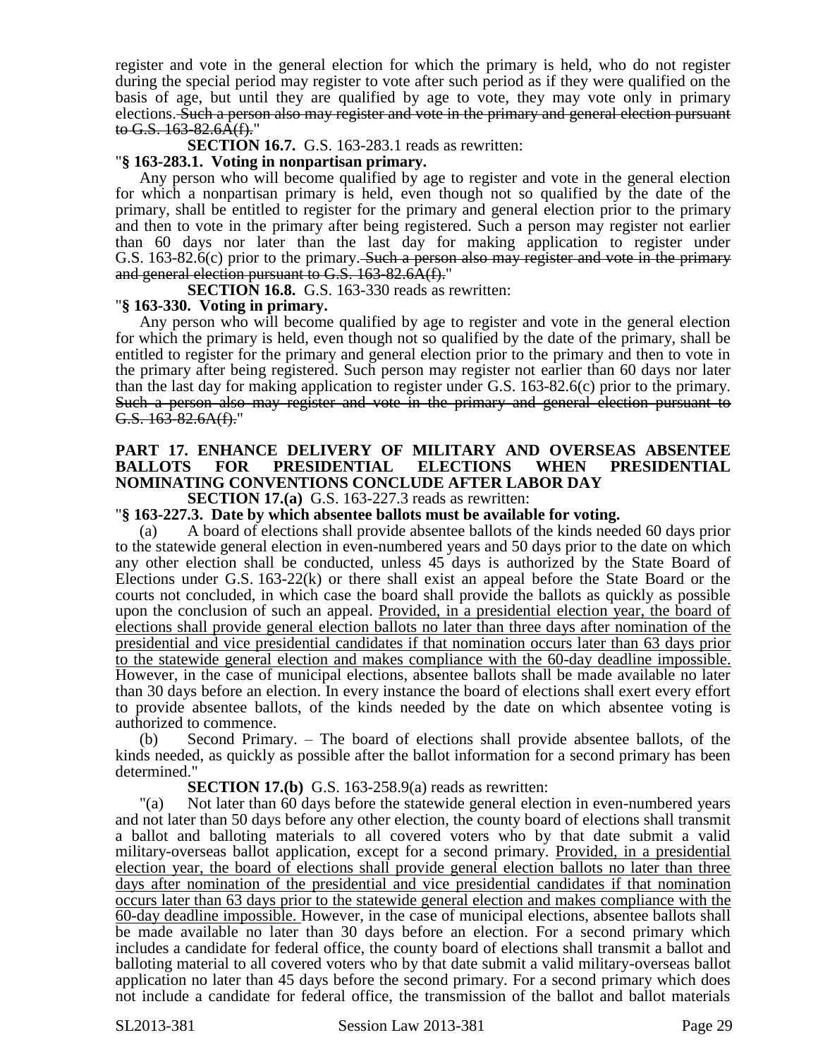register and vote in the general election for which the primary is held, who do not register during the special period may register to vote after such period as if they were qualified on the basis of age, but until they are qualified by age to vote, they may vote only in primary elections. ~~Such a person also may register and vote in the primary and general election pursuant to G.S. 163-82.6A(f).~~"

**SECTION 16.7.** G.S. 163-283.1 reads as rewritten:

"**§ 163-283.1. Voting in nonpartisan primary.**

Any person who will become qualified by age to register and vote in the general election for which a nonpartisan primary is held, even though not so qualified by the date of the primary, shall be entitled to register for the primary and general election prior to the primary and then to vote in the primary after being registered. Such a person may register not earlier than 60 days nor later than the last day for making application to register under G.S. 163-82.6(c) prior to the primary. ~~Such a person also may register and vote in the primary and general election pursuant to G.S. 163-82.6A(f).~~"

**SECTION 16.8.** G.S. 163-330 reads as rewritten:

"**§ 163-330. Voting in primary.**

Any person who will become qualified by age to register and vote in the general election for which the primary is held, even though not so qualified by the date of the primary, shall be entitled to register for the primary and general election prior to the primary and then to vote in the primary after being registered. Such person may register not earlier than 60 days nor later than the last day for making application to register under G.S. 163-82.6(c) prior to the primary. ~~Such a person also may register and vote in the primary and general election pursuant to G.S. 163-82.6A(f).~~"

**PART 17. ENHANCE DELIVERY OF MILITARY AND OVERSEAS ABSENTEE BALLOTS FOR PRESIDENTIAL ELECTIONS WHEN PRESIDENTIAL NOMINATING CONVENTIONS CONCLUDE AFTER LABOR DAY**

**SECTION 17.(a)** G.S. 163-227.3 reads as rewritten:

"**§ 163-227.3. Date by which absentee ballots must be available for voting.**

(a) A board of elections shall provide absentee ballots of the kinds needed 60 days prior to the statewide general election in even-numbered years and 50 days prior to the date on which any other election shall be conducted, unless 45 days is authorized by the State Board of Elections under G.S. 163-22(k) or there shall exist an appeal before the State Board or the courts not concluded, in which case the board shall provide the ballots as quickly as possible upon the conclusion of such an appeal. <u>Provided, in a presidential election year, the board of elections shall provide general election ballots no later than three days after nomination of the presidential and vice presidential candidates if that nomination occurs later than 63 days prior to the statewide general election and makes compliance with the 60-day deadline impossible.</u> However, in the case of municipal elections, absentee ballots shall be made available no later than 30 days before an election. In every instance the board of elections shall exert every effort to provide absentee ballots, of the kinds needed by the date on which absentee voting is authorized to commence.

(b) Second Primary. – The board of elections shall provide absentee ballots, of the kinds needed, as quickly as possible after the ballot information for a second primary has been determined."

**SECTION 17.(b)** G.S. 163-258.9(a) reads as rewritten:

"(a) Not later than 60 days before the statewide general election in even-numbered years and not later than 50 days before any other election, the county board of elections shall transmit a ballot and balloting materials to all covered voters who by that date submit a valid military-overseas ballot application, except for a second primary. <u>Provided, in a presidential election year, the board of elections shall provide general election ballots no later than three days after nomination of the presidential and vice presidential candidates if that nomination occurs later than 63 days prior to the statewide general election and makes compliance with the 60-day deadline impossible.</u> However, in the case of municipal elections, absentee ballots shall be made available no later than 30 days before an election. For a second primary which includes a candidate for federal office, the county board of elections shall transmit a ballot and balloting material to all covered voters who by that date submit a valid military-overseas ballot application no later than 45 days before the second primary. For a second primary which does not include a candidate for federal office, the transmission of the ballot and ballot materials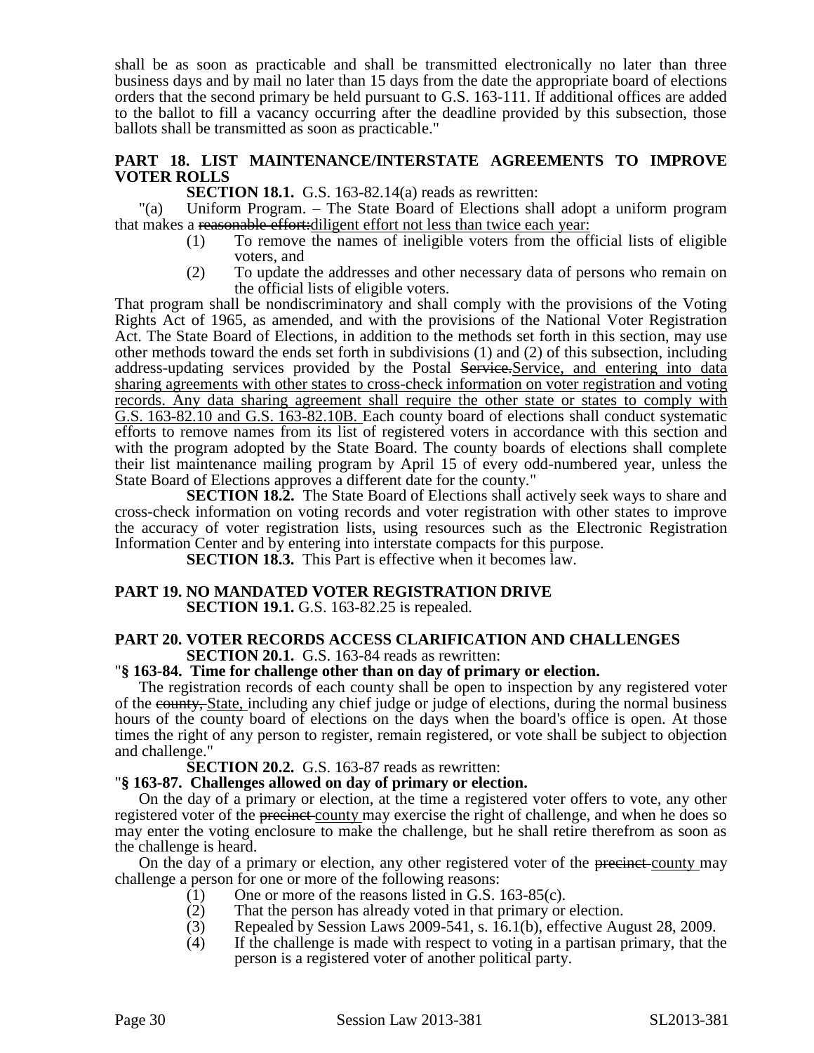shall be as soon as practicable and shall be transmitted electronically no later than three business days and by mail no later than 15 days from the date the appropriate board of elections orders that the second primary be held pursuant to G.S. 163-111. If additional offices are added to the ballot to fill a vacancy occurring after the deadline provided by this subsection, those ballots shall be transmitted as soon as practicable."

**PART 18. LIST MAINTENANCE/INTERSTATE AGREEMENTS TO IMPROVE VOTER ROLLS**

**SECTION 18.1.** G.S. 163-82.14(a) reads as rewritten:

"(a) Uniform Program. – The State Board of Elections shall adopt a uniform program that makes a ~~reasonable effort:~~diligent effort not less than twice each year:

(1) To remove the names of ineligible voters from the official lists of eligible voters, and

(2) To update the addresses and other necessary data of persons who remain on the official lists of eligible voters.

That program shall be nondiscriminatory and shall comply with the provisions of the Voting Rights Act of 1965, as amended, and with the provisions of the National Voter Registration Act. The State Board of Elections, in addition to the methods set forth in this section, may use other methods toward the ends set forth in subdivisions (1) and (2) of this subsection, including address-updating services provided by the Postal ~~Service.~~Service, and entering into data sharing agreements with other states to cross-check information on voter registration and voting records. Any data sharing agreement shall require the other state or states to comply with G.S. 163-82.10 and G.S. 163-82.10B. Each county board of elections shall conduct systematic efforts to remove names from its list of registered voters in accordance with this section and with the program adopted by the State Board. The county boards of elections shall complete their list maintenance mailing program by April 15 of every odd-numbered year, unless the State Board of Elections approves a different date for the county."

**SECTION 18.2.** The State Board of Elections shall actively seek ways to share and cross-check information on voting records and voter registration with other states to improve the accuracy of voter registration lists, using resources such as the Electronic Registration Information Center and by entering into interstate compacts for this purpose.

**SECTION 18.3.** This Part is effective when it becomes law.

**PART 19. NO MANDATED VOTER REGISTRATION DRIVE**

**SECTION 19.1.** G.S. 163-82.25 is repealed.

**PART 20. VOTER RECORDS ACCESS CLARIFICATION AND CHALLENGES**

**SECTION 20.1.** G.S. 163-84 reads as rewritten:

"**§ 163-84. Time for challenge other than on day of primary or election.**

The registration records of each county shall be open to inspection by any registered voter of the ~~county,~~ State, including any chief judge or judge of elections, during the normal business hours of the county board of elections on the days when the board's office is open. At those times the right of any person to register, remain registered, or vote shall be subject to objection and challenge."

**SECTION 20.2.** G.S. 163-87 reads as rewritten:

"**§ 163-87. Challenges allowed on day of primary or election.**

On the day of a primary or election, at the time a registered voter offers to vote, any other registered voter of the ~~precinct~~ county may exercise the right of challenge, and when he does so may enter the voting enclosure to make the challenge, but he shall retire therefrom as soon as the challenge is heard.

On the day of a primary or election, any other registered voter of the ~~precinct~~ county may challenge a person for one or more of the following reasons:

(1) One or more of the reasons listed in G.S. 163-85(c).

(2) That the person has already voted in that primary or election.

(3) Repealed by Session Laws 2009-541, s. 16.1(b), effective August 28, 2009.

(4) If the challenge is made with respect to voting in a partisan primary, that the person is a registered voter of another political party.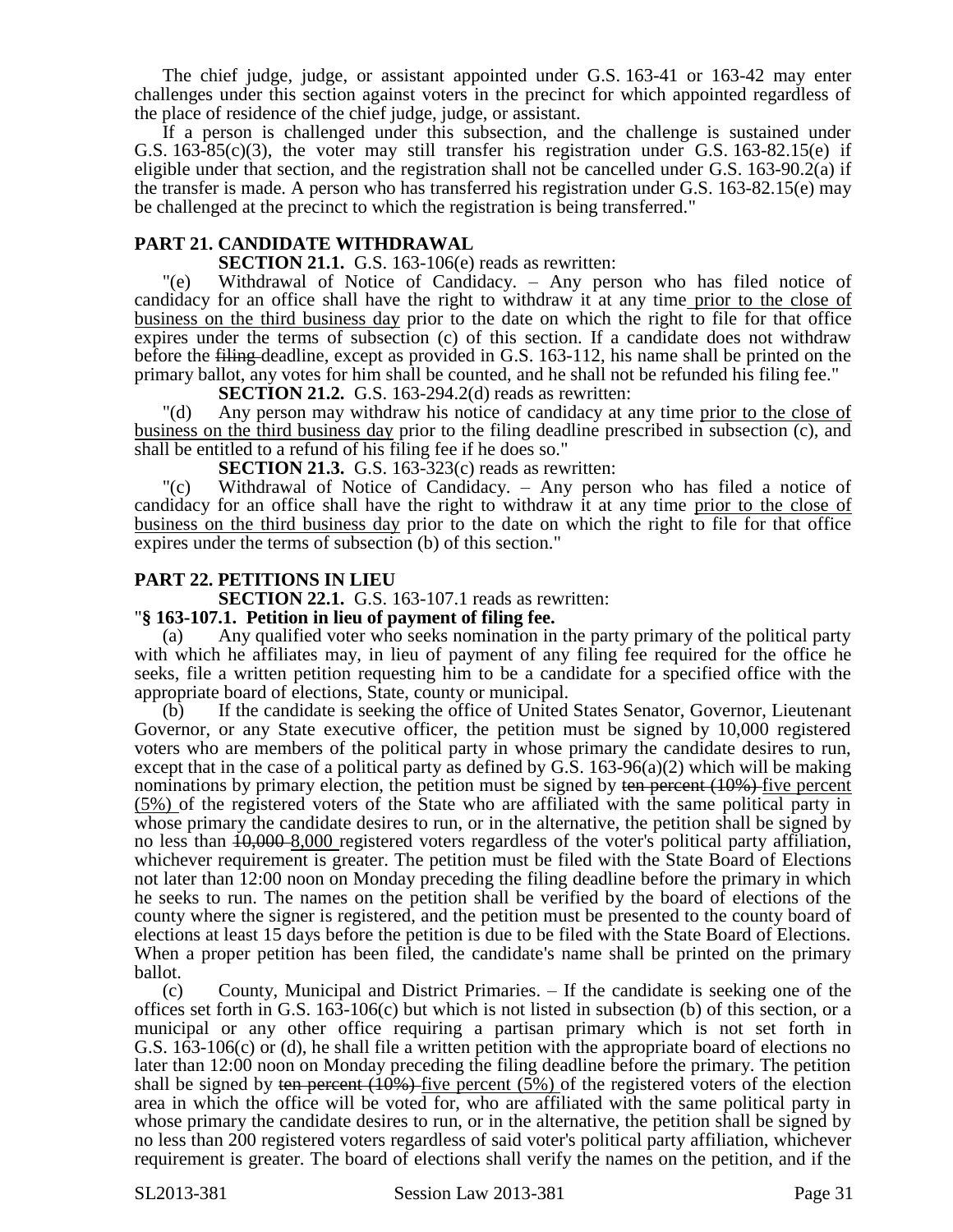The chief judge, judge, or assistant appointed under G.S. 163-41 or 163-42 may enter challenges under this section against voters in the precinct for which appointed regardless of the place of residence of the chief judge, judge, or assistant.

If a person is challenged under this subsection, and the challenge is sustained under G.S. 163-85(c)(3), the voter may still transfer his registration under G.S. 163-82.15(e) if eligible under that section, and the registration shall not be cancelled under G.S. 163-90.2(a) if the transfer is made. A person who has transferred his registration under G.S. 163-82.15(e) may be challenged at the precinct to which the registration is being transferred."

## PART 21. CANDIDATE WITHDRAWAL

**SECTION 21.1.** G.S. 163-106(e) reads as rewritten:

"(e) Withdrawal of Notice of Candidacy. – Any person who has filed notice of candidacy for an office shall have the right to withdraw it at any time <u>prior to the close of business on the third business day</u> prior to the date on which the right to file for that office expires under the terms of subsection (c) of this section. If a candidate does not withdraw before the ~~filing~~ deadline, except as provided in G.S. 163-112, his name shall be printed on the primary ballot, any votes for him shall be counted, and he shall not be refunded his filing fee."

**SECTION 21.2.** G.S. 163-294.2(d) reads as rewritten:

"(d) Any person may withdraw his notice of candidacy at any time <u>prior to the close of business on the third business day</u> prior to the filing deadline prescribed in subsection (c), and shall be entitled to a refund of his filing fee if he does so."

**SECTION 21.3.** G.S. 163-323(c) reads as rewritten:

"(c) Withdrawal of Notice of Candidacy. – Any person who has filed a notice of candidacy for an office shall have the right to withdraw it at any time <u>prior to the close of business on the third business day</u> prior to the date on which the right to file for that office expires under the terms of subsection (b) of this section."

## PART 22. PETITIONS IN LIEU

**SECTION 22.1.** G.S. 163-107.1 reads as rewritten:

"**§ 163-107.1. Petition in lieu of payment of filing fee.**

(a) Any qualified voter who seeks nomination in the party primary of the political party with which he affiliates may, in lieu of payment of any filing fee required for the office he seeks, file a written petition requesting him to be a candidate for a specified office with the appropriate board of elections, State, county or municipal.

(b) If the candidate is seeking the office of United States Senator, Governor, Lieutenant Governor, or any State executive officer, the petition must be signed by 10,000 registered voters who are members of the political party in whose primary the candidate desires to run, except that in the case of a political party as defined by G.S. 163-96(a)(2) which will be making nominations by primary election, the petition must be signed by ~~ten percent (10%)~~ <u>five percent (5%)</u> of the registered voters of the State who are affiliated with the same political party in whose primary the candidate desires to run, or in the alternative, the petition shall be signed by no less than ~~10,000~~ <u>8,000</u> registered voters regardless of the voter's political party affiliation, whichever requirement is greater. The petition must be filed with the State Board of Elections not later than 12:00 noon on Monday preceding the filing deadline before the primary in which he seeks to run. The names on the petition shall be verified by the board of elections of the county where the signer is registered, and the petition must be presented to the county board of elections at least 15 days before the petition is due to be filed with the State Board of Elections. When a proper petition has been filed, the candidate's name shall be printed on the primary ballot.

(c) County, Municipal and District Primaries. – If the candidate is seeking one of the offices set forth in G.S. 163-106(c) but which is not listed in subsection (b) of this section, or a municipal or any other office requiring a partisan primary which is not set forth in G.S. 163-106(c) or (d), he shall file a written petition with the appropriate board of elections no later than 12:00 noon on Monday preceding the filing deadline before the primary. The petition shall be signed by ~~ten percent (10%)~~ <u>five percent (5%)</u> of the registered voters of the election area in which the office will be voted for, who are affiliated with the same political party in whose primary the candidate desires to run, or in the alternative, the petition shall be signed by no less than 200 registered voters regardless of said voter's political party affiliation, whichever requirement is greater. The board of elections shall verify the names on the petition, and if the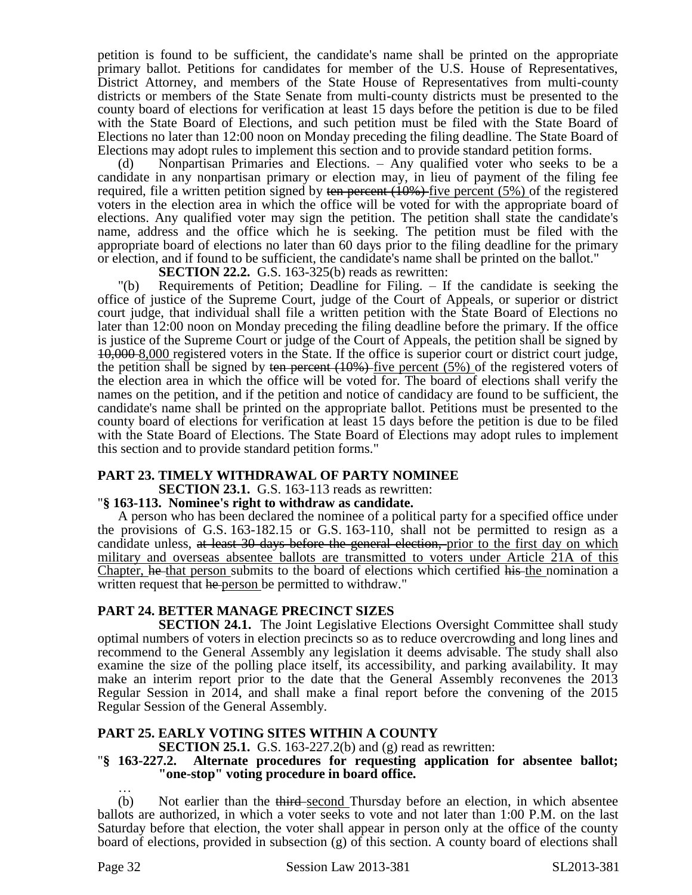petition is found to be sufficient, the candidate's name shall be printed on the appropriate primary ballot. Petitions for candidates for member of the U.S. House of Representatives, District Attorney, and members of the State House of Representatives from multi-county districts or members of the State Senate from multi-county districts must be presented to the county board of elections for verification at least 15 days before the petition is due to be filed with the State Board of Elections, and such petition must be filed with the State Board of Elections no later than 12:00 noon on Monday preceding the filing deadline. The State Board of Elections may adopt rules to implement this section and to provide standard petition forms.

(d) Nonpartisan Primaries and Elections. – Any qualified voter who seeks to be a candidate in any nonpartisan primary or election may, in lieu of payment of the filing fee required, file a written petition signed by ~~ten percent (10%)~~ five percent (5%) of the registered voters in the election area in which the office will be voted for with the appropriate board of elections. Any qualified voter may sign the petition. The petition shall state the candidate's name, address and the office which he is seeking. The petition must be filed with the appropriate board of elections no later than 60 days prior to the filing deadline for the primary or election, and if found to be sufficient, the candidate's name shall be printed on the ballot."

**SECTION 22.2.** G.S. 163-325(b) reads as rewritten:

"(b) Requirements of Petition; Deadline for Filing. – If the candidate is seeking the office of justice of the Supreme Court, judge of the Court of Appeals, or superior or district court judge, that individual shall file a written petition with the State Board of Elections no later than 12:00 noon on Monday preceding the filing deadline before the primary. If the office is justice of the Supreme Court or judge of the Court of Appeals, the petition shall be signed by ~~10,000~~ 8,000 registered voters in the State. If the office is superior court or district court judge, the petition shall be signed by ~~ten percent (10%)~~ five percent (5%) of the registered voters of the election area in which the office will be voted for. The board of elections shall verify the names on the petition, and if the petition and notice of candidacy are found to be sufficient, the candidate's name shall be printed on the appropriate ballot. Petitions must be presented to the county board of elections for verification at least 15 days before the petition is due to be filed with the State Board of Elections. The State Board of Elections may adopt rules to implement this section and to provide standard petition forms."

**PART 23. TIMELY WITHDRAWAL OF PARTY NOMINEE**

**SECTION 23.1.** G.S. 163-113 reads as rewritten:

"**§ 163-113. Nominee's right to withdraw as candidate.**

A person who has been declared the nominee of a political party for a specified office under the provisions of G.S. 163-182.15 or G.S. 163-110, shall not be permitted to resign as a candidate unless, ~~at least 30 days before the general election,~~ prior to the first day on which military and overseas absentee ballots are transmitted to voters under Article 21A of this Chapter, ~~he~~ that person submits to the board of elections which certified ~~his~~ the nomination a written request that ~~he~~ person be permitted to withdraw."

**PART 24. BETTER MANAGE PRECINCT SIZES**

**SECTION 24.1.** The Joint Legislative Elections Oversight Committee shall study optimal numbers of voters in election precincts so as to reduce overcrowding and long lines and recommend to the General Assembly any legislation it deems advisable. The study shall also examine the size of the polling place itself, its accessibility, and parking availability. It may make an interim report prior to the date that the General Assembly reconvenes the 2013 Regular Session in 2014, and shall make a final report before the convening of the 2015 Regular Session of the General Assembly.

**PART 25. EARLY VOTING SITES WITHIN A COUNTY**

**SECTION 25.1.** G.S. 163-227.2(b) and (g) read as rewritten:

"**§ 163-227.2. Alternate procedures for requesting application for absentee ballot; "one-stop" voting procedure in board office.**

…

(b) Not earlier than the ~~third~~ second Thursday before an election, in which absentee ballots are authorized, in which a voter seeks to vote and not later than 1:00 P.M. on the last Saturday before that election, the voter shall appear in person only at the office of the county board of elections, provided in subsection (g) of this section. A county board of elections shall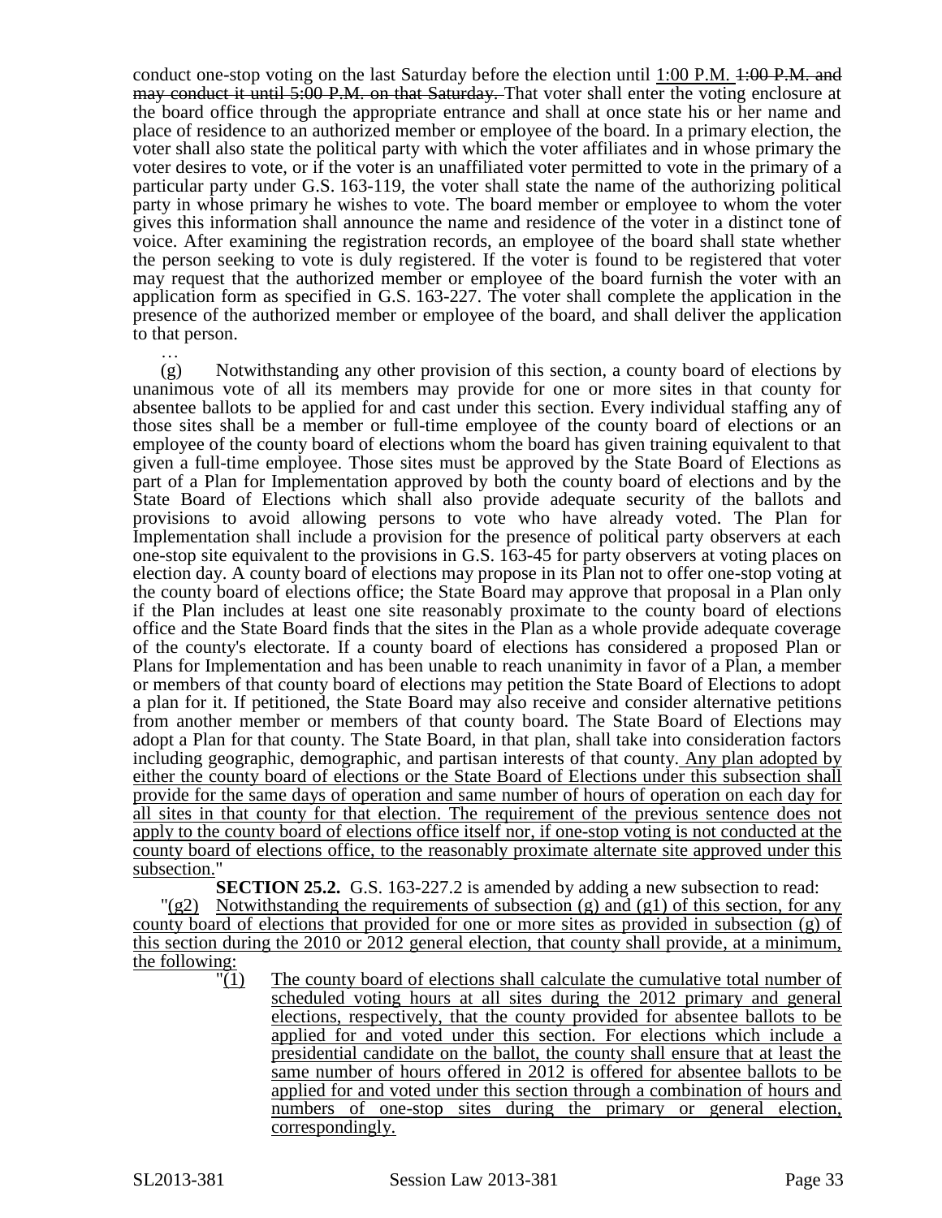conduct one-stop voting on the last Saturday before the election until 1:00 P.M. ~~1:00 P.M. and may conduct it until 5:00 P.M. on that Saturday.~~ That voter shall enter the voting enclosure at the board office through the appropriate entrance and shall at once state his or her name and place of residence to an authorized member or employee of the board. In a primary election, the voter shall also state the political party with which the voter affiliates and in whose primary the voter desires to vote, or if the voter is an unaffiliated voter permitted to vote in the primary of a particular party under G.S. 163-119, the voter shall state the name of the authorizing political party in whose primary he wishes to vote. The board member or employee to whom the voter gives this information shall announce the name and residence of the voter in a distinct tone of voice. After examining the registration records, an employee of the board shall state whether the person seeking to vote is duly registered. If the voter is found to be registered that voter may request that the authorized member or employee of the board furnish the voter with an application form as specified in G.S. 163-227. The voter shall complete the application in the presence of the authorized member or employee of the board, and shall deliver the application to that person.

…

(g) Notwithstanding any other provision of this section, a county board of elections by unanimous vote of all its members may provide for one or more sites in that county for absentee ballots to be applied for and cast under this section. Every individual staffing any of those sites shall be a member or full-time employee of the county board of elections or an employee of the county board of elections whom the board has given training equivalent to that given a full-time employee. Those sites must be approved by the State Board of Elections as part of a Plan for Implementation approved by both the county board of elections and by the State Board of Elections which shall also provide adequate security of the ballots and provisions to avoid allowing persons to vote who have already voted. The Plan for Implementation shall include a provision for the presence of political party observers at each one-stop site equivalent to the provisions in G.S. 163-45 for party observers at voting places on election day. A county board of elections may propose in its Plan not to offer one-stop voting at the county board of elections office; the State Board may approve that proposal in a Plan only if the Plan includes at least one site reasonably proximate to the county board of elections office and the State Board finds that the sites in the Plan as a whole provide adequate coverage of the county's electorate. If a county board of elections has considered a proposed Plan or Plans for Implementation and has been unable to reach unanimity in favor of a Plan, a member or members of that county board of elections may petition the State Board of Elections to adopt a plan for it. If petitioned, the State Board may also receive and consider alternative petitions from another member or members of that county board. The State Board of Elections may adopt a Plan for that county. The State Board, in that plan, shall take into consideration factors including geographic, demographic, and partisan interests of that county. <u>Any plan adopted by either the county board of elections or the State Board of Elections under this subsection shall provide for the same days of operation and same number of hours of operation on each day for all sites in that county for that election. The requirement of the previous sentence does not apply to the county board of elections office itself nor, if one-stop voting is not conducted at the county board of elections office, to the reasonably proximate alternate site approved under this subsection.</u>"

**SECTION 25.2.** G.S. 163-227.2 is amended by adding a new subsection to read:

"<u>(g2) Notwithstanding the requirements of subsection (g) and (g1) of this section, for any county board of elections that provided for one or more sites as provided in subsection (g) of this section during the 2010 or 2012 general election, that county shall provide, at a minimum, the following:</u>

"<u>(1) The county board of elections shall calculate the cumulative total number of scheduled voting hours at all sites during the 2012 primary and general elections, respectively, that the county provided for absentee ballots to be applied for and voted under this section. For elections which include a presidential candidate on the ballot, the county shall ensure that at least the same number of hours offered in 2012 is offered for absentee ballots to be applied for and voted under this section through a combination of hours and numbers of one-stop sites during the primary or general election, correspondingly.</u>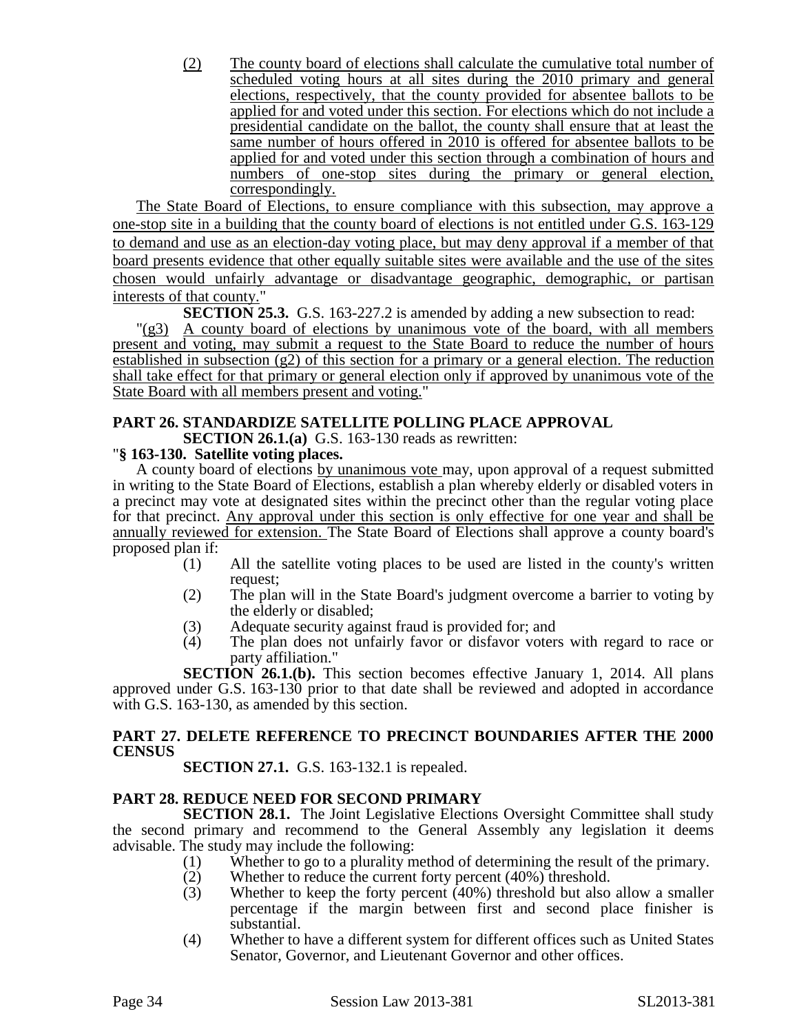(2) The county board of elections shall calculate the cumulative total number of scheduled voting hours at all sites during the 2010 primary and general elections, respectively, that the county provided for absentee ballots to be applied for and voted under this section. For elections which do not include a presidential candidate on the ballot, the county shall ensure that at least the same number of hours offered in 2010 is offered for absentee ballots to be applied for and voted under this section through a combination of hours and numbers of one-stop sites during the primary or general election, correspondingly.

The State Board of Elections, to ensure compliance with this subsection, may approve a one-stop site in a building that the county board of elections is not entitled under G.S. 163-129 to demand and use as an election-day voting place, but may deny approval if a member of that board presents evidence that other equally suitable sites were available and the use of the sites chosen would unfairly advantage or disadvantage geographic, demographic, or partisan interests of that county."

**SECTION 25.3.** G.S. 163-227.2 is amended by adding a new subsection to read:

"(g3) A county board of elections by unanimous vote of the board, with all members present and voting, may submit a request to the State Board to reduce the number of hours established in subsection (g2) of this section for a primary or a general election. The reduction shall take effect for that primary or general election only if approved by unanimous vote of the State Board with all members present and voting."

## PART 26. STANDARDIZE SATELLITE POLLING PLACE APPROVAL

**SECTION 26.1.(a)** G.S. 163-130 reads as rewritten:

"**§ 163-130. Satellite voting places.**

A county board of elections by unanimous vote may, upon approval of a request submitted in writing to the State Board of Elections, establish a plan whereby elderly or disabled voters in a precinct may vote at designated sites within the precinct other than the regular voting place for that precinct. Any approval under this section is only effective for one year and shall be annually reviewed for extension. The State Board of Elections shall approve a county board's proposed plan if:

(1) All the satellite voting places to be used are listed in the county's written request;

(2) The plan will in the State Board's judgment overcome a barrier to voting by the elderly or disabled;

(3) Adequate security against fraud is provided for; and

(4) The plan does not unfairly favor or disfavor voters with regard to race or party affiliation."

**SECTION 26.1.(b).** This section becomes effective January 1, 2014. All plans approved under G.S. 163-130 prior to that date shall be reviewed and adopted in accordance with G.S. 163-130, as amended by this section.

## PART 27. DELETE REFERENCE TO PRECINCT BOUNDARIES AFTER THE 2000 CENSUS

**SECTION 27.1.** G.S. 163-132.1 is repealed.

## PART 28. REDUCE NEED FOR SECOND PRIMARY

**SECTION 28.1.** The Joint Legislative Elections Oversight Committee shall study the second primary and recommend to the General Assembly any legislation it deems advisable. The study may include the following:

(1) Whether to go to a plurality method of determining the result of the primary.

(2) Whether to reduce the current forty percent (40%) threshold.

(3) Whether to keep the forty percent (40%) threshold but also allow a smaller percentage if the margin between first and second place finisher is substantial.

(4) Whether to have a different system for different offices such as United States Senator, Governor, and Lieutenant Governor and other offices.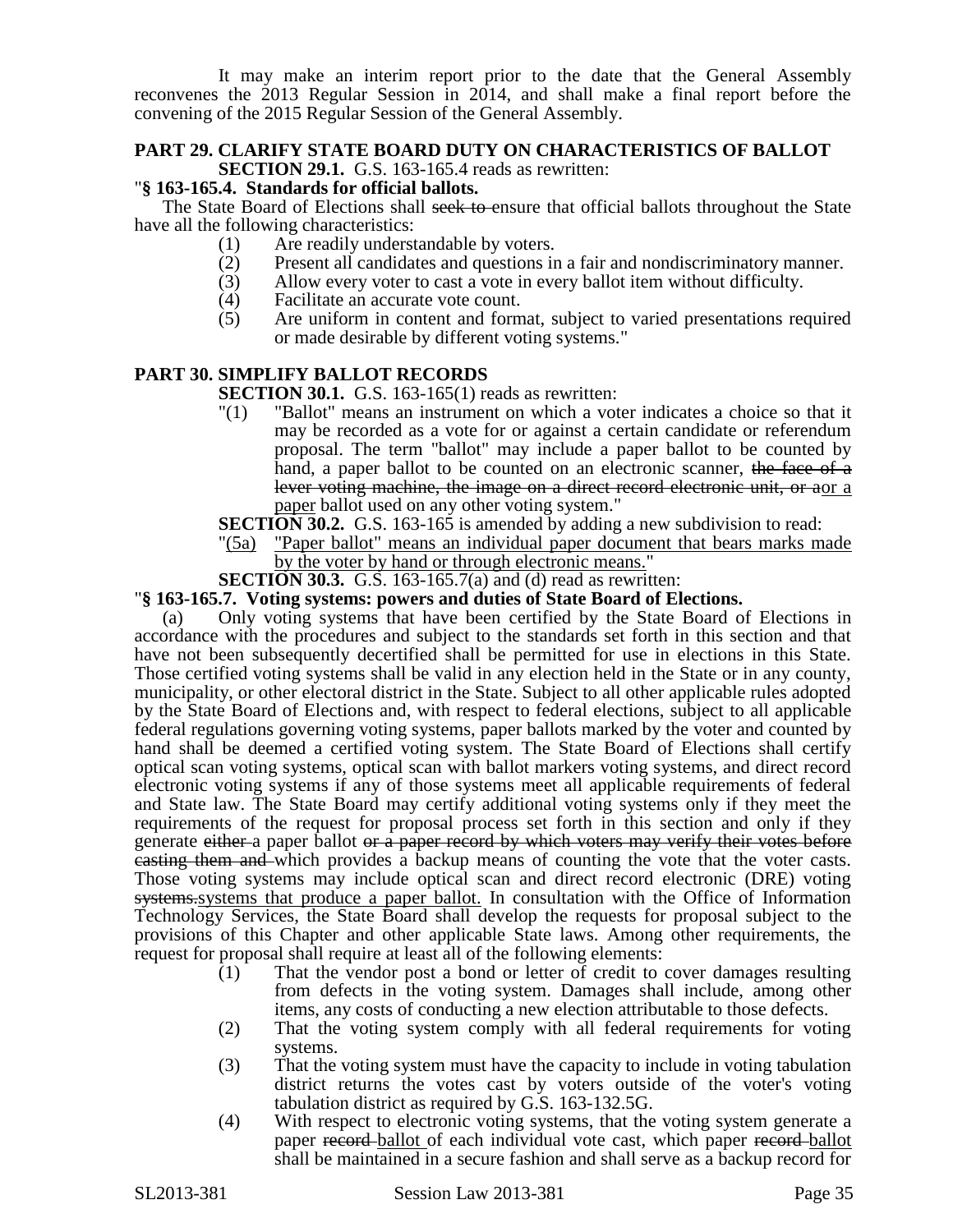It may make an interim report prior to the date that the General Assembly reconvenes the 2013 Regular Session in 2014, and shall make a final report before the convening of the 2015 Regular Session of the General Assembly.

## PART 29. CLARIFY STATE BOARD DUTY ON CHARACTERISTICS OF BALLOT

**SECTION 29.1.** G.S. 163-165.4 reads as rewritten:

"**§ 163-165.4. Standards for official ballots.**

The State Board of Elections shall ~~seek to~~ ensure that official ballots throughout the State have all the following characteristics:

1. Are readily understandable by voters.
2. Present all candidates and questions in a fair and nondiscriminatory manner.
3. Allow every voter to cast a vote in every ballot item without difficulty.
4. Facilitate an accurate vote count.
5. Are uniform in content and format, subject to varied presentations required or made desirable by different voting systems."

## PART 30. SIMPLIFY BALLOT RECORDS

**SECTION 30.1.** G.S. 163-165(1) reads as rewritten:

"(1) "Ballot" means an instrument on which a voter indicates a choice so that it may be recorded as a vote for or against a certain candidate or referendum proposal. The term "ballot" may include a paper ballot to be counted by hand, a paper ballot to be counted on an electronic scanner, ~~the face of a lever voting machine, the image on a direct record electronic unit, or a~~<u>or a paper</u> ballot used on any other voting system."

**SECTION 30.2.** G.S. 163-165 is amended by adding a new subdivision to read:

"<u>(5a) "Paper ballot" means an individual paper document that bears marks made by the voter by hand or through electronic means.</u>"

**SECTION 30.3.** G.S. 163-165.7(a) and (d) read as rewritten:

"**§ 163-165.7. Voting systems: powers and duties of State Board of Elections.**

(a) Only voting systems that have been certified by the State Board of Elections in accordance with the procedures and subject to the standards set forth in this section and that have not been subsequently decertified shall be permitted for use in elections in this State. Those certified voting systems shall be valid in any election held in the State or in any county, municipality, or other electoral district in the State. Subject to all other applicable rules adopted by the State Board of Elections and, with respect to federal elections, subject to all applicable federal regulations governing voting systems, paper ballots marked by the voter and counted by hand shall be deemed a certified voting system. The State Board of Elections shall certify optical scan voting systems, optical scan with ballot markers voting systems, and direct record electronic voting systems if any of those systems meet all applicable requirements of federal and State law. The State Board may certify additional voting systems only if they meet the requirements of the request for proposal process set forth in this section and only if they generate ~~either~~ a paper ballot ~~or a paper record by which voters may verify their votes before casting them and~~ which provides a backup means of counting the vote that the voter casts. Those voting systems may include optical scan and direct record electronic (DRE) voting ~~systems.~~<u>systems that produce a paper ballot.</u> In consultation with the Office of Information Technology Services, the State Board shall develop the requests for proposal subject to the provisions of this Chapter and other applicable State laws. Among other requirements, the request for proposal shall require at least all of the following elements:

1. That the vendor post a bond or letter of credit to cover damages resulting from defects in the voting system. Damages shall include, among other items, any costs of conducting a new election attributable to those defects.
2. That the voting system comply with all federal requirements for voting systems.
3. That the voting system must have the capacity to include in voting tabulation district returns the votes cast by voters outside of the voter's voting tabulation district as required by G.S. 163-132.5G.
4. With respect to electronic voting systems, that the voting system generate a paper ~~record~~ <u>ballot</u> of each individual vote cast, which paper ~~record~~ <u>ballot</u> shall be maintained in a secure fashion and shall serve as a backup record for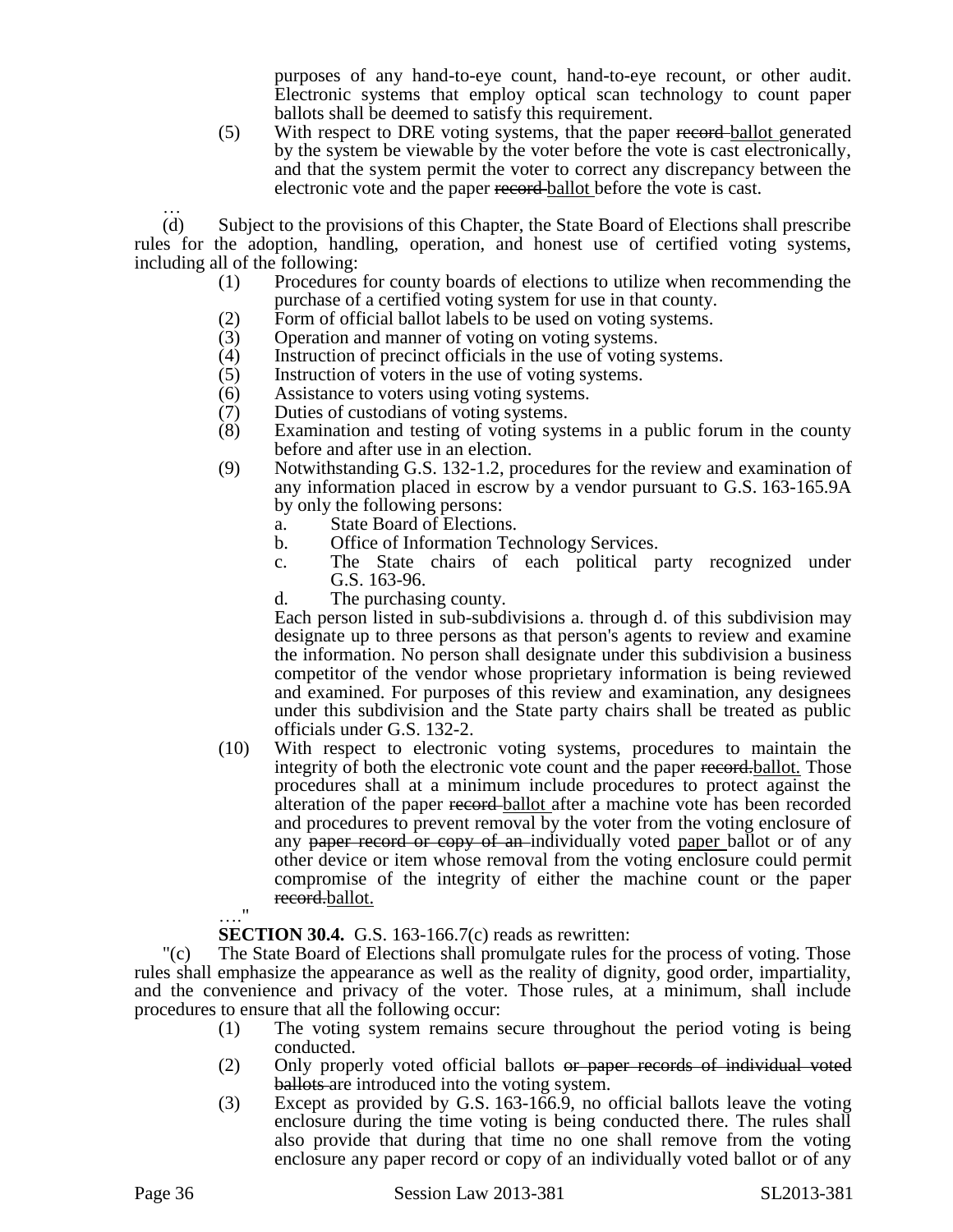purposes of any hand-to-eye count, hand-to-eye recount, or other audit. Electronic systems that employ optical scan technology to count paper ballots shall be deemed to satisfy this requirement.

(5) With respect to DRE voting systems, that the paper ~~record~~ ballot generated by the system be viewable by the voter before the vote is cast electronically, and that the system permit the voter to correct any discrepancy between the electronic vote and the paper ~~record~~ ballot before the vote is cast.

…

(d) Subject to the provisions of this Chapter, the State Board of Elections shall prescribe rules for the adoption, handling, operation, and honest use of certified voting systems, including all of the following:

(1) Procedures for county boards of elections to utilize when recommending the purchase of a certified voting system for use in that county.
(2) Form of official ballot labels to be used on voting systems.
(3) Operation and manner of voting on voting systems.
(4) Instruction of precinct officials in the use of voting systems.
(5) Instruction of voters in the use of voting systems.
(6) Assistance to voters using voting systems.
(7) Duties of custodians of voting systems.
(8) Examination and testing of voting systems in a public forum in the county before and after use in an election.
(9) Notwithstanding G.S. 132-1.2, procedures for the review and examination of any information placed in escrow by a vendor pursuant to G.S. 163-165.9A by only the following persons:
   a. State Board of Elections.
   b. Office of Information Technology Services.
   c. The State chairs of each political party recognized under G.S. 163-96.
   d. The purchasing county.

   Each person listed in sub-subdivisions a. through d. of this subdivision may designate up to three persons as that person's agents to review and examine the information. No person shall designate under this subdivision a business competitor of the vendor whose proprietary information is being reviewed and examined. For purposes of this review and examination, any designees under this subdivision and the State party chairs shall be treated as public officials under G.S. 132-2.
(10) With respect to electronic voting systems, procedures to maintain the integrity of both the electronic vote count and the paper ~~record.~~ballot. Those procedures shall at a minimum include procedures to protect against the alteration of the paper ~~record~~ ballot after a machine vote has been recorded and procedures to prevent removal by the voter from the voting enclosure of any ~~paper record or copy of an~~ individually voted paper ballot or of any other device or item whose removal from the voting enclosure could permit compromise of the integrity of either the machine count or the paper ~~record.~~ballot.

…."

**SECTION 30.4.** G.S. 163-166.7(c) reads as rewritten:

"(c) The State Board of Elections shall promulgate rules for the process of voting. Those rules shall emphasize the appearance as well as the reality of dignity, good order, impartiality, and the convenience and privacy of the voter. Those rules, at a minimum, shall include procedures to ensure that all the following occur:

(1) The voting system remains secure throughout the period voting is being conducted.
(2) Only properly voted official ballots ~~or paper records of individual voted ballots~~ are introduced into the voting system.
(3) Except as provided by G.S. 163-166.9, no official ballots leave the voting enclosure during the time voting is being conducted there. The rules shall also provide that during that time no one shall remove from the voting enclosure any paper record or copy of an individually voted ballot or of any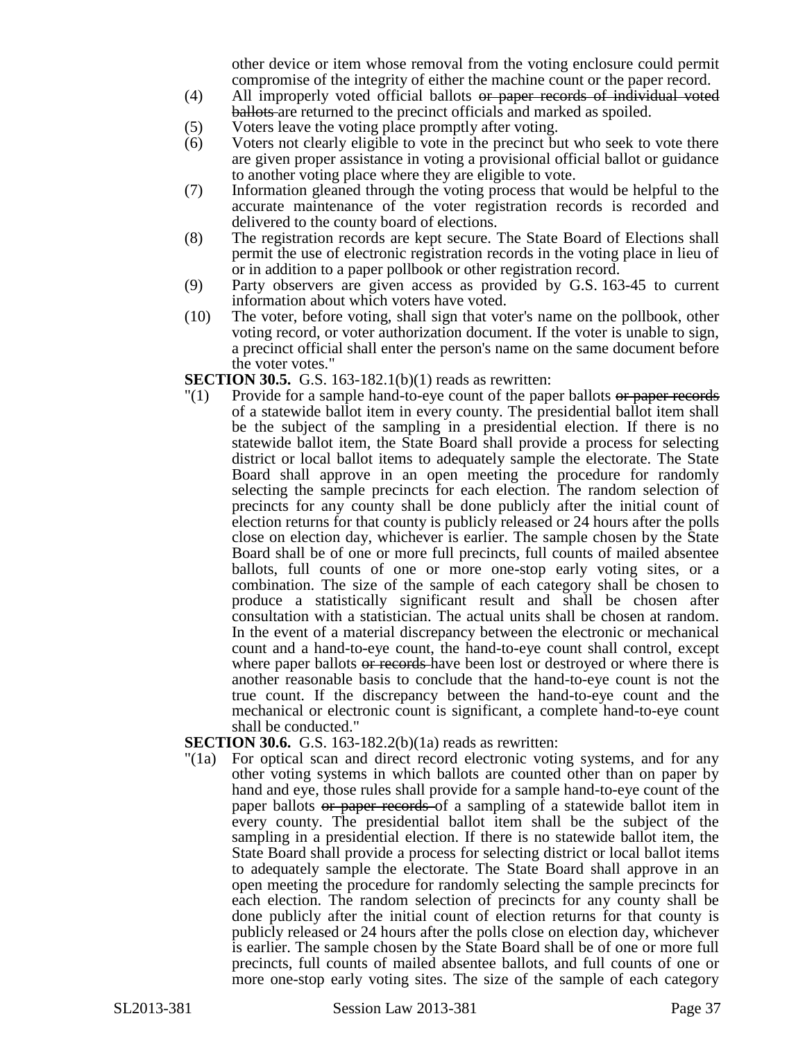other device or item whose removal from the voting enclosure could permit compromise of the integrity of either the machine count or the paper record.

(4) All improperly voted official ballots ~~or paper records of individual voted ballots~~ are returned to the precinct officials and marked as spoiled.

(5) Voters leave the voting place promptly after voting.

(6) Voters not clearly eligible to vote in the precinct but who seek to vote there are given proper assistance in voting a provisional official ballot or guidance to another voting place where they are eligible to vote.

(7) Information gleaned through the voting process that would be helpful to the accurate maintenance of the voter registration records is recorded and delivered to the county board of elections.

(8) The registration records are kept secure. The State Board of Elections shall permit the use of electronic registration records in the voting place in lieu of or in addition to a paper pollbook or other registration record.

(9) Party observers are given access as provided by G.S. 163-45 to current information about which voters have voted.

(10) The voter, before voting, shall sign that voter's name on the pollbook, other voting record, or voter authorization document. If the voter is unable to sign, a precinct official shall enter the person's name on the same document before the voter votes."

**SECTION 30.5.** G.S. 163-182.1(b)(1) reads as rewritten:

"(1) Provide for a sample hand-to-eye count of the paper ballots ~~or paper records~~ of a statewide ballot item in every county. The presidential ballot item shall be the subject of the sampling in a presidential election. If there is no statewide ballot item, the State Board shall provide a process for selecting district or local ballot items to adequately sample the electorate. The State Board shall approve in an open meeting the procedure for randomly selecting the sample precincts for each election. The random selection of precincts for any county shall be done publicly after the initial count of election returns for that county is publicly released or 24 hours after the polls close on election day, whichever is earlier. The sample chosen by the State Board shall be of one or more full precincts, full counts of mailed absentee ballots, full counts of one or more one-stop early voting sites, or a combination. The size of the sample of each category shall be chosen to produce a statistically significant result and shall be chosen after consultation with a statistician. The actual units shall be chosen at random. In the event of a material discrepancy between the electronic or mechanical count and a hand-to-eye count, the hand-to-eye count shall control, except where paper ballots ~~or records~~ have been lost or destroyed or where there is another reasonable basis to conclude that the hand-to-eye count is not the true count. If the discrepancy between the hand-to-eye count and the mechanical or electronic count is significant, a complete hand-to-eye count shall be conducted."

**SECTION 30.6.** G.S. 163-182.2(b)(1a) reads as rewritten:

"(1a) For optical scan and direct record electronic voting systems, and for any other voting systems in which ballots are counted other than on paper by hand and eye, those rules shall provide for a sample hand-to-eye count of the paper ballots ~~or paper records~~ of a sampling of a statewide ballot item in every county. The presidential ballot item shall be the subject of the sampling in a presidential election. If there is no statewide ballot item, the State Board shall provide a process for selecting district or local ballot items to adequately sample the electorate. The State Board shall approve in an open meeting the procedure for randomly selecting the sample precincts for each election. The random selection of precincts for any county shall be done publicly after the initial count of election returns for that county is publicly released or 24 hours after the polls close on election day, whichever is earlier. The sample chosen by the State Board shall be of one or more full precincts, full counts of mailed absentee ballots, and full counts of one or more one-stop early voting sites. The size of the sample of each category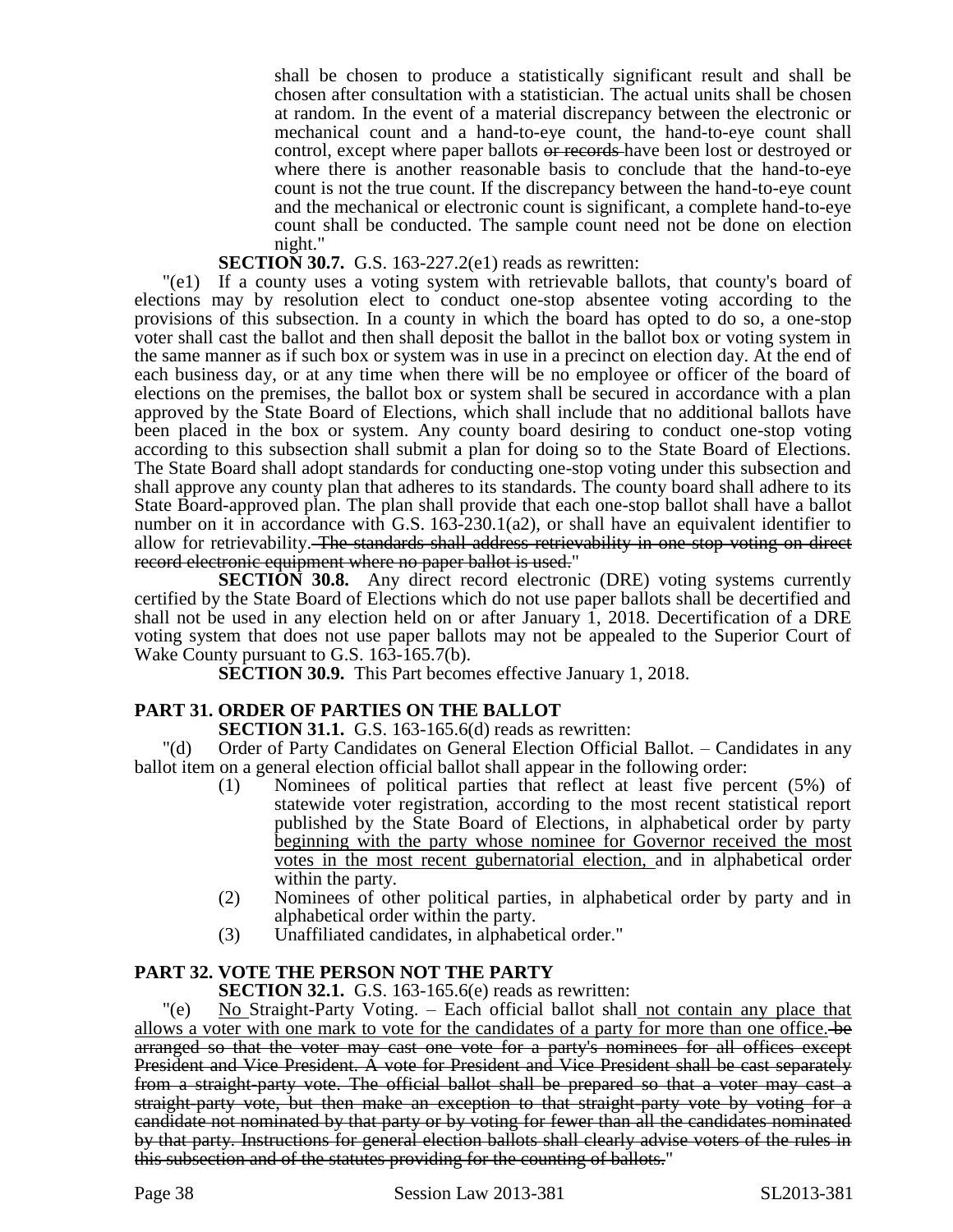shall be chosen to produce a statistically significant result and shall be chosen after consultation with a statistician. The actual units shall be chosen at random. In the event of a material discrepancy between the electronic or mechanical count and a hand-to-eye count, the hand-to-eye count shall control, except where paper ballots ~~or records~~ have been lost or destroyed or where there is another reasonable basis to conclude that the hand-to-eye count is not the true count. If the discrepancy between the hand-to-eye count and the mechanical or electronic count is significant, a complete hand-to-eye count shall be conducted. The sample count need not be done on election night."

**SECTION 30.7.** G.S. 163-227.2(e1) reads as rewritten:

"(e1) If a county uses a voting system with retrievable ballots, that county's board of elections may by resolution elect to conduct one-stop absentee voting according to the provisions of this subsection. In a county in which the board has opted to do so, a one-stop voter shall cast the ballot and then shall deposit the ballot in the ballot box or voting system in the same manner as if such box or system was in use in a precinct on election day. At the end of each business day, or at any time when there will be no employee or officer of the board of elections on the premises, the ballot box or system shall be secured in accordance with a plan approved by the State Board of Elections, which shall include that no additional ballots have been placed in the box or system. Any county board desiring to conduct one-stop voting according to this subsection shall submit a plan for doing so to the State Board of Elections. The State Board shall adopt standards for conducting one-stop voting under this subsection and shall approve any county plan that adheres to its standards. The county board shall adhere to its State Board-approved plan. The plan shall provide that each one-stop ballot shall have a ballot number on it in accordance with G.S. 163-230.1(a2), or shall have an equivalent identifier to allow for retrievability. ~~The standards shall address retrievability in one-stop voting on direct record electronic equipment where no paper ballot is used.~~"

**SECTION 30.8.** Any direct record electronic (DRE) voting systems currently certified by the State Board of Elections which do not use paper ballots shall be decertified and shall not be used in any election held on or after January 1, 2018. Decertification of a DRE voting system that does not use paper ballots may not be appealed to the Superior Court of Wake County pursuant to G.S. 163-165.7(b).

**SECTION 30.9.** This Part becomes effective January 1, 2018.

## PART 31. ORDER OF PARTIES ON THE BALLOT

**SECTION 31.1.** G.S. 163-165.6(d) reads as rewritten:

"(d) Order of Party Candidates on General Election Official Ballot. – Candidates in any ballot item on a general election official ballot shall appear in the following order:

(1) Nominees of political parties that reflect at least five percent (5%) of statewide voter registration, according to the most recent statistical report published by the State Board of Elections, in alphabetical order by party <u>beginning with the party whose nominee for Governor received the most votes in the most recent gubernatorial election,</u> and in alphabetical order within the party.

(2) Nominees of other political parties, in alphabetical order by party and in alphabetical order within the party.

(3) Unaffiliated candidates, in alphabetical order."

## PART 32. VOTE THE PERSON NOT THE PARTY

**SECTION 32.1.** G.S. 163-165.6(e) reads as rewritten:

"(e) <u>No</u> Straight-Party Voting. – Each official ballot shall <u>not contain any place that allows a voter with one mark to vote for the candidates of a party for more than one office.</u> ~~be arranged so that the voter may cast one vote for a party's nominees for all offices except President and Vice President. A vote for President and Vice President shall be cast separately from a straight-party vote. The official ballot shall be prepared so that a voter may cast a straight-party vote, but then make an exception to that straight-party vote by voting for a candidate not nominated by that party or by voting for fewer than all the candidates nominated by that party. Instructions for general election ballots shall clearly advise voters of the rules in this subsection and of the statutes providing for the counting of ballots.~~"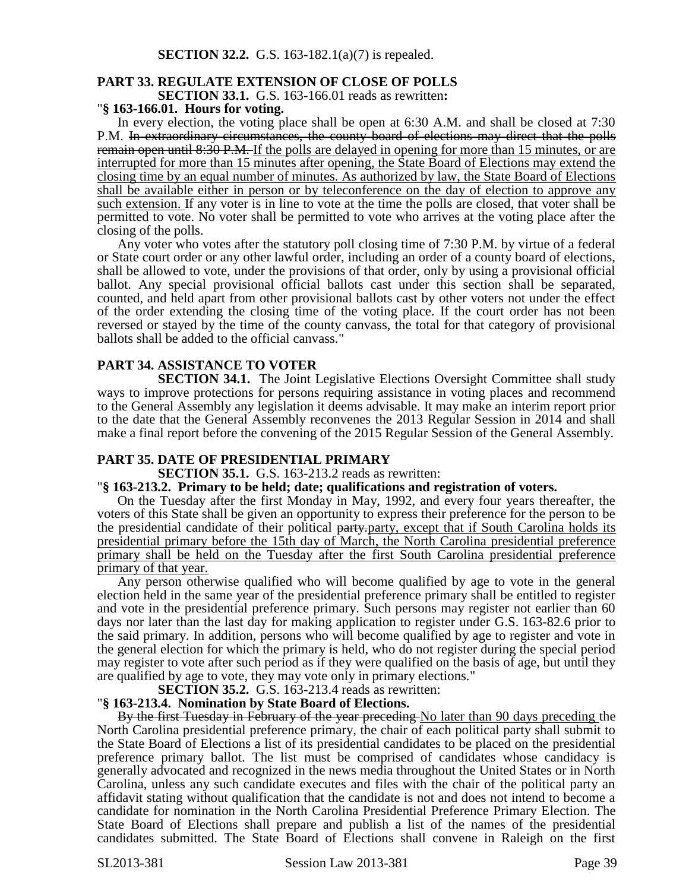**SECTION 32.2.** G.S. 163-182.1(a)(7) is repealed.

## PART 33. REGULATE EXTENSION OF CLOSE OF POLLS

**SECTION 33.1.** G.S. 163-166.01 reads as rewritten**:**

"**§ 163-166.01. Hours for voting.**

In every election, the voting place shall be open at 6:30 A.M. and shall be closed at 7:30 P.M. ~~In extraordinary circumstances, the county board of elections may direct that the polls remain open until 8:30 P.M.~~ If the polls are delayed in opening for more than 15 minutes, or are interrupted for more than 15 minutes after opening, the State Board of Elections may extend the closing time by an equal number of minutes. As authorized by law, the State Board of Elections shall be available either in person or by teleconference on the day of election to approve any such extension. If any voter is in line to vote at the time the polls are closed, that voter shall be permitted to vote. No voter shall be permitted to vote who arrives at the voting place after the closing of the polls.

Any voter who votes after the statutory poll closing time of 7:30 P.M. by virtue of a federal or State court order or any other lawful order, including an order of a county board of elections, shall be allowed to vote, under the provisions of that order, only by using a provisional official ballot. Any special provisional official ballots cast under this section shall be separated, counted, and held apart from other provisional ballots cast by other voters not under the effect of the order extending the closing time of the voting place. If the court order has not been reversed or stayed by the time of the county canvass, the total for that category of provisional ballots shall be added to the official canvass."

## PART 34. ASSISTANCE TO VOTER

**SECTION 34.1.** The Joint Legislative Elections Oversight Committee shall study ways to improve protections for persons requiring assistance in voting places and recommend to the General Assembly any legislation it deems advisable. It may make an interim report prior to the date that the General Assembly reconvenes the 2013 Regular Session in 2014 and shall make a final report before the convening of the 2015 Regular Session of the General Assembly.

## PART 35. DATE OF PRESIDENTIAL PRIMARY

**SECTION 35.1.** G.S. 163-213.2 reads as rewritten:

"**§ 163-213.2. Primary to be held; date; qualifications and registration of voters.**

On the Tuesday after the first Monday in May, 1992, and every four years thereafter, the voters of this State shall be given an opportunity to express their preference for the person to be the presidential candidate of their political ~~party.~~party, except that if South Carolina holds its presidential primary before the 15th day of March, the North Carolina presidential preference primary shall be held on the Tuesday after the first South Carolina presidential preference primary of that year.

Any person otherwise qualified who will become qualified by age to vote in the general election held in the same year of the presidential preference primary shall be entitled to register and vote in the presidential preference primary. Such persons may register not earlier than 60 days nor later than the last day for making application to register under G.S. 163-82.6 prior to the said primary. In addition, persons who will become qualified by age to register and vote in the general election for which the primary is held, who do not register during the special period may register to vote after such period as if they were qualified on the basis of age, but until they are qualified by age to vote, they may vote only in primary elections."

**SECTION 35.2.** G.S. 163-213.4 reads as rewritten:

"**§ 163-213.4. Nomination by State Board of Elections.**

~~By the first Tuesday in February of the year preceding~~ No later than 90 days preceding the North Carolina presidential preference primary, the chair of each political party shall submit to the State Board of Elections a list of its presidential candidates to be placed on the presidential preference primary ballot. The list must be comprised of candidates whose candidacy is generally advocated and recognized in the news media throughout the United States or in North Carolina, unless any such candidate executes and files with the chair of the political party an affidavit stating without qualification that the candidate is not and does not intend to become a candidate for nomination in the North Carolina Presidential Preference Primary Election. The State Board of Elections shall prepare and publish a list of the names of the presidential candidates submitted. The State Board of Elections shall convene in Raleigh on the first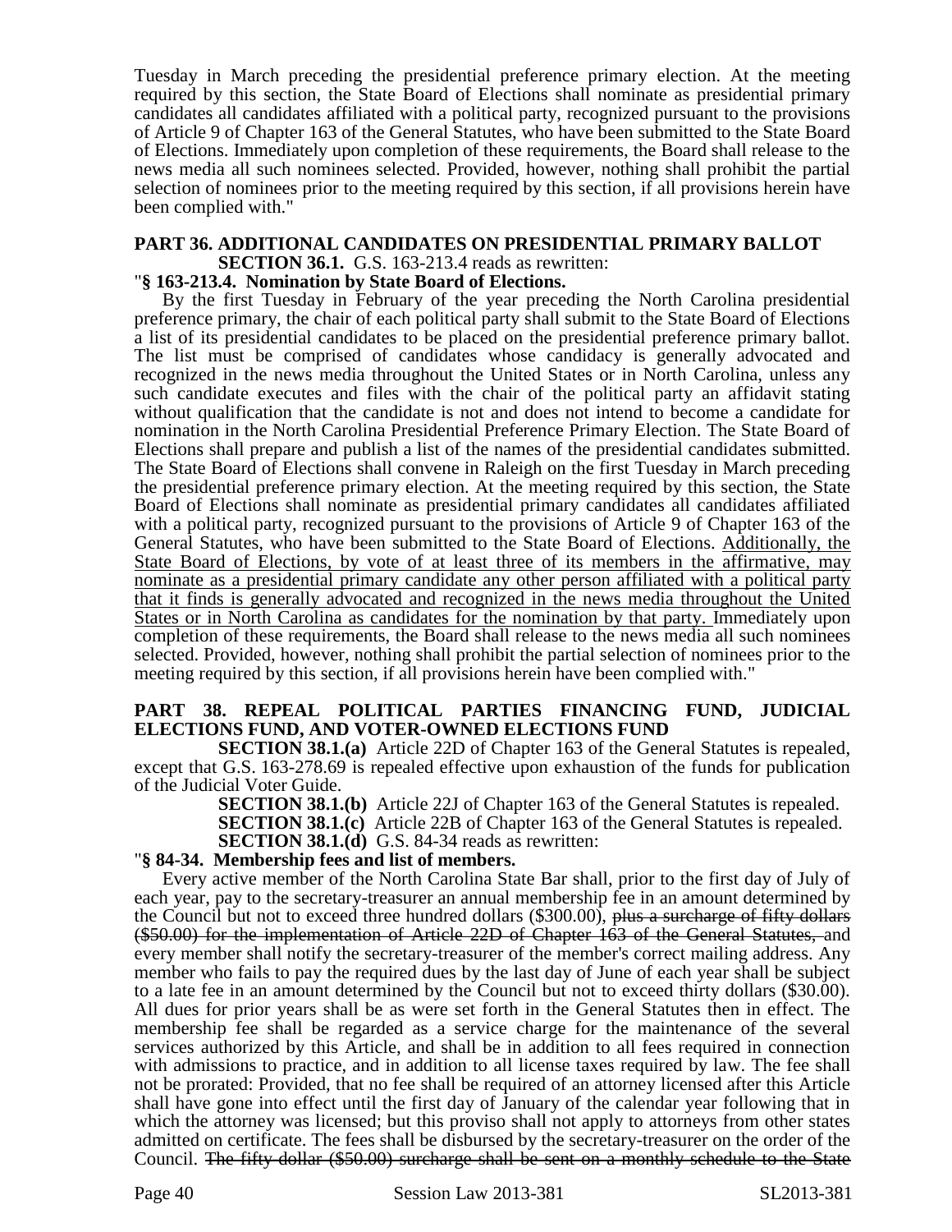Tuesday in March preceding the presidential preference primary election. At the meeting required by this section, the State Board of Elections shall nominate as presidential primary candidates all candidates affiliated with a political party, recognized pursuant to the provisions of Article 9 of Chapter 163 of the General Statutes, who have been submitted to the State Board of Elections. Immediately upon completion of these requirements, the Board shall release to the news media all such nominees selected. Provided, however, nothing shall prohibit the partial selection of nominees prior to the meeting required by this section, if all provisions herein have been complied with."

## PART 36. ADDITIONAL CANDIDATES ON PRESIDENTIAL PRIMARY BALLOT

**SECTION 36.1.** G.S. 163-213.4 reads as rewritten:

"**§ 163-213.4. Nomination by State Board of Elections.**

By the first Tuesday in February of the year preceding the North Carolina presidential preference primary, the chair of each political party shall submit to the State Board of Elections a list of its presidential candidates to be placed on the presidential preference primary ballot. The list must be comprised of candidates whose candidacy is generally advocated and recognized in the news media throughout the United States or in North Carolina, unless any such candidate executes and files with the chair of the political party an affidavit stating without qualification that the candidate is not and does not intend to become a candidate for nomination in the North Carolina Presidential Preference Primary Election. The State Board of Elections shall prepare and publish a list of the names of the presidential candidates submitted. The State Board of Elections shall convene in Raleigh on the first Tuesday in March preceding the presidential preference primary election. At the meeting required by this section, the State Board of Elections shall nominate as presidential primary candidates all candidates affiliated with a political party, recognized pursuant to the provisions of Article 9 of Chapter 163 of the General Statutes, who have been submitted to the State Board of Elections. <u>Additionally, the State Board of Elections, by vote of at least three of its members in the affirmative, may nominate as a presidential primary candidate any other person affiliated with a political party that it finds is generally advocated and recognized in the news media throughout the United States or in North Carolina as candidates for the nomination by that party.</u> Immediately upon completion of these requirements, the Board shall release to the news media all such nominees selected. Provided, however, nothing shall prohibit the partial selection of nominees prior to the meeting required by this section, if all provisions herein have been complied with."

## PART 38. REPEAL POLITICAL PARTIES FINANCING FUND, JUDICIAL ELECTIONS FUND, AND VOTER-OWNED ELECTIONS FUND

**SECTION 38.1.(a)** Article 22D of Chapter 163 of the General Statutes is repealed, except that G.S. 163-278.69 is repealed effective upon exhaustion of the funds for publication of the Judicial Voter Guide.

**SECTION 38.1.(b)** Article 22J of Chapter 163 of the General Statutes is repealed.

**SECTION 38.1.(c)** Article 22B of Chapter 163 of the General Statutes is repealed.

**SECTION 38.1.(d)** G.S. 84-34 reads as rewritten:

"**§ 84-34. Membership fees and list of members.**

Every active member of the North Carolina State Bar shall, prior to the first day of July of each year, pay to the secretary-treasurer an annual membership fee in an amount determined by the Council but not to exceed three hundred dollars ($300.00), ~~plus a surcharge of fifty dollars ($50.00) for the implementation of Article 22D of Chapter 163 of the General Statutes,~~ and every member shall notify the secretary-treasurer of the member's correct mailing address. Any member who fails to pay the required dues by the last day of June of each year shall be subject to a late fee in an amount determined by the Council but not to exceed thirty dollars ($30.00). All dues for prior years shall be as were set forth in the General Statutes then in effect. The membership fee shall be regarded as a service charge for the maintenance of the several services authorized by this Article, and shall be in addition to all fees required in connection with admissions to practice, and in addition to all license taxes required by law. The fee shall not be prorated: Provided, that no fee shall be required of an attorney licensed after this Article shall have gone into effect until the first day of January of the calendar year following that in which the attorney was licensed; but this proviso shall not apply to attorneys from other states admitted on certificate. The fees shall be disbursed by the secretary-treasurer on the order of the Council. ~~The fifty dollar ($50.00) surcharge shall be sent on a monthly schedule to the State~~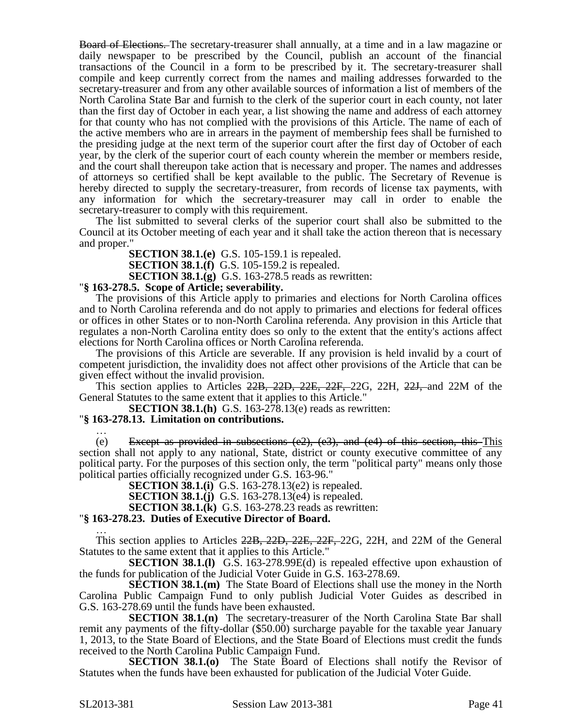~~Board of Elections.~~ The secretary-treasurer shall annually, at a time and in a law magazine or daily newspaper to be prescribed by the Council, publish an account of the financial transactions of the Council in a form to be prescribed by it. The secretary-treasurer shall compile and keep currently correct from the names and mailing addresses forwarded to the secretary-treasurer and from any other available sources of information a list of members of the North Carolina State Bar and furnish to the clerk of the superior court in each county, not later than the first day of October in each year, a list showing the name and address of each attorney for that county who has not complied with the provisions of this Article. The name of each of the active members who are in arrears in the payment of membership fees shall be furnished to the presiding judge at the next term of the superior court after the first day of October of each year, by the clerk of the superior court of each county wherein the member or members reside, and the court shall thereupon take action that is necessary and proper. The names and addresses of attorneys so certified shall be kept available to the public. The Secretary of Revenue is hereby directed to supply the secretary-treasurer, from records of license tax payments, with any information for which the secretary-treasurer may call in order to enable the secretary-treasurer to comply with this requirement.

The list submitted to several clerks of the superior court shall also be submitted to the Council at its October meeting of each year and it shall take the action thereon that is necessary and proper."

**SECTION 38.1.(e)** G.S. 105-159.1 is repealed.

**SECTION 38.1.(f)** G.S. 105-159.2 is repealed.

**SECTION 38.1.(g)** G.S. 163-278.5 reads as rewritten:

"**§ 163-278.5. Scope of Article; severability.**

The provisions of this Article apply to primaries and elections for North Carolina offices and to North Carolina referenda and do not apply to primaries and elections for federal offices or offices in other States or to non-North Carolina referenda. Any provision in this Article that regulates a non-North Carolina entity does so only to the extent that the entity's actions affect elections for North Carolina offices or North Carolina referenda.

The provisions of this Article are severable. If any provision is held invalid by a court of competent jurisdiction, the invalidity does not affect other provisions of the Article that can be given effect without the invalid provision.

This section applies to Articles ~~22B, 22D, 22E, 22F,~~ 22G, 22H, ~~22J,~~ and 22M of the General Statutes to the same extent that it applies to this Article."

**SECTION 38.1.(h)** G.S. 163-278.13(e) reads as rewritten:

"**§ 163-278.13. Limitation on contributions.**

…

(e) ~~Except as provided in subsections (e2), (e3), and (e4) of this section, this~~ This section shall not apply to any national, State, district or county executive committee of any political party. For the purposes of this section only, the term "political party" means only those political parties officially recognized under G.S. 163-96."

**SECTION 38.1.(i)** G.S. 163-278.13(e2) is repealed.

**SECTION 38.1.(j)** G.S. 163-278.13(e4) is repealed.

**SECTION 38.1.(k)** G.S. 163-278.23 reads as rewritten:

"**§ 163-278.23. Duties of Executive Director of Board.**

…

This section applies to Articles ~~22B, 22D, 22E, 22F,~~ 22G, 22H, and 22M of the General Statutes to the same extent that it applies to this Article."

**SECTION 38.1.(l)** G.S. 163-278.99E(d) is repealed effective upon exhaustion of the funds for publication of the Judicial Voter Guide in G.S. 163-278.69.

**SECTION 38.1.(m)** The State Board of Elections shall use the money in the North Carolina Public Campaign Fund to only publish Judicial Voter Guides as described in G.S. 163-278.69 until the funds have been exhausted.

**SECTION 38.1.(n)** The secretary-treasurer of the North Carolina State Bar shall remit any payments of the fifty-dollar ($50.00) surcharge payable for the taxable year January 1, 2013, to the State Board of Elections, and the State Board of Elections must credit the funds received to the North Carolina Public Campaign Fund.

**SECTION 38.1.(o)** The State Board of Elections shall notify the Revisor of Statutes when the funds have been exhausted for publication of the Judicial Voter Guide.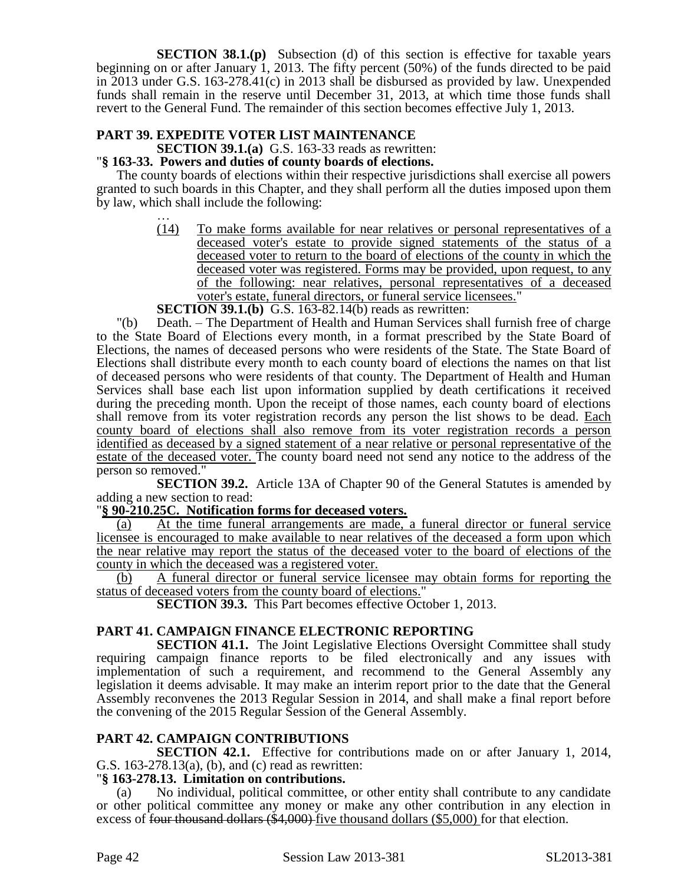**SECTION 38.1.(p)** Subsection (d) of this section is effective for taxable years beginning on or after January 1, 2013. The fifty percent (50%) of the funds directed to be paid in 2013 under G.S. 163-278.41(c) in 2013 shall be disbursed as provided by law. Unexpended funds shall remain in the reserve until December 31, 2013, at which time those funds shall revert to the General Fund. The remainder of this section becomes effective July 1, 2013.

## PART 39. EXPEDITE VOTER LIST MAINTENANCE

**SECTION 39.1.(a)** G.S. 163-33 reads as rewritten:

"**§ 163-33. Powers and duties of county boards of elections.**

The county boards of elections within their respective jurisdictions shall exercise all powers granted to such boards in this Chapter, and they shall perform all the duties imposed upon them by law, which shall include the following:

…

(14) To make forms available for near relatives or personal representatives of a deceased voter's estate to provide signed statements of the status of a deceased voter to return to the board of elections of the county in which the deceased voter was registered. Forms may be provided, upon request, to any of the following: near relatives, personal representatives of a deceased voter's estate, funeral directors, or funeral service licensees."

**SECTION 39.1.(b)** G.S. 163-82.14(b) reads as rewritten:

"(b) Death. – The Department of Health and Human Services shall furnish free of charge to the State Board of Elections every month, in a format prescribed by the State Board of Elections, the names of deceased persons who were residents of the State. The State Board of Elections shall distribute every month to each county board of elections the names on that list of deceased persons who were residents of that county. The Department of Health and Human Services shall base each list upon information supplied by death certifications it received during the preceding month. Upon the receipt of those names, each county board of elections shall remove from its voter registration records any person the list shows to be dead. Each county board of elections shall also remove from its voter registration records a person identified as deceased by a signed statement of a near relative or personal representative of the estate of the deceased voter. The county board need not send any notice to the address of the person so removed."

**SECTION 39.2.** Article 13A of Chapter 90 of the General Statutes is amended by adding a new section to read:

"**§ 90-210.25C. Notification forms for deceased voters.**

(a) At the time funeral arrangements are made, a funeral director or funeral service licensee is encouraged to make available to near relatives of the deceased a form upon which the near relative may report the status of the deceased voter to the board of elections of the county in which the deceased was a registered voter.

(b) A funeral director or funeral service licensee may obtain forms for reporting the status of deceased voters from the county board of elections."

**SECTION 39.3.** This Part becomes effective October 1, 2013.

## PART 41. CAMPAIGN FINANCE ELECTRONIC REPORTING

**SECTION 41.1.** The Joint Legislative Elections Oversight Committee shall study requiring campaign finance reports to be filed electronically and any issues with implementation of such a requirement, and recommend to the General Assembly any legislation it deems advisable. It may make an interim report prior to the date that the General Assembly reconvenes the 2013 Regular Session in 2014, and shall make a final report before the convening of the 2015 Regular Session of the General Assembly.

## PART 42. CAMPAIGN CONTRIBUTIONS

**SECTION 42.1.** Effective for contributions made on or after January 1, 2014, G.S. 163-278.13(a), (b), and (c) read as rewritten:

"**§ 163-278.13. Limitation on contributions.**

(a) No individual, political committee, or other entity shall contribute to any candidate or other political committee any money or make any other contribution in any election in excess of ~~four thousand dollars ($4,000)~~ five thousand dollars ($5,000) for that election.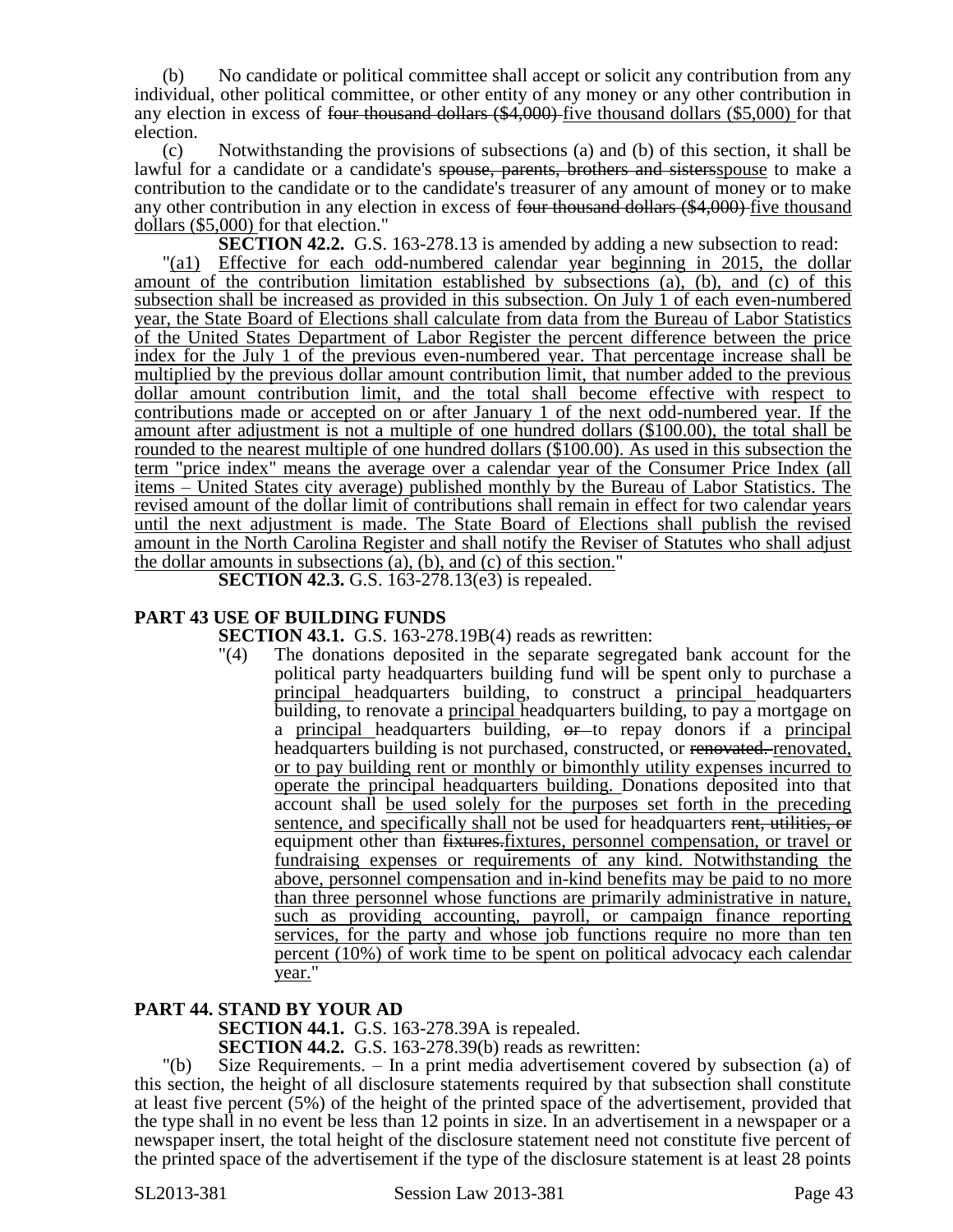(b) No candidate or political committee shall accept or solicit any contribution from any individual, other political committee, or other entity of any money or any other contribution in any election in excess of ~~four thousand dollars ($4,000)~~ five thousand dollars ($5,000) for that election.

(c) Notwithstanding the provisions of subsections (a) and (b) of this section, it shall be lawful for a candidate or a candidate's ~~spouse, parents, brothers and sisters~~spouse to make a contribution to the candidate or to the candidate's treasurer of any amount of money or to make any other contribution in any election in excess of ~~four thousand dollars ($4,000)~~ five thousand dollars ($5,000) for that election."

**SECTION 42.2.** G.S. 163-278.13 is amended by adding a new subsection to read:

"(a1) Effective for each odd-numbered calendar year beginning in 2015, the dollar amount of the contribution limitation established by subsections (a), (b), and (c) of this subsection shall be increased as provided in this subsection. On July 1 of each even-numbered year, the State Board of Elections shall calculate from data from the Bureau of Labor Statistics of the United States Department of Labor Register the percent difference between the price index for the July 1 of the previous even-numbered year. That percentage increase shall be multiplied by the previous dollar amount contribution limit, that number added to the previous dollar amount contribution limit, and the total shall become effective with respect to contributions made or accepted on or after January 1 of the next odd-numbered year. If the amount after adjustment is not a multiple of one hundred dollars ($100.00), the total shall be rounded to the nearest multiple of one hundred dollars ($100.00). As used in this subsection the term "price index" means the average over a calendar year of the Consumer Price Index (all items – United States city average) published monthly by the Bureau of Labor Statistics. The revised amount of the dollar limit of contributions shall remain in effect for two calendar years until the next adjustment is made. The State Board of Elections shall publish the revised amount in the North Carolina Register and shall notify the Reviser of Statutes who shall adjust the dollar amounts in subsections (a), (b), and (c) of this section."

**SECTION 42.3.** G.S. 163-278.13(e3) is repealed.

## PART 43 USE OF BUILDING FUNDS

**SECTION 43.1.** G.S. 163-278.19B(4) reads as rewritten:

"(4) The donations deposited in the separate segregated bank account for the political party headquarters building fund will be spent only to purchase a principal headquarters building, to construct a principal headquarters building, to renovate a principal headquarters building, to pay a mortgage on a principal headquarters building, ~~or~~ to repay donors if a principal headquarters building is not purchased, constructed, or ~~renovated.~~ renovated, or to pay building rent or monthly or bimonthly utility expenses incurred to operate the principal headquarters building. Donations deposited into that account shall be used solely for the purposes set forth in the preceding sentence, and specifically shall not be used for headquarters ~~rent, utilities, or~~ equipment other than ~~fixtures.~~fixtures, personnel compensation, or travel or fundraising expenses or requirements of any kind. Notwithstanding the above, personnel compensation and in-kind benefits may be paid to no more than three personnel whose functions are primarily administrative in nature, such as providing accounting, payroll, or campaign finance reporting services, for the party and whose job functions require no more than ten percent (10%) of work time to be spent on political advocacy each calendar year."

## PART 44. STAND BY YOUR AD

**SECTION 44.1.** G.S. 163-278.39A is repealed.

**SECTION 44.2.** G.S. 163-278.39(b) reads as rewritten:

"(b) Size Requirements. – In a print media advertisement covered by subsection (a) of this section, the height of all disclosure statements required by that subsection shall constitute at least five percent (5%) of the height of the printed space of the advertisement, provided that the type shall in no event be less than 12 points in size. In an advertisement in a newspaper or a newspaper insert, the total height of the disclosure statement need not constitute five percent of the printed space of the advertisement if the type of the disclosure statement is at least 28 points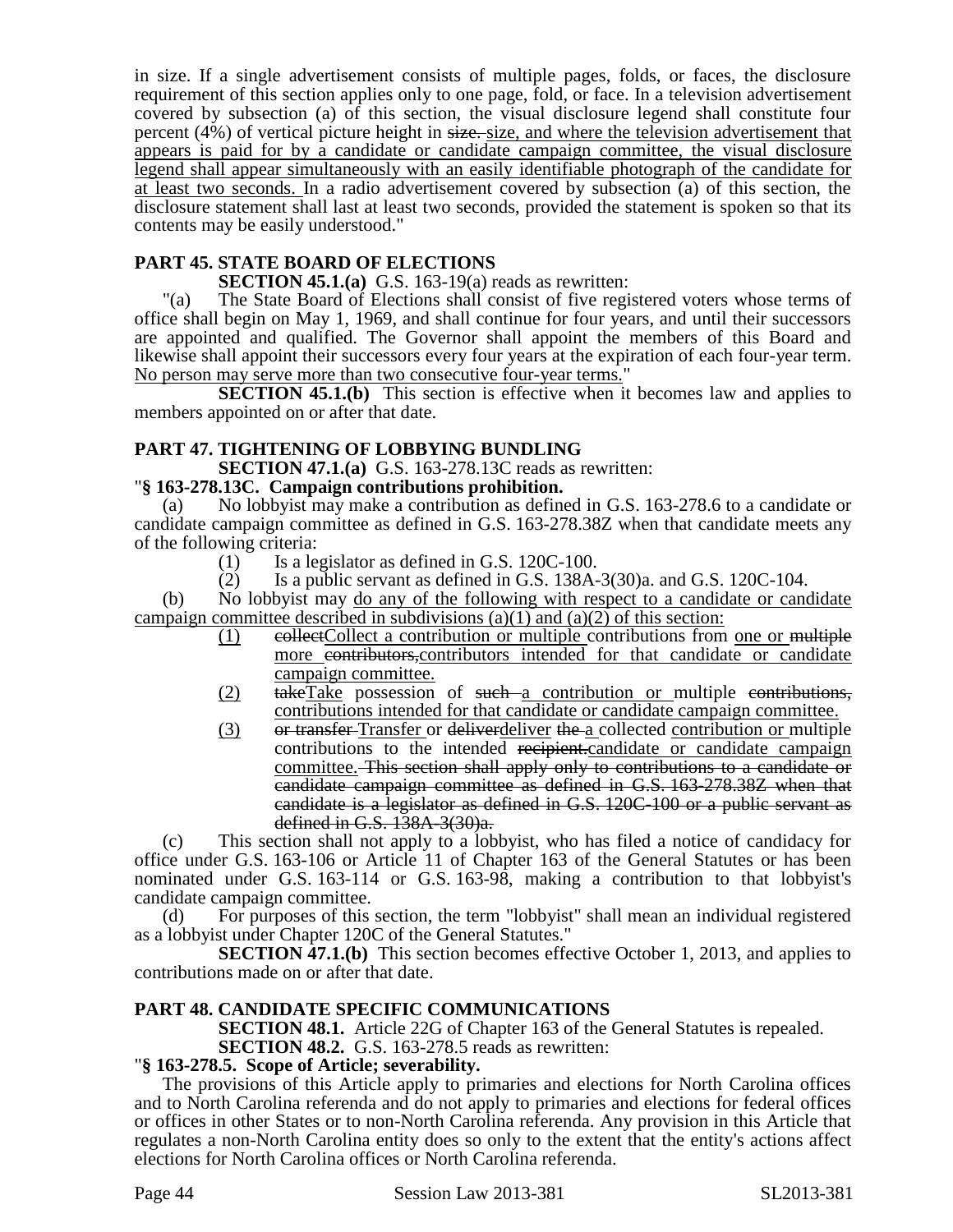in size. If a single advertisement consists of multiple pages, folds, or faces, the disclosure requirement of this section applies only to one page, fold, or face. In a television advertisement covered by subsection (a) of this section, the visual disclosure legend shall constitute four percent (4%) of vertical picture height in ~~size.~~ size, and where the television advertisement that appears is paid for by a candidate or candidate campaign committee, the visual disclosure legend shall appear simultaneously with an easily identifiable photograph of the candidate for at least two seconds. In a radio advertisement covered by subsection (a) of this section, the disclosure statement shall last at least two seconds, provided the statement is spoken so that its contents may be easily understood."

## PART 45. STATE BOARD OF ELECTIONS

**SECTION 45.1.(a)** G.S. 163-19(a) reads as rewritten:

"(a) The State Board of Elections shall consist of five registered voters whose terms of office shall begin on May 1, 1969, and shall continue for four years, and until their successors are appointed and qualified. The Governor shall appoint the members of this Board and likewise shall appoint their successors every four years at the expiration of each four-year term. No person may serve more than two consecutive four-year terms."

**SECTION 45.1.(b)** This section is effective when it becomes law and applies to members appointed on or after that date.

## PART 47. TIGHTENING OF LOBBYING BUNDLING

**SECTION 47.1.(a)** G.S. 163-278.13C reads as rewritten:

"**§ 163-278.13C. Campaign contributions prohibition.**

(a) No lobbyist may make a contribution as defined in G.S. 163-278.6 to a candidate or candidate campaign committee as defined in G.S. 163-278.38Z when that candidate meets any of the following criteria:

(1) Is a legislator as defined in G.S. 120C-100.

(2) Is a public servant as defined in G.S. 138A-3(30)a. and G.S. 120C-104.

(b) No lobbyist may do any of the following with respect to a candidate or candidate campaign committee described in subdivisions (a)(1) and (a)(2) of this section:

(1) ~~collect~~Collect a contribution or multiple contributions from one or ~~multiple~~ more ~~contributors,~~contributors intended for that candidate or candidate campaign committee.

(2) ~~take~~Take possession of ~~such~~ a contribution or multiple ~~contributions,~~ contributions intended for that candidate or candidate campaign committee.

(3) ~~or transfer~~ Transfer or ~~deliver~~deliver ~~the~~ a collected contribution or multiple contributions to the intended ~~recipient.~~candidate or candidate campaign committee. ~~This section shall apply only to contributions to a candidate or candidate campaign committee as defined in G.S. 163-278.38Z when that candidate is a legislator as defined in G.S. 120C-100 or a public servant as defined in G.S. 138A-3(30)a.~~

(c) This section shall not apply to a lobbyist, who has filed a notice of candidacy for office under G.S. 163-106 or Article 11 of Chapter 163 of the General Statutes or has been nominated under G.S. 163-114 or G.S. 163-98, making a contribution to that lobbyist's candidate campaign committee.

(d) For purposes of this section, the term "lobbyist" shall mean an individual registered as a lobbyist under Chapter 120C of the General Statutes."

**SECTION 47.1.(b)** This section becomes effective October 1, 2013, and applies to contributions made on or after that date.

## PART 48. CANDIDATE SPECIFIC COMMUNICATIONS

**SECTION 48.1.** Article 22G of Chapter 163 of the General Statutes is repealed.

**SECTION 48.2.** G.S. 163-278.5 reads as rewritten:

"**§ 163-278.5. Scope of Article; severability.**

The provisions of this Article apply to primaries and elections for North Carolina offices and to North Carolina referenda and do not apply to primaries and elections for federal offices or offices in other States or to non-North Carolina referenda. Any provision in this Article that regulates a non-North Carolina entity does so only to the extent that the entity's actions affect elections for North Carolina offices or North Carolina referenda.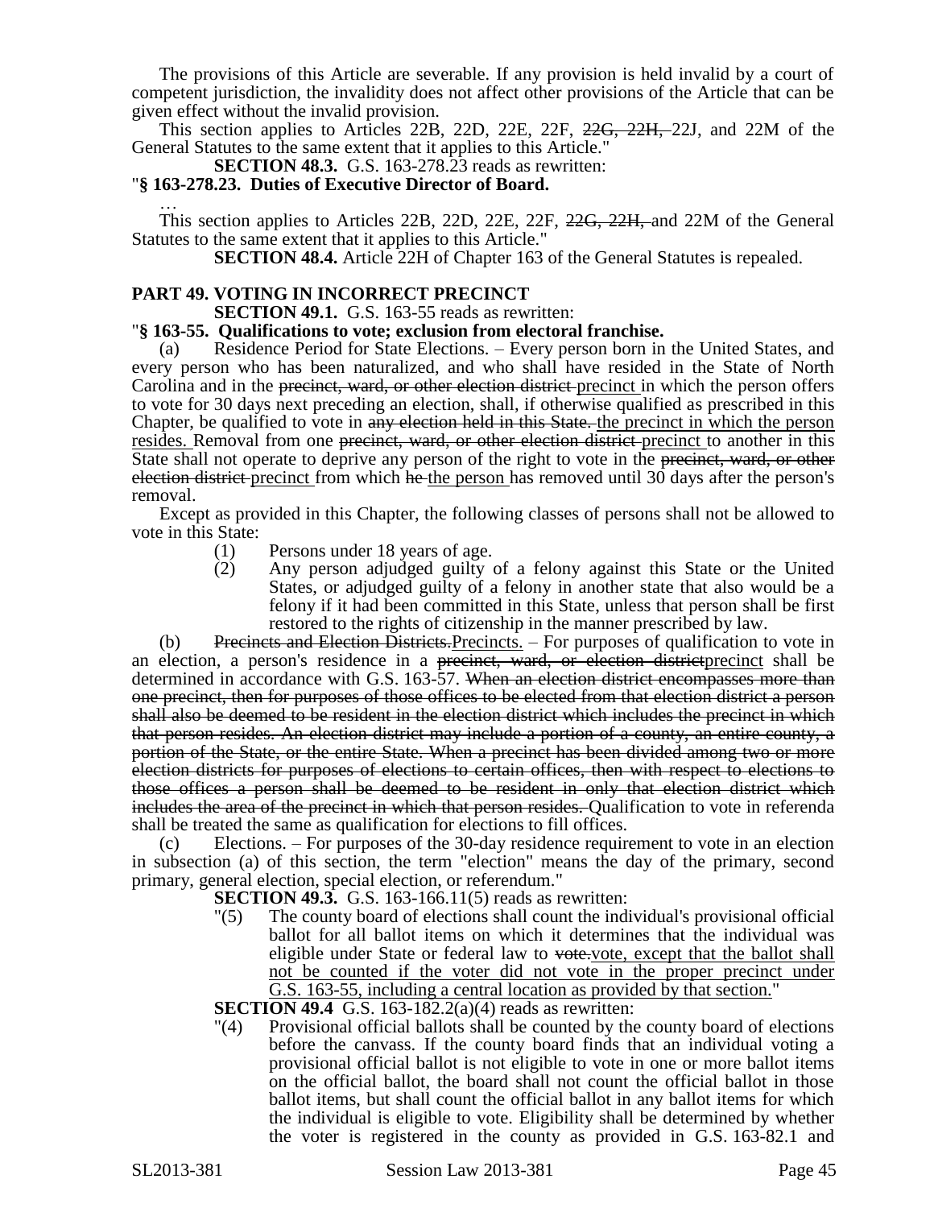The provisions of this Article are severable. If any provision is held invalid by a court of competent jurisdiction, the invalidity does not affect other provisions of the Article that can be given effect without the invalid provision.

This section applies to Articles 22B, 22D, 22E, 22F, ~~22G, 22H,~~ 22J, and 22M of the General Statutes to the same extent that it applies to this Article."

**SECTION 48.3.** G.S. 163-278.23 reads as rewritten:

"**§ 163-278.23. Duties of Executive Director of Board.**

…

This section applies to Articles 22B, 22D, 22E, 22F, ~~22G, 22H,~~ and 22M of the General Statutes to the same extent that it applies to this Article."

**SECTION 48.4.** Article 22H of Chapter 163 of the General Statutes is repealed.

## PART 49. VOTING IN INCORRECT PRECINCT

**SECTION 49.1.** G.S. 163-55 reads as rewritten:

"**§ 163-55. Qualifications to vote; exclusion from electoral franchise.**

(a) Residence Period for State Elections. – Every person born in the United States, and every person who has been naturalized, and who shall have resided in the State of North Carolina and in the ~~precinct, ward, or other election district~~ <u>precinct</u> in which the person offers to vote for 30 days next preceding an election, shall, if otherwise qualified as prescribed in this Chapter, be qualified to vote in ~~any election held in this State.~~ <u>the precinct in which the person resides.</u> Removal from one ~~precinct, ward, or other election district~~ <u>precinct</u> to another in this State shall not operate to deprive any person of the right to vote in the ~~precinct, ward, or other election district~~ <u>precinct</u> from which ~~he~~ <u>the person</u> has removed until 30 days after the person's removal.

Except as provided in this Chapter, the following classes of persons shall not be allowed to vote in this State:

(1) Persons under 18 years of age.

(2) Any person adjudged guilty of a felony against this State or the United States, or adjudged guilty of a felony in another state that also would be a felony if it had been committed in this State, unless that person shall be first restored to the rights of citizenship in the manner prescribed by law.

(b) ~~Precincts and Election Districts.~~<u>Precincts.</u> – For purposes of qualification to vote in an election, a person's residence in a ~~precinct, ward, or election district~~<u>precinct</u> shall be determined in accordance with G.S. 163-57. ~~When an election district encompasses more than one precinct, then for purposes of those offices to be elected from that election district a person shall also be deemed to be resident in the election district which includes the precinct in which that person resides. An election district may include a portion of a county, an entire county, a portion of the State, or the entire State. When a precinct has been divided among two or more election districts for purposes of elections to certain offices, then with respect to elections to those offices a person shall be deemed to be resident in only that election district which includes the area of the precinct in which that person resides.~~ Qualification to vote in referenda shall be treated the same as qualification for elections to fill offices.

(c) Elections. – For purposes of the 30-day residence requirement to vote in an election in subsection (a) of this section, the term "election" means the day of the primary, second primary, general election, special election, or referendum."

**SECTION 49.3.** G.S. 163-166.11(5) reads as rewritten:

"(5) The county board of elections shall count the individual's provisional official ballot for all ballot items on which it determines that the individual was eligible under State or federal law to ~~vote.~~<u>vote, except that the ballot shall not be counted if the voter did not vote in the proper precinct under G.S. 163-55, including a central location as provided by that section.</u>"

**SECTION 49.4** G.S. 163-182.2(a)(4) reads as rewritten:

"(4) Provisional official ballots shall be counted by the county board of elections before the canvass. If the county board finds that an individual voting a provisional official ballot is not eligible to vote in one or more ballot items on the official ballot, the board shall not count the official ballot in those ballot items, but shall count the official ballot in any ballot items for which the individual is eligible to vote. Eligibility shall be determined by whether the voter is registered in the county as provided in G.S. 163-82.1 and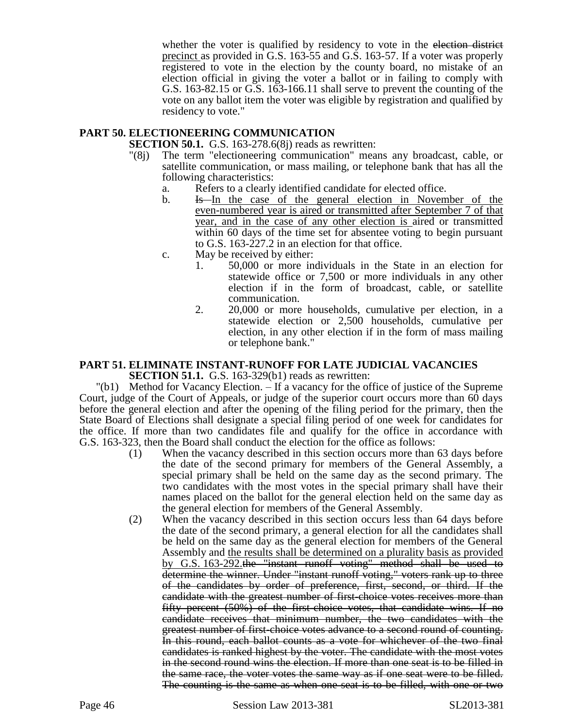whether the voter is qualified by residency to vote in the ~~election district~~ <u>precinct</u> as provided in G.S. 163-55 and G.S. 163-57. If a voter was properly registered to vote in the election by the county board, no mistake of an election official in giving the voter a ballot or in failing to comply with G.S. 163-82.15 or G.S. 163-166.11 shall serve to prevent the counting of the vote on any ballot item the voter was eligible by registration and qualified by residency to vote."

## PART 50. ELECTIONEERING COMMUNICATION

**SECTION 50.1.** G.S. 163-278.6(8j) reads as rewritten:

"(8j) The term "electioneering communication" means any broadcast, cable, or satellite communication, or mass mailing, or telephone bank that has all the following characteristics:

a. Refers to a clearly identified candidate for elected office.

b. ~~Is~~ <u>In the case of the general election in November of the even-numbered year is aired or transmitted after September 7 of that year, and in the case of any other election is</u> aired or transmitted within 60 days of the time set for absentee voting to begin pursuant to G.S. 163-227.2 in an election for that office.

c. May be received by either:

1. 50,000 or more individuals in the State in an election for statewide office or 7,500 or more individuals in any other election if in the form of broadcast, cable, or satellite communication.

2. 20,000 or more households, cumulative per election, in a statewide election or 2,500 households, cumulative per election, in any other election if in the form of mass mailing or telephone bank."

## PART 51. ELIMINATE INSTANT-RUNOFF FOR LATE JUDICIAL VACANCIES

**SECTION 51.1.** G.S. 163-329(b1) reads as rewritten:

"(b1) Method for Vacancy Election. – If a vacancy for the office of justice of the Supreme Court, judge of the Court of Appeals, or judge of the superior court occurs more than 60 days before the general election and after the opening of the filing period for the primary, then the State Board of Elections shall designate a special filing period of one week for candidates for the office. If more than two candidates file and qualify for the office in accordance with G.S. 163-323, then the Board shall conduct the election for the office as follows:

(1) When the vacancy described in this section occurs more than 63 days before the date of the second primary for members of the General Assembly, a special primary shall be held on the same day as the second primary. The two candidates with the most votes in the special primary shall have their names placed on the ballot for the general election held on the same day as the general election for members of the General Assembly.

(2) When the vacancy described in this section occurs less than 64 days before the date of the second primary, a general election for all the candidates shall be held on the same day as the general election for members of the General Assembly and <u>the results shall be determined on a plurality basis as provided by G.S. 163-292.</u>~~the "instant runoff voting" method shall be used to determine the winner. Under "instant runoff voting," voters rank up to three of the candidates by order of preference, first, second, or third. If the candidate with the greatest number of first-choice votes receives more than fifty percent (50%) of the first-choice votes, that candidate wins. If no candidate receives that minimum number, the two candidates with the greatest number of first-choice votes advance to a second round of counting. In this round, each ballot counts as a vote for whichever of the two final candidates is ranked highest by the voter. The candidate with the most votes in the second round wins the election. If more than one seat is to be filled in the same race, the voter votes the same way as if one seat were to be filled. The counting is the same as when one seat is to be filled, with one or two~~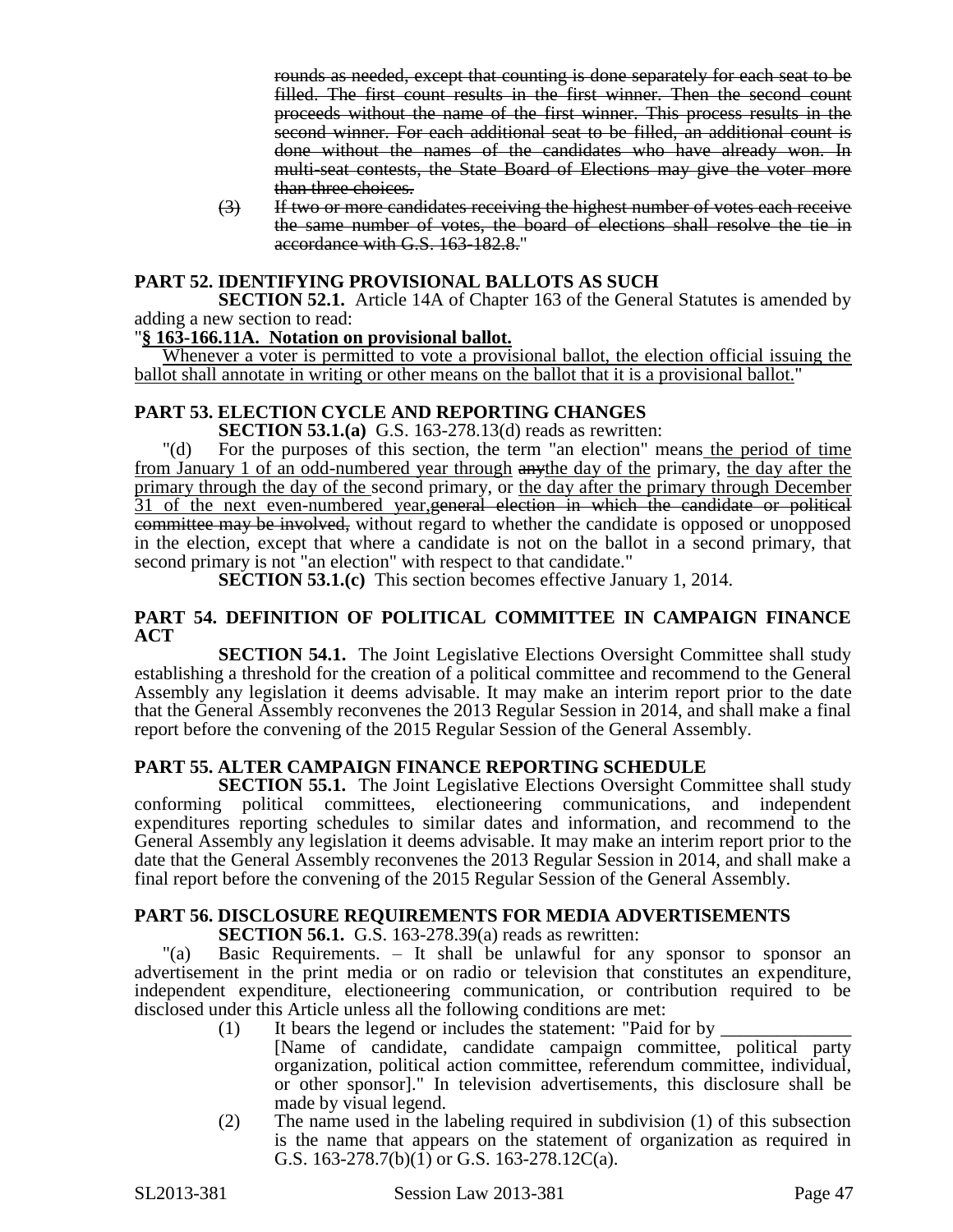~~rounds as needed, except that counting is done separately for each seat to be filled. The first count results in the first winner. Then the second count proceeds without the name of the first winner. This process results in the second winner. For each additional seat to be filled, an additional count is done without the names of the candidates who have already won. In multi-seat contests, the State Board of Elections may give the voter more than three choices.~~

~~(3) If two or more candidates receiving the highest number of votes each receive the same number of votes, the board of elections shall resolve the tie in accordance with G.S. 163-182.8.~~"

**PART 52. IDENTIFYING PROVISIONAL BALLOTS AS SUCH**

**SECTION 52.1.** Article 14A of Chapter 163 of the General Statutes is amended by adding a new section to read:

"**§ 163-166.11A. Notation on provisional ballot.**

<u>Whenever a voter is permitted to vote a provisional ballot, the election official issuing the ballot shall annotate in writing or other means on the ballot that it is a provisional ballot.</u>"

**PART 53. ELECTION CYCLE AND REPORTING CHANGES**

**SECTION 53.1.(a)** G.S. 163-278.13(d) reads as rewritten:

"(d) For the purposes of this section, the term "an election" means<u> the period of time from January 1 of an odd-numbered year through</u> ~~any~~<u>the day of the</u> primary, <u>the day after the primary through the day of the </u>second primary, or <u>the day after the primary through December 31 of the next even-numbered year,</u>~~general election in which the candidate or political committee may be involved,~~ without regard to whether the candidate is opposed or unopposed in the election, except that where a candidate is not on the ballot in a second primary, that second primary is not "an election" with respect to that candidate."

**SECTION 53.1.(c)** This section becomes effective January 1, 2014.

**PART 54. DEFINITION OF POLITICAL COMMITTEE IN CAMPAIGN FINANCE ACT**

**SECTION 54.1.** The Joint Legislative Elections Oversight Committee shall study establishing a threshold for the creation of a political committee and recommend to the General Assembly any legislation it deems advisable. It may make an interim report prior to the date that the General Assembly reconvenes the 2013 Regular Session in 2014, and shall make a final report before the convening of the 2015 Regular Session of the General Assembly.

**PART 55. ALTER CAMPAIGN FINANCE REPORTING SCHEDULE**

**SECTION 55.1.** The Joint Legislative Elections Oversight Committee shall study conforming political committees, electioneering communications, and independent expenditures reporting schedules to similar dates and information, and recommend to the General Assembly any legislation it deems advisable. It may make an interim report prior to the date that the General Assembly reconvenes the 2013 Regular Session in 2014, and shall make a final report before the convening of the 2015 Regular Session of the General Assembly.

**PART 56. DISCLOSURE REQUIREMENTS FOR MEDIA ADVERTISEMENTS**

**SECTION 56.1.** G.S. 163-278.39(a) reads as rewritten:

"(a) Basic Requirements. – It shall be unlawful for any sponsor to sponsor an advertisement in the print media or on radio or television that constitutes an expenditure, independent expenditure, electioneering communication, or contribution required to be disclosed under this Article unless all the following conditions are met:

(1) It bears the legend or includes the statement: "Paid for by ______________ [Name of candidate, candidate campaign committee, political party organization, political action committee, referendum committee, individual, or other sponsor]." In television advertisements, this disclosure shall be made by visual legend.

(2) The name used in the labeling required in subdivision (1) of this subsection is the name that appears on the statement of organization as required in G.S. 163-278.7(b)(1) or G.S. 163-278.12C(a).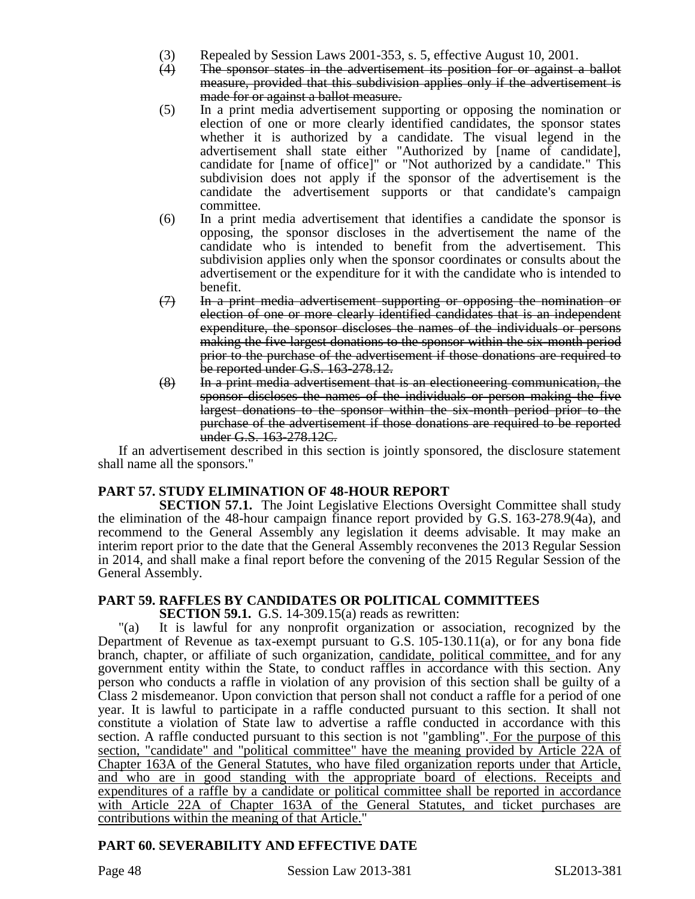(3) Repealed by Session Laws 2001-353, s. 5, effective August 10, 2001.

(4) ~~The sponsor states in the advertisement its position for or against a ballot measure, provided that this subdivision applies only if the advertisement is made for or against a ballot measure.~~

(5) In a print media advertisement supporting or opposing the nomination or election of one or more clearly identified candidates, the sponsor states whether it is authorized by a candidate. The visual legend in the advertisement shall state either "Authorized by [name of candidate], candidate for [name of office]" or "Not authorized by a candidate." This subdivision does not apply if the sponsor of the advertisement is the candidate the advertisement supports or that candidate's campaign committee.

(6) In a print media advertisement that identifies a candidate the sponsor is opposing, the sponsor discloses in the advertisement the name of the candidate who is intended to benefit from the advertisement. This subdivision applies only when the sponsor coordinates or consults about the advertisement or the expenditure for it with the candidate who is intended to benefit.

(7) ~~In a print media advertisement supporting or opposing the nomination or election of one or more clearly identified candidates that is an independent expenditure, the sponsor discloses the names of the individuals or persons making the five largest donations to the sponsor within the six-month period prior to the purchase of the advertisement if those donations are required to be reported under G.S. 163-278.12.~~

(8) ~~In a print media advertisement that is an electioneering communication, the sponsor discloses the names of the individuals or person making the five largest donations to the sponsor within the six-month period prior to the purchase of the advertisement if those donations are required to be reported under G.S. 163-278.12C.~~

If an advertisement described in this section is jointly sponsored, the disclosure statement shall name all the sponsors."

**PART 57. STUDY ELIMINATION OF 48-HOUR REPORT**

**SECTION 57.1.** The Joint Legislative Elections Oversight Committee shall study the elimination of the 48-hour campaign finance report provided by G.S. 163-278.9(4a), and recommend to the General Assembly any legislation it deems advisable. It may make an interim report prior to the date that the General Assembly reconvenes the 2013 Regular Session in 2014, and shall make a final report before the convening of the 2015 Regular Session of the General Assembly.

**PART 59. RAFFLES BY CANDIDATES OR POLITICAL COMMITTEES**

**SECTION 59.1.** G.S. 14-309.15(a) reads as rewritten:

"(a) It is lawful for any nonprofit organization or association, recognized by the Department of Revenue as tax-exempt pursuant to G.S. 105-130.11(a), or for any bona fide branch, chapter, or affiliate of such organization, <u>candidate, political committee,</u> and for any government entity within the State, to conduct raffles in accordance with this section. Any person who conducts a raffle in violation of any provision of this section shall be guilty of a Class 2 misdemeanor. Upon conviction that person shall not conduct a raffle for a period of one year. It is lawful to participate in a raffle conducted pursuant to this section. It shall not constitute a violation of State law to advertise a raffle conducted in accordance with this section. A raffle conducted pursuant to this section is not "gambling". <u>For the purpose of this section, "candidate" and "political committee" have the meaning provided by Article 22A of Chapter 163A of the General Statutes, who have filed organization reports under that Article, and who are in good standing with the appropriate board of elections. Receipts and expenditures of a raffle by a candidate or political committee shall be reported in accordance with Article 22A of Chapter 163A of the General Statutes, and ticket purchases are contributions within the meaning of that Article.</u>"

**PART 60. SEVERABILITY AND EFFECTIVE DATE**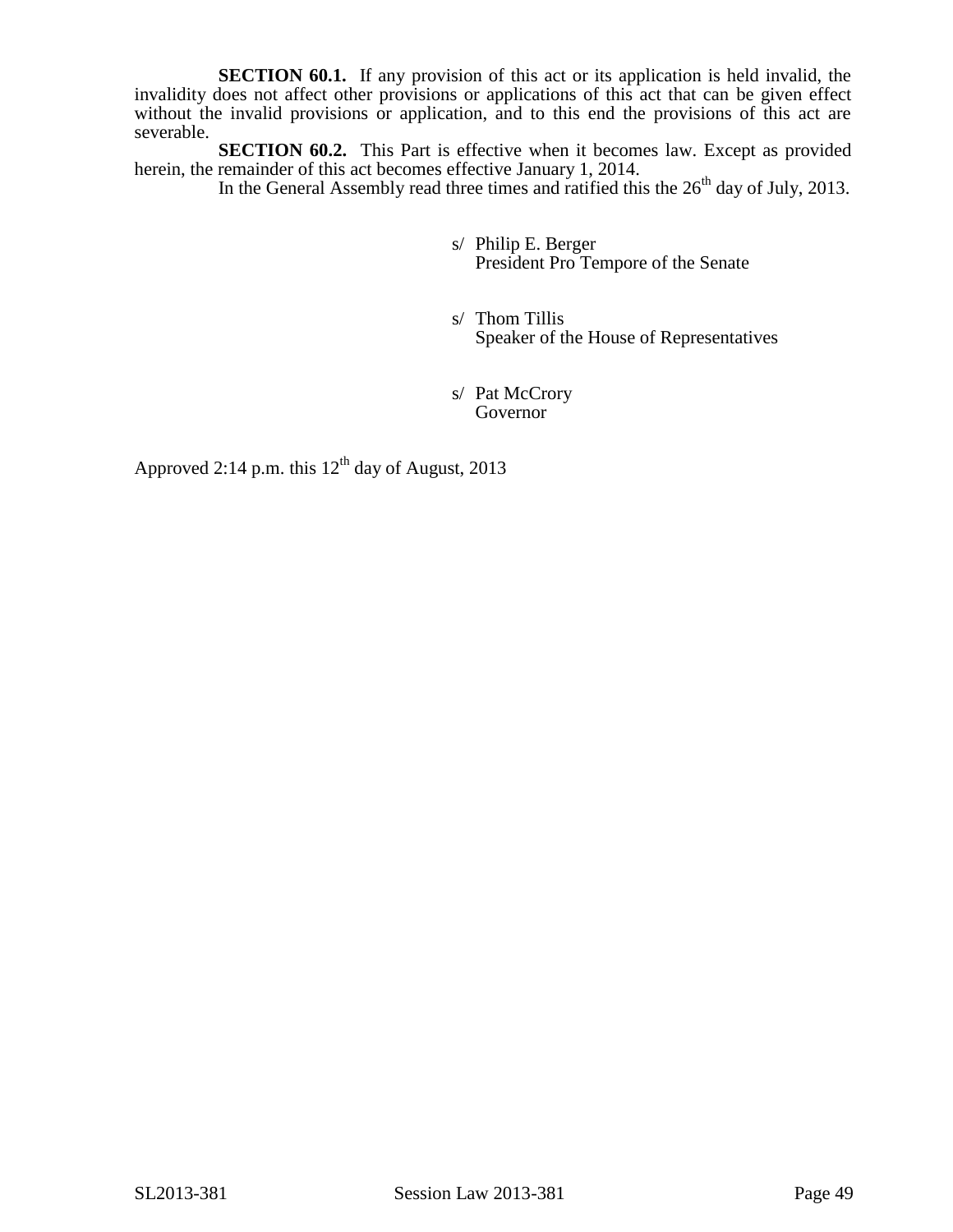**SECTION 60.1.** If any provision of this act or its application is held invalid, the invalidity does not affect other provisions or applications of this act that can be given effect without the invalid provisions or application, and to this end the provisions of this act are severable.

**SECTION 60.2.** This Part is effective when it becomes law. Except as provided herein, the remainder of this act becomes effective January 1, 2014.

In the General Assembly read three times and ratified this the 26th day of July, 2013.

s/ Philip E. Berger
President Pro Tempore of the Senate

s/ Thom Tillis
Speaker of the House of Representatives

s/ Pat McCrory
Governor

Approved 2:14 p.m. this 12th day of August, 2013